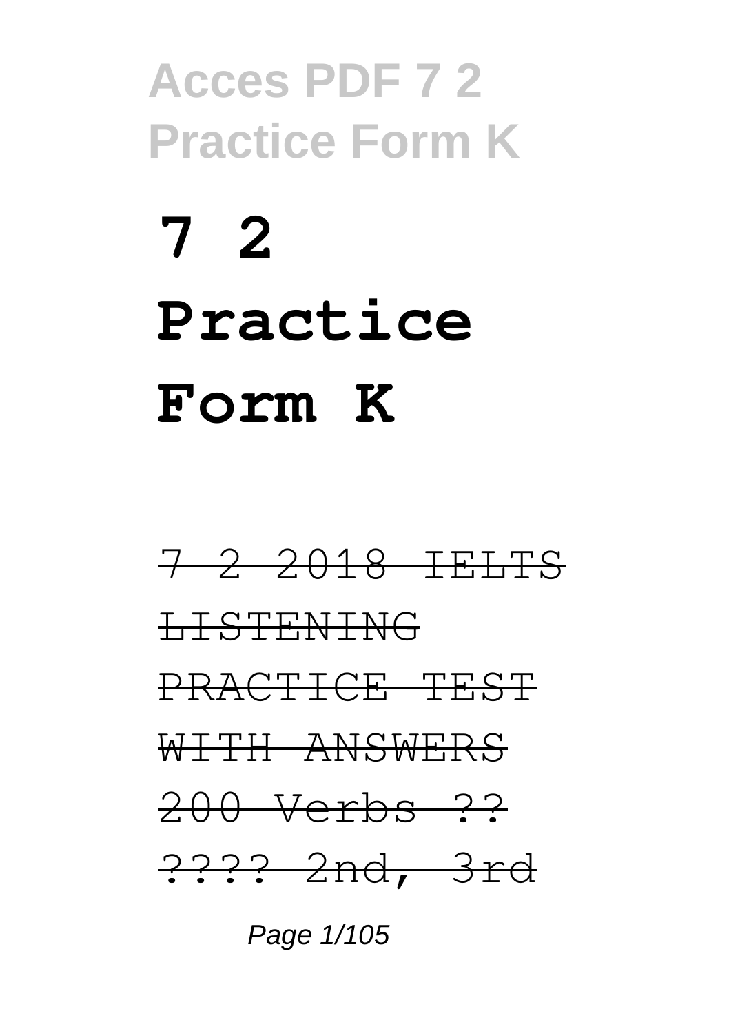# 7 2 Practice Form K

~~7 2 2018 IELTS LISTENING PRACTICE TEST WITH ANSWERS 200 Verbs ?? ???? 2nd, 3rd~~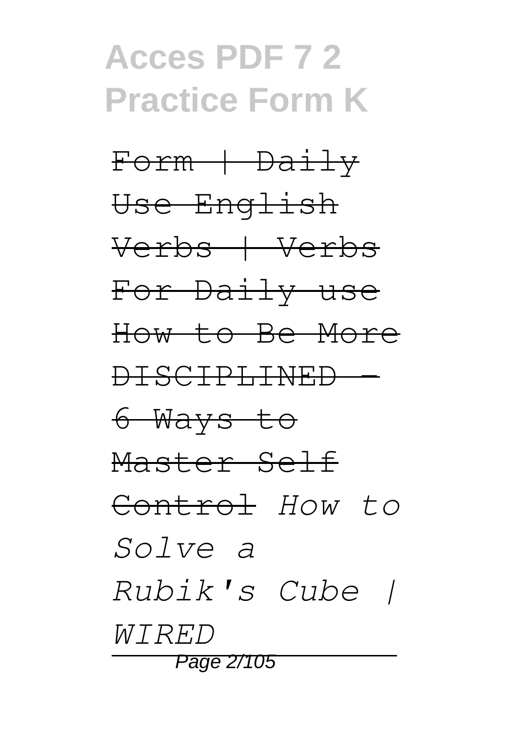~~Form | Daily Use English Verbs | Verbs For Daily use~~ ~~How to Be More DISCIPLINED - 6 Ways to Master Self Control~~ *How to Solve a Rubik's Cube | WIRED*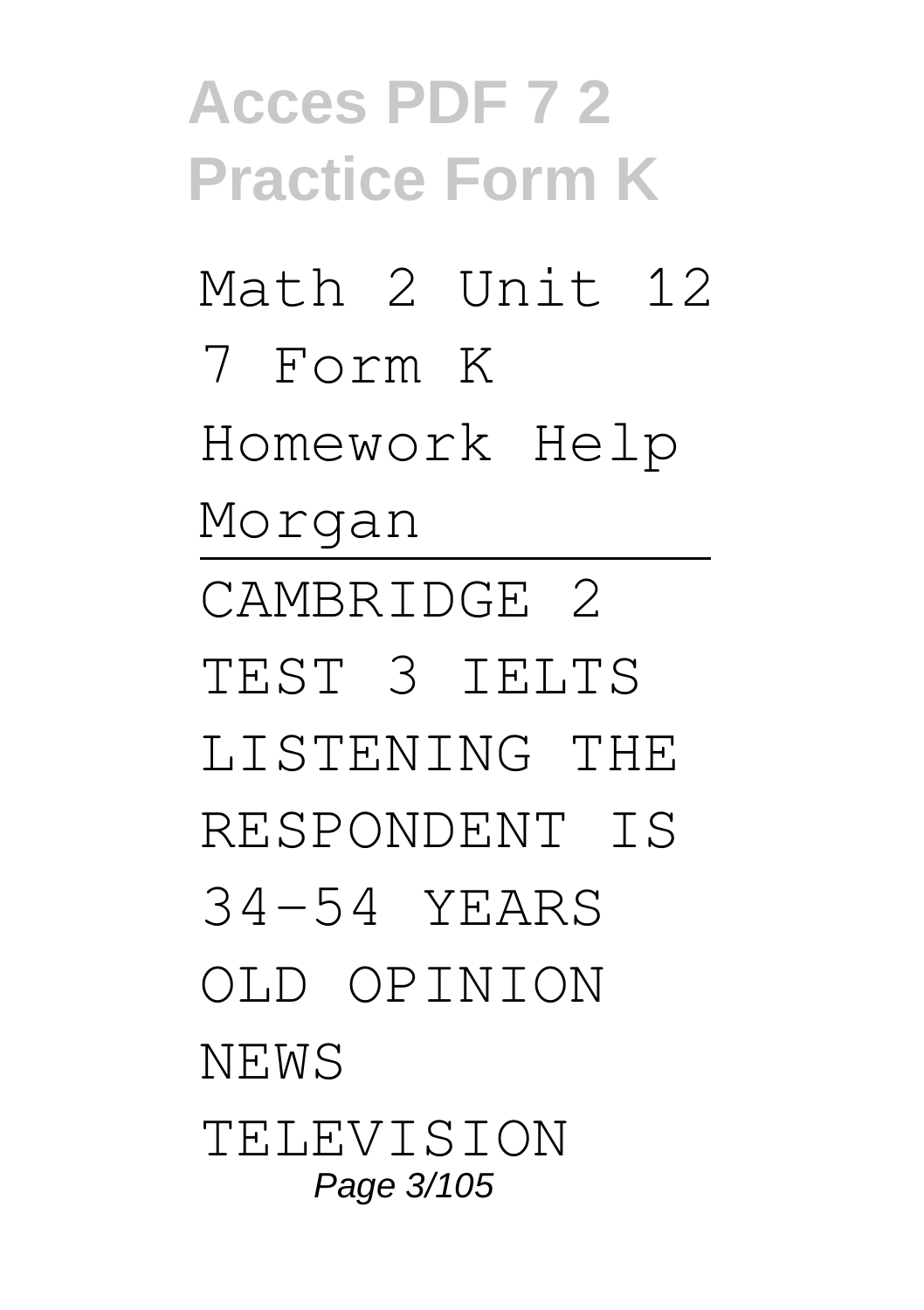Math 2 Unit 12 7 Form K Homework Help Morgan

---

CAMBRIDGE 2 TEST 3 IELTS LISTENING THE RESPONDENT IS 34-54 YEARS OLD OPINION NEWS TELEVISION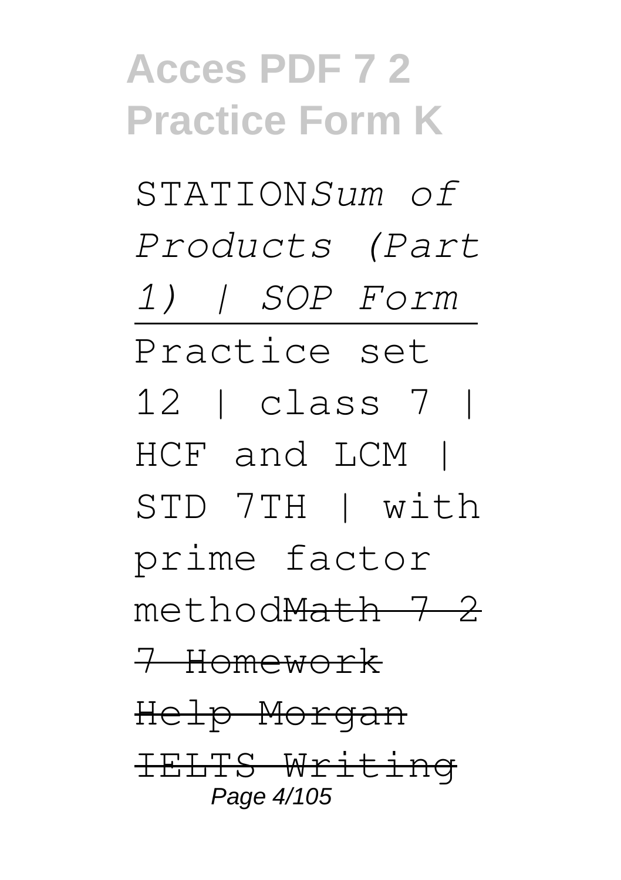STATION*Sum of Products (Part 1) | SOP Form*

Practice set 12 | class 7 | HCF and LCM | STD 7TH | with prime factor method~~Math 7 2 7 Homework Help Morgan~~ ~~IELTS Writing~~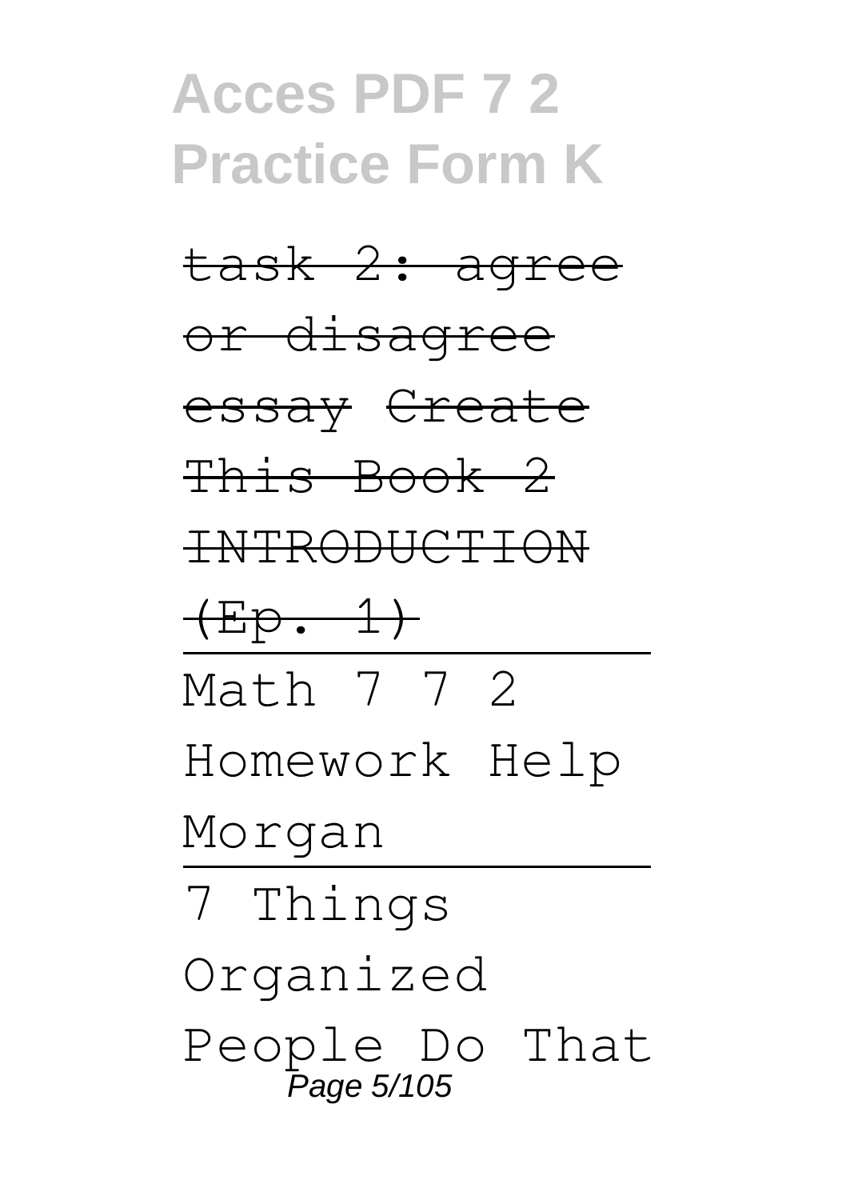~~task 2: agree or disagree essay~~ ~~Create This Book 2 INTRODUCTION (Ep. 1)~~

Math 7 7 2 Homework Help Morgan

7 Things Organized People Do That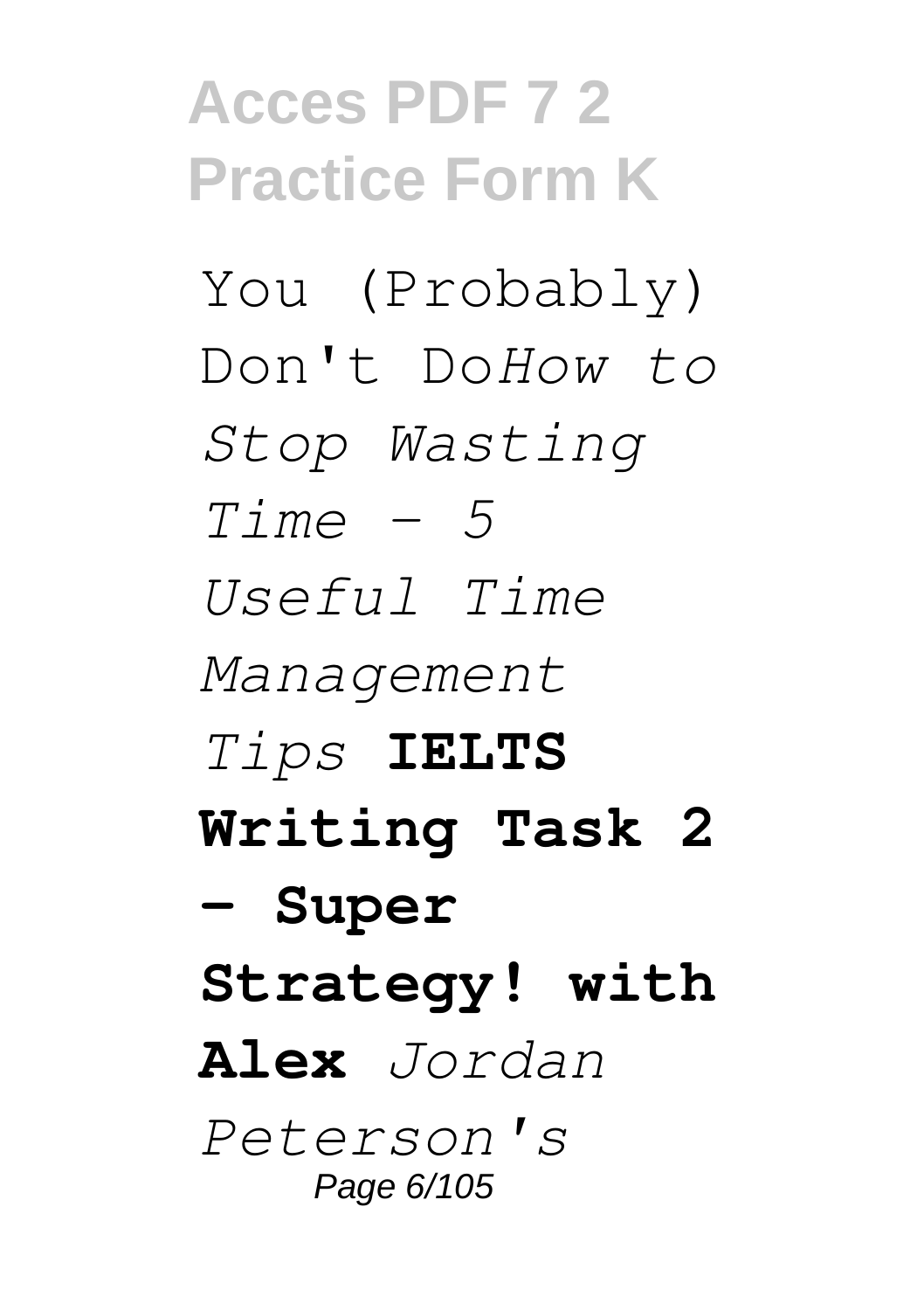You (Probably) Don't Do*How to Stop Wasting Time - 5 Useful Time Management Tips* **IELTS Writing Task 2 - Super Strategy! with Alex** *Jordan Peterson's*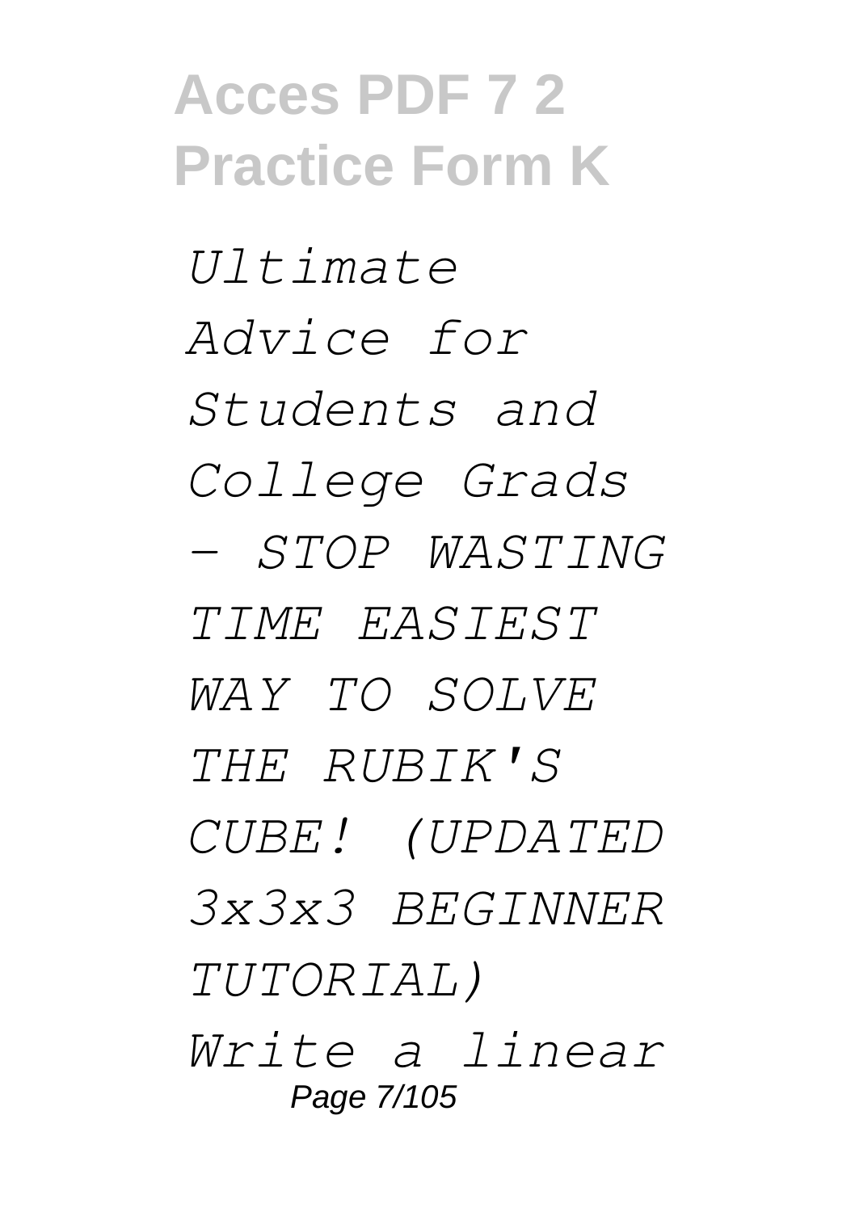*Ultimate Advice for Students and College Grads - STOP WASTING TIME EASIEST WAY TO SOLVE THE RUBIK'S CUBE! (UPDATED 3x3x3 BEGINNER TUTORIAL) Write a linear*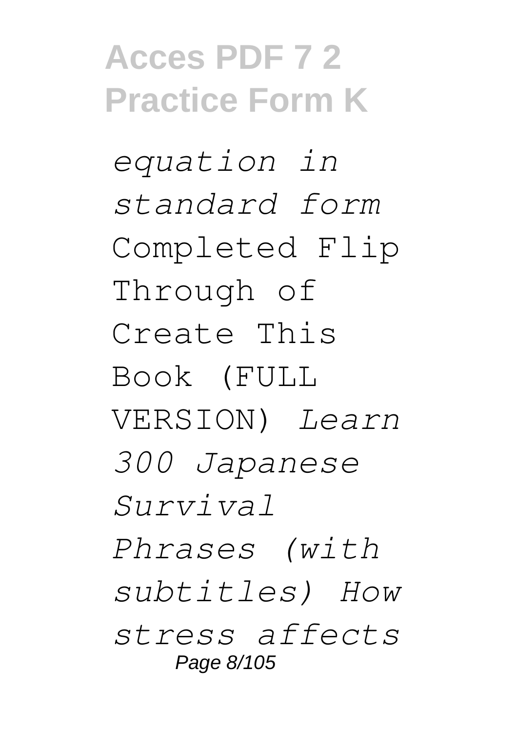*equation in standard form* Completed Flip Through of Create This Book (FULL VERSION) *Learn 300 Japanese Survival Phrases (with subtitles) How stress affects*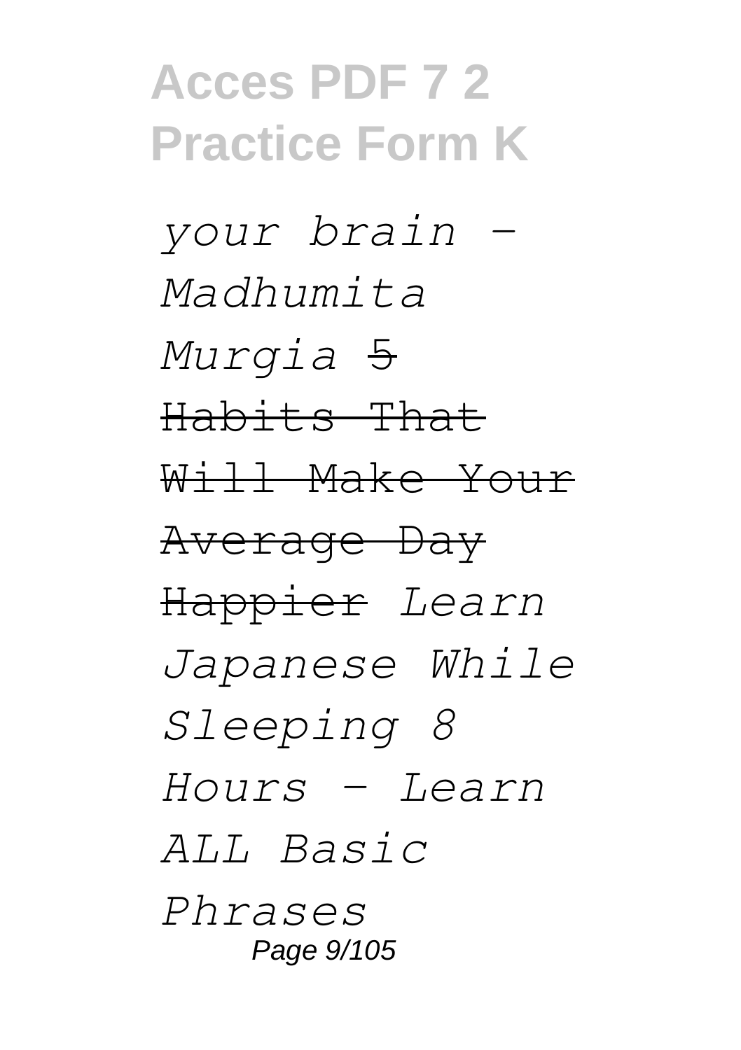*your brain - Madhumita Murgia* ~~5 Habits That Will Make Your Average Day Happier~~ *Learn Japanese While Sleeping 8 Hours - Learn ALL Basic Phrases*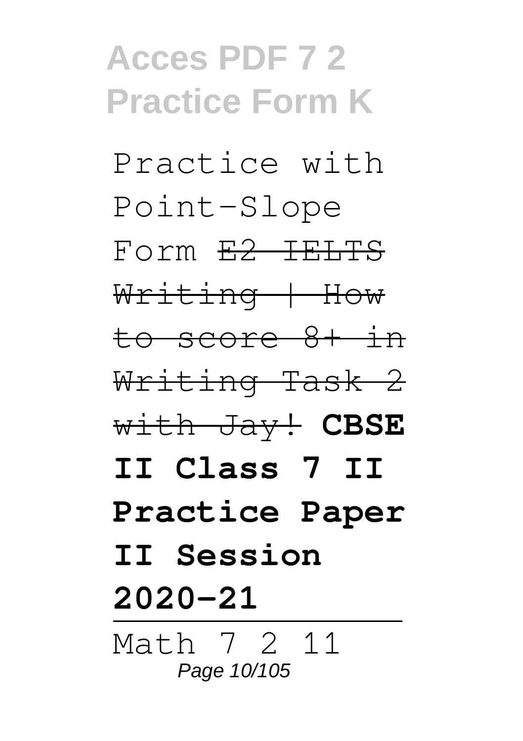Practice with Point-Slope Form ~~E2 IELTS Writing | How to score 8+ in Writing Task 2 with Jay!~~ **CBSE II Class 7 II Practice Paper II Session 2020-21**

---

Math 7 2 11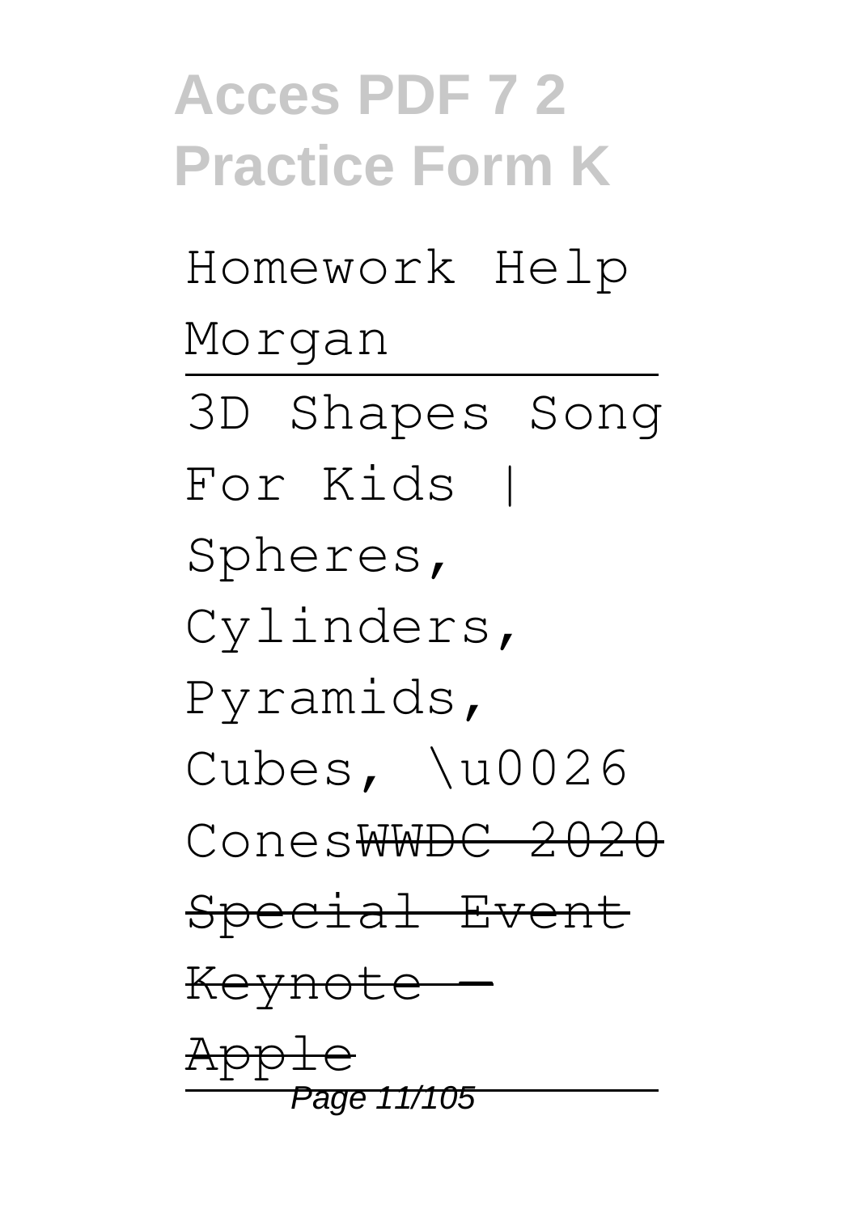Homework Help Morgan

---

3D Shapes Song For Kids | Spheres, Cylinders, Pyramids, Cubes, \u0026 Cones~~WWDC 2020 Special Event Keynote — Apple~~

---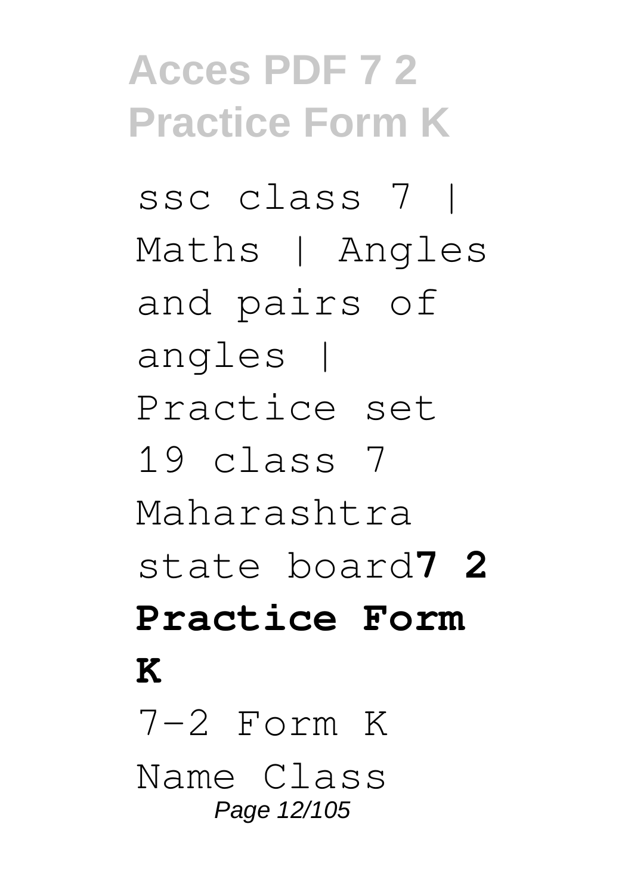ssc class 7 | Maths | Angles and pairs of angles | Practice set 19 class 7 Maharashtra state board**7 2 Practice Form K**

7-2 Form K Name Class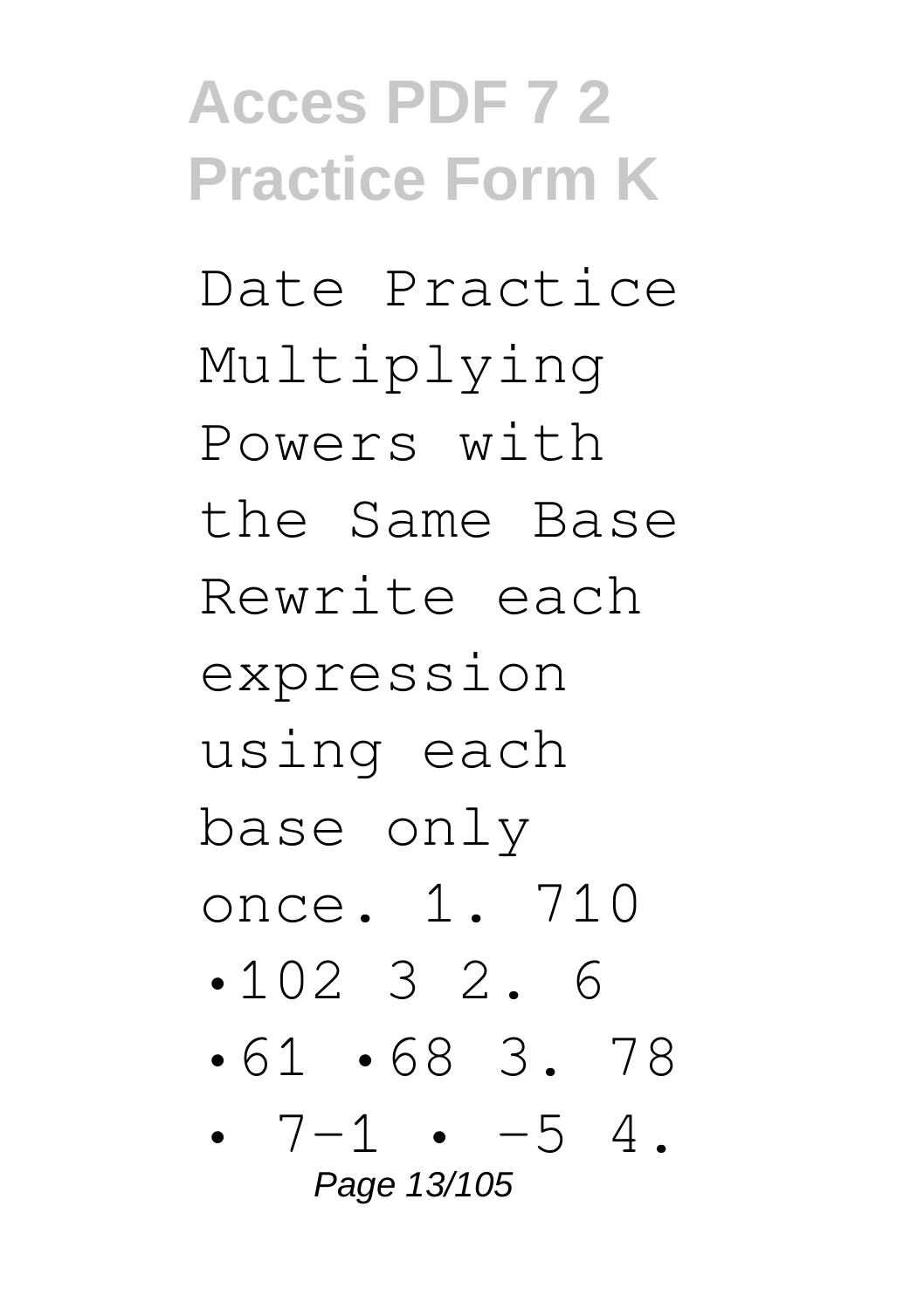Date Practice Multiplying Powers with the Same Base Rewrite each expression using each base only once. 1. 710 •102 3 2. 6 •61 •68 3. 78 • 7−1 • −5 4.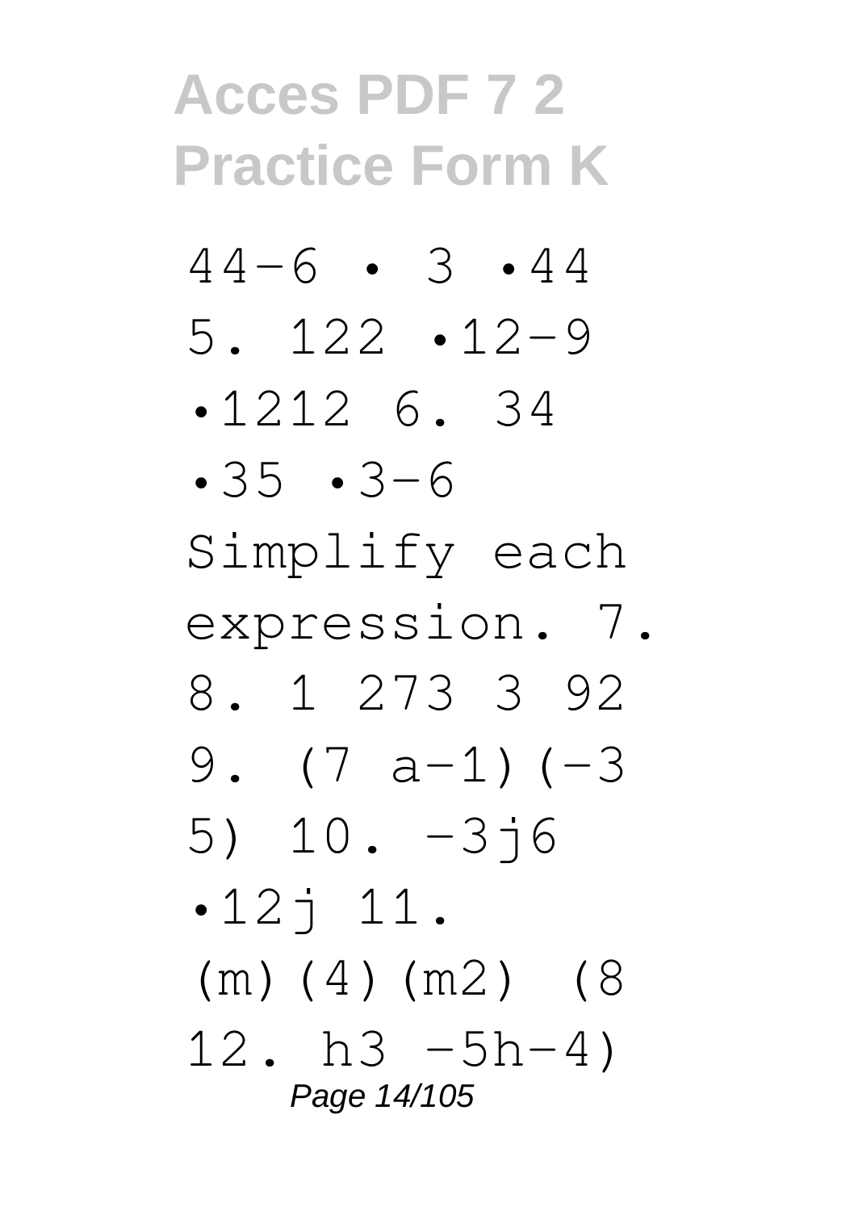44−6 • 3 •44 5. 122 •12−9 •1212 6. 34 •35 •3−6 Simplify each expression. 7. 8. 1 273 3 92 9. (7 a−1)(−3 5) 10. −3j6 •12j 11. (m)(4)(m2) (8 12. h3 −5h−4)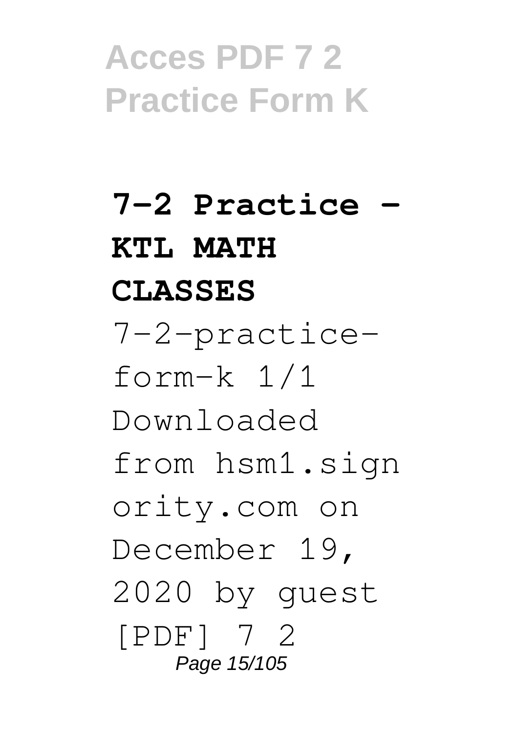**7-2 Practice - KTL MATH CLASSES**

7-2-practice-form-k 1/1 Downloaded from hsm1.signority.com on December 19, 2020 by guest [PDF] 7 2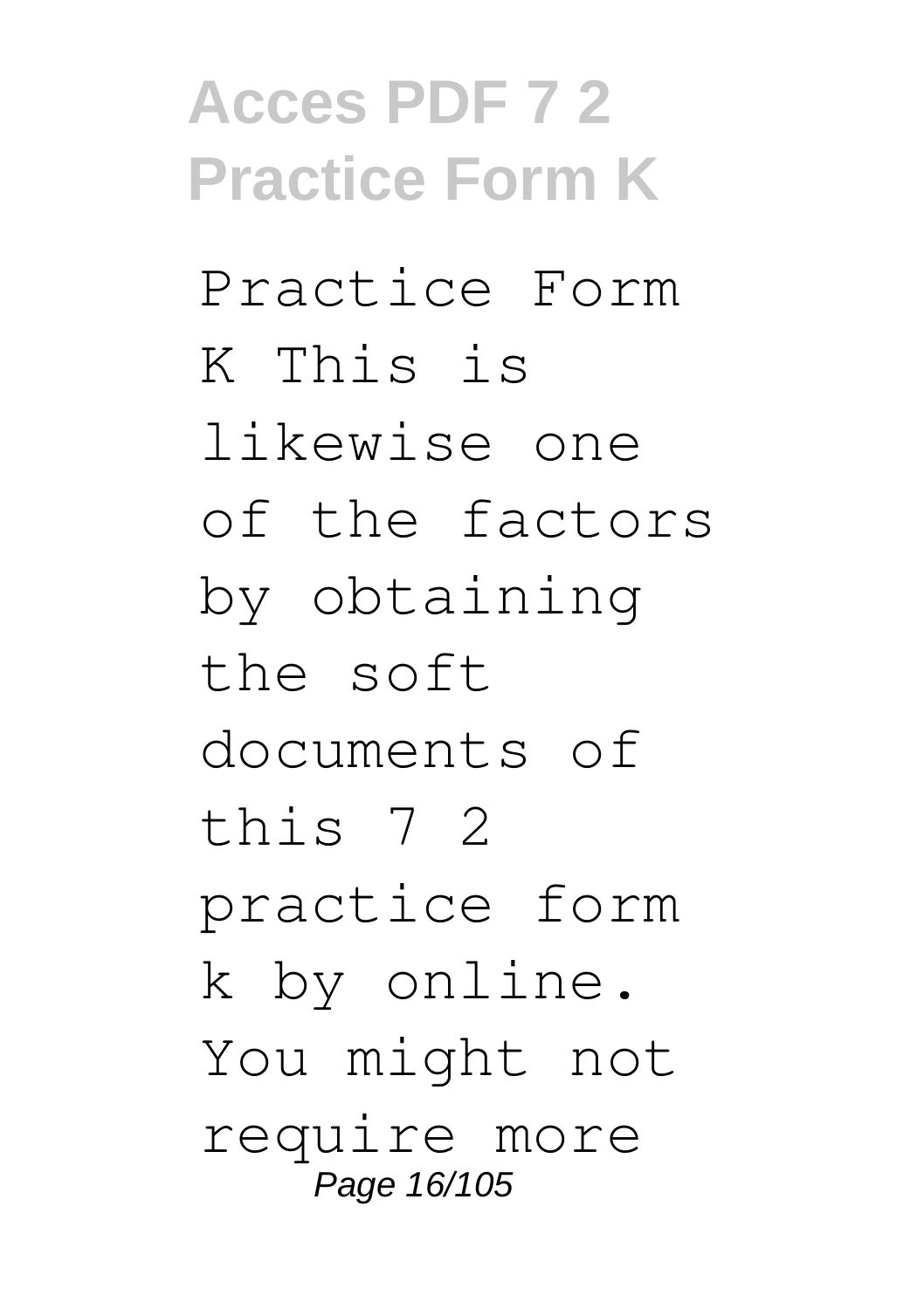Practice Form K This is likewise one of the factors by obtaining the soft documents of this 7 2 practice form k by online. You might not require more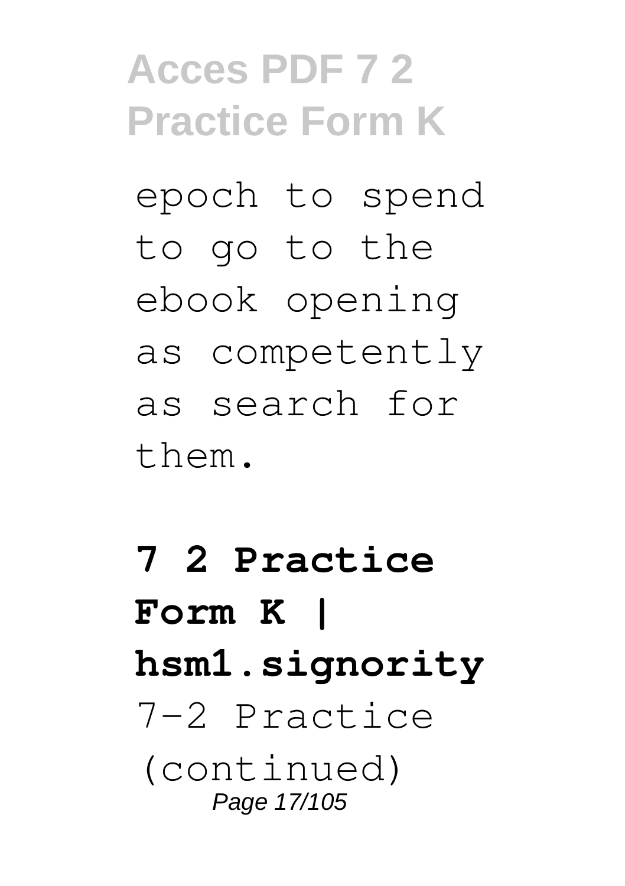epoch to spend to go to the ebook opening as competently as search for them.

**7 2 Practice Form K | hsm1.signority**

7-2 Practice (continued)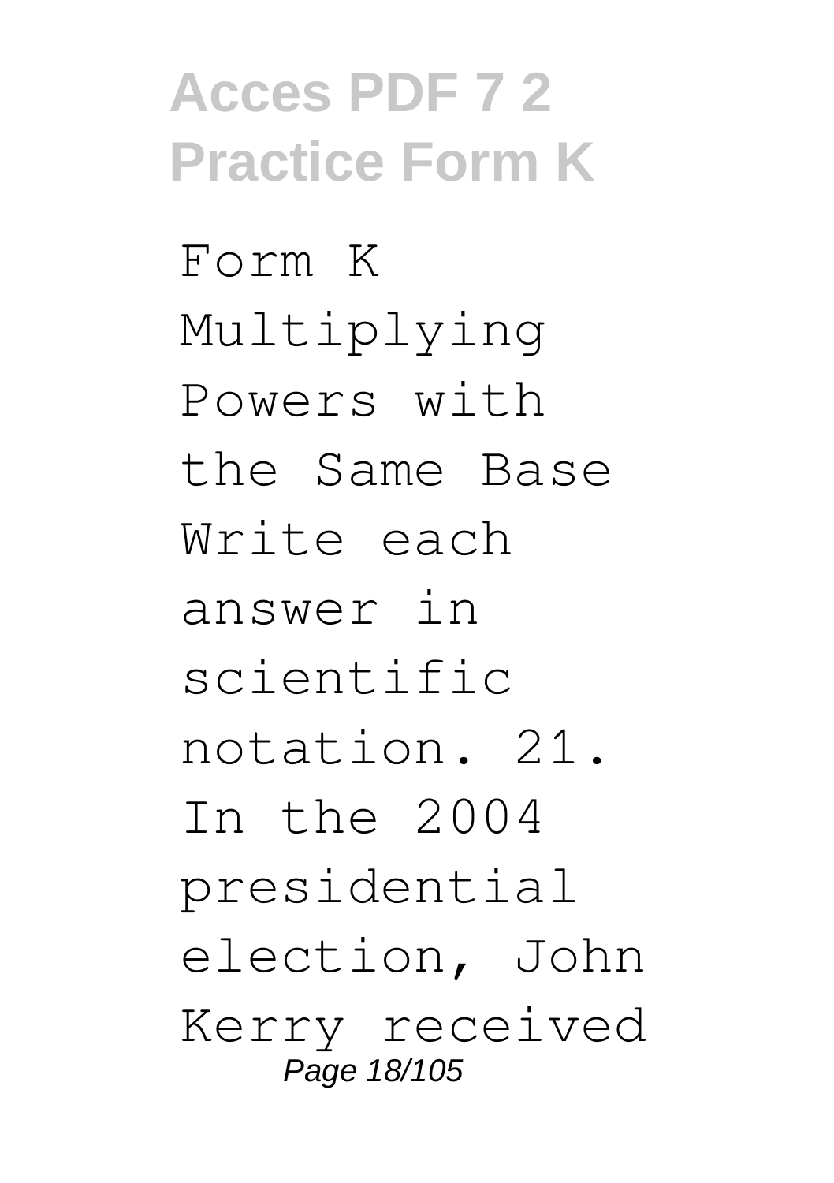Form K Multiplying Powers with the Same Base Write each answer in scientific notation. 21. In the 2004 presidential election, John Kerry received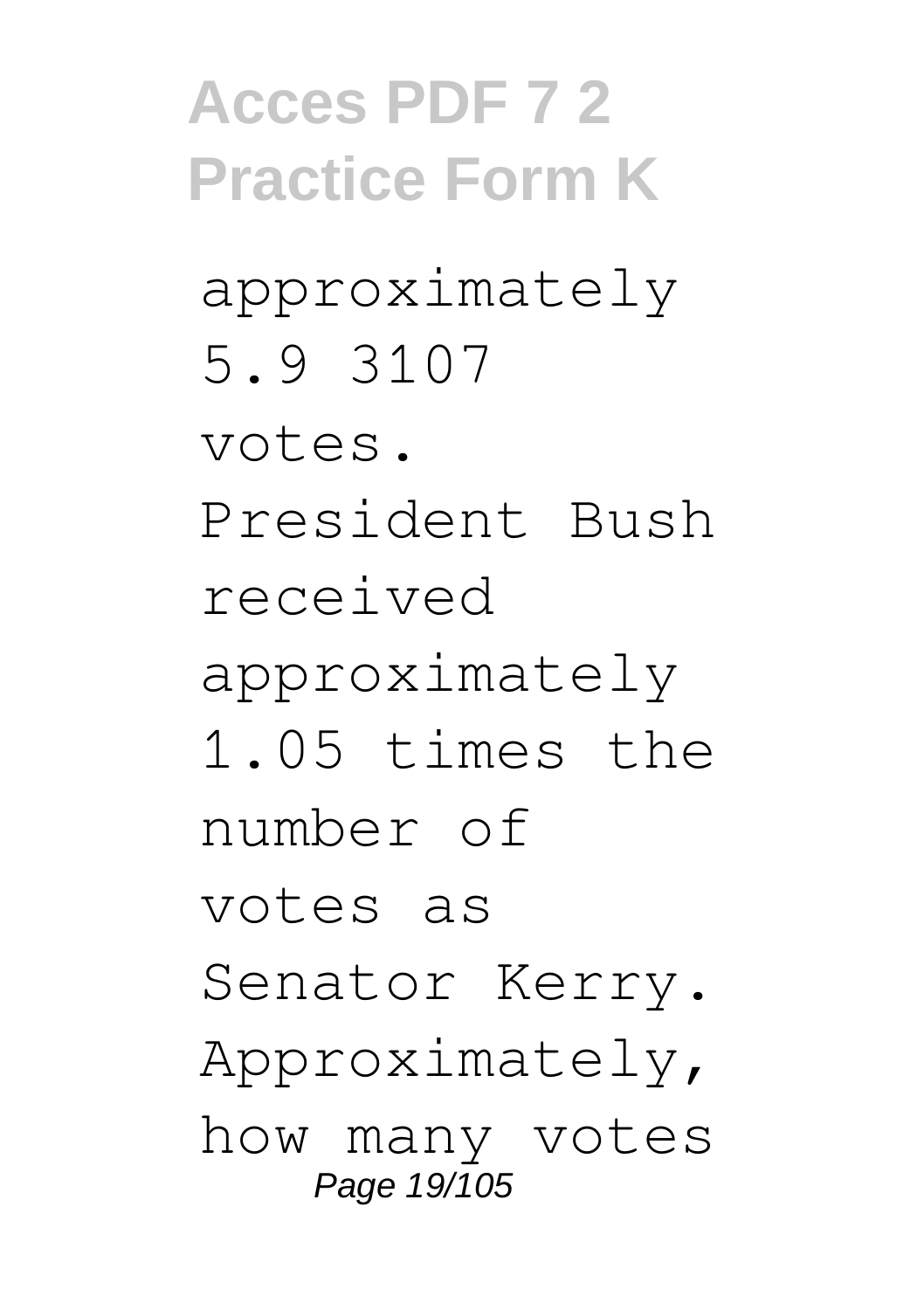approximately 5.9 3107 votes. President Bush received approximately 1.05 times the number of votes as Senator Kerry. Approximately, how many votes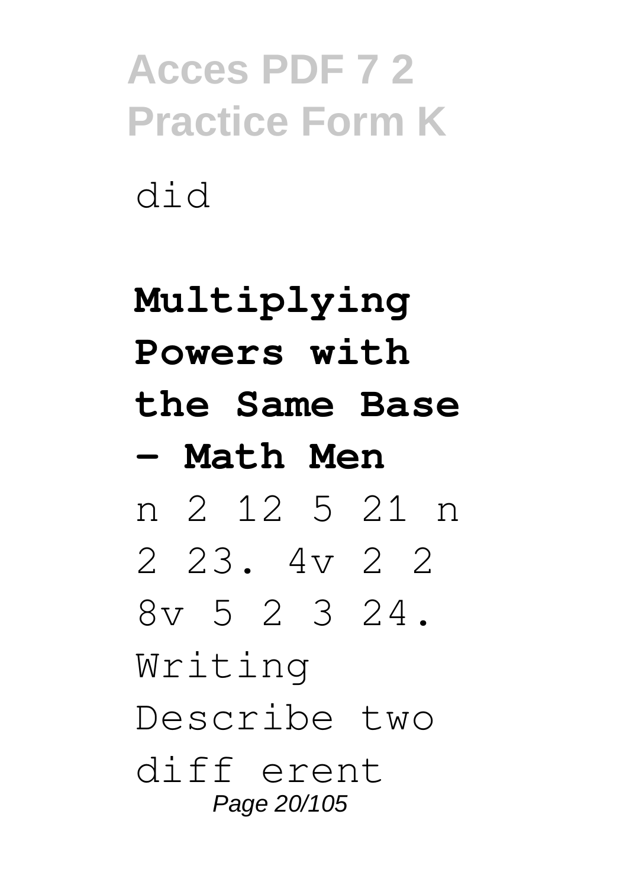did

**Multiplying Powers with the Same Base - Math Men**

n 2 12 5 21 n 2 23. 4v 2 2 8v 5 2 3 24. Writing Describe two diff erent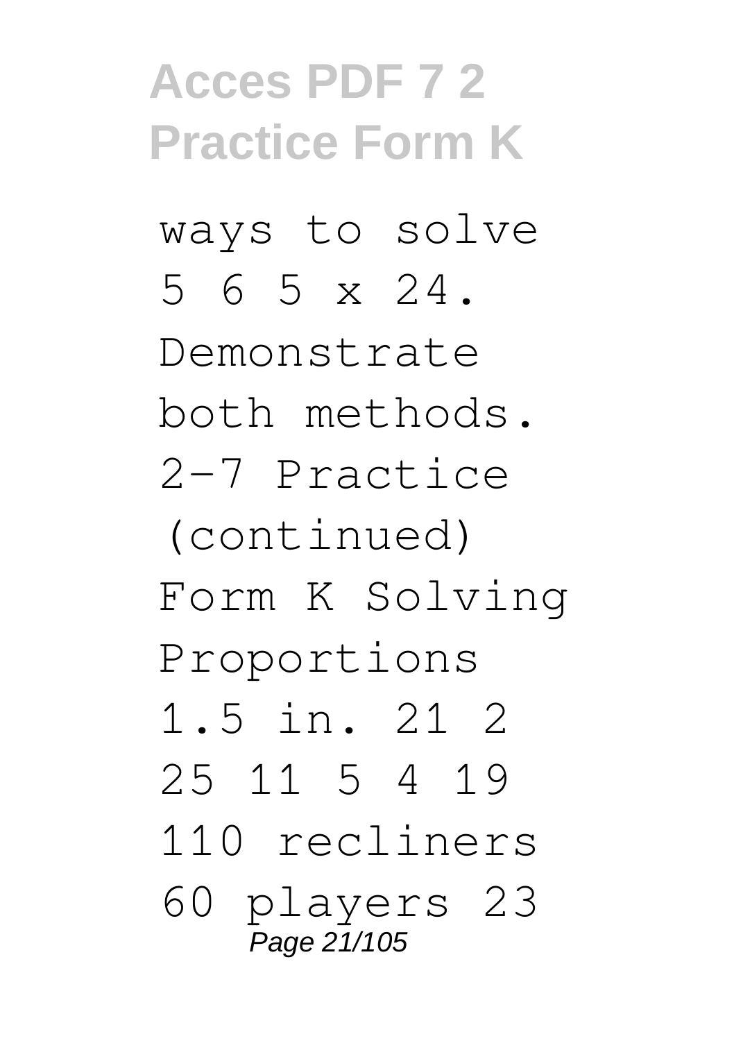ways to solve 5 6 5 x 24. Demonstrate both methods. 2-7 Practice (continued) Form K Solving Proportions 1.5 in. 21 2 25 11 5 4 19 110 recliners 60 players 23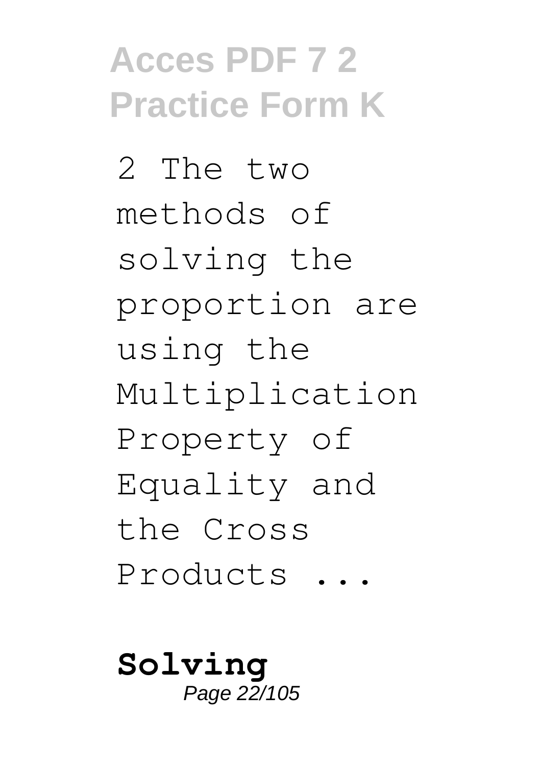2 The two methods of solving the proportion are using the Multiplication Property of Equality and the Cross Products ...

**Solving**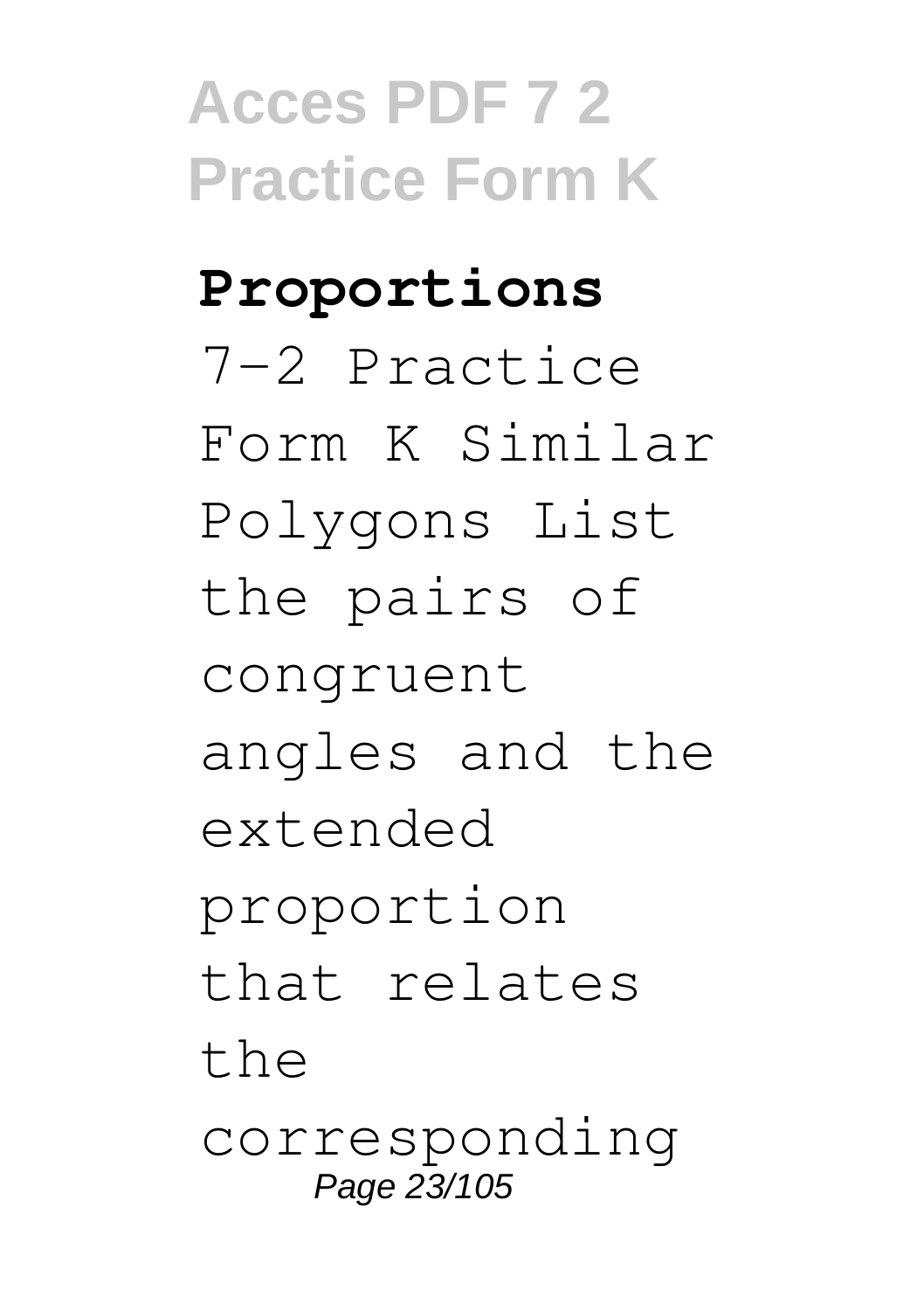**Proportions**

7-2 Practice Form K Similar Polygons List the pairs of congruent angles and the extended proportion that relates the corresponding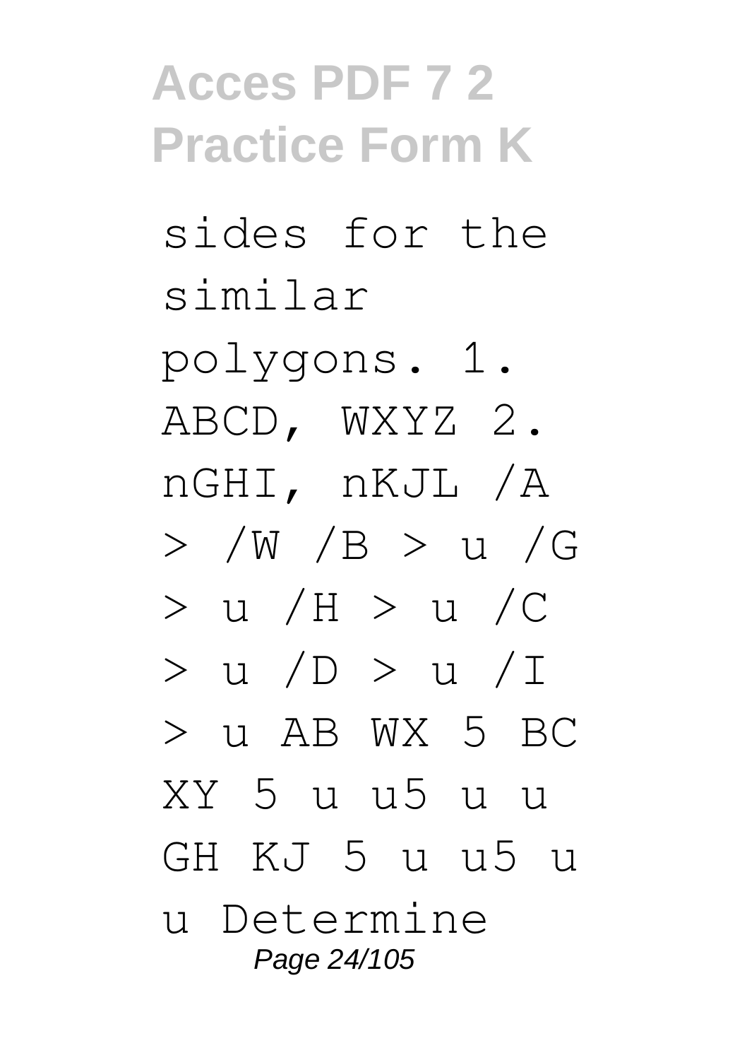sides for the similar polygons. 1. ABCD, WXYZ 2. nGHI, nKJL /A > /W /B > u /G > u /H > u /C > u /D > u /I > u AB WX 5 BC XY 5 u u5 u u GH KJ 5 u u5 u u Determine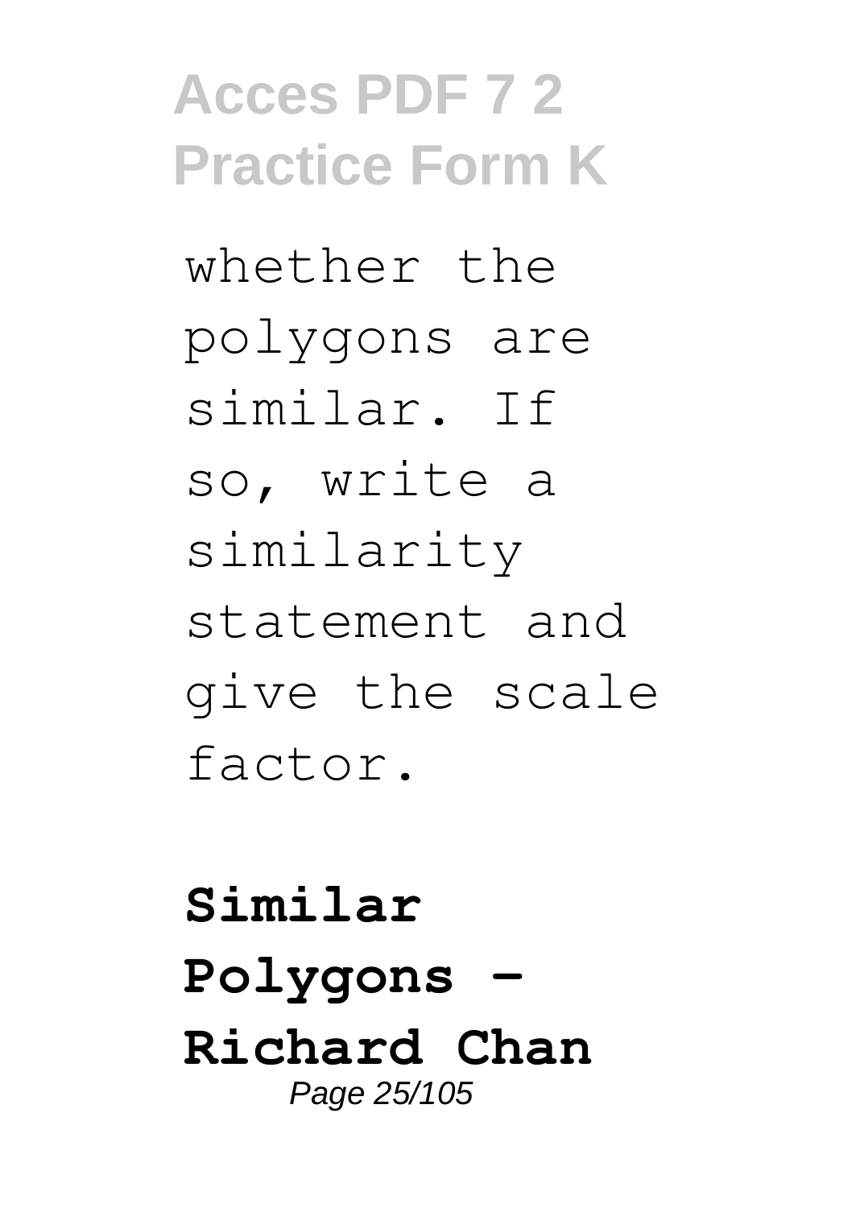whether the polygons are similar. If so, write a similarity statement and give the scale factor.

**Similar Polygons - Richard Chan**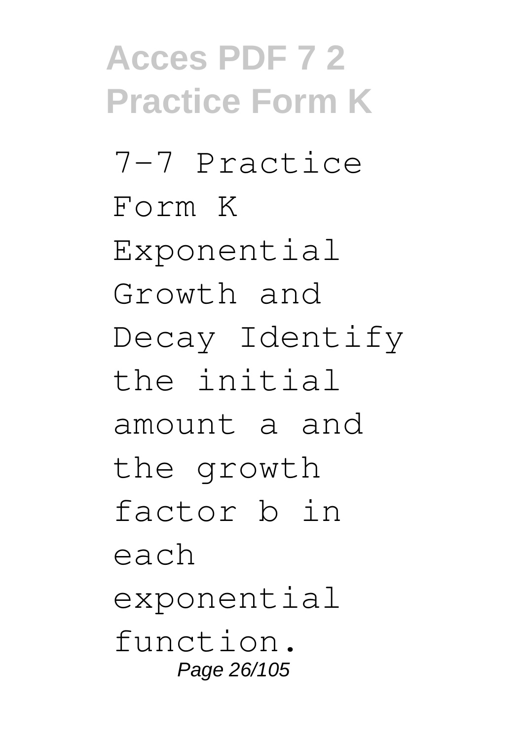7-7 Practice Form K Exponential Growth and Decay Identify the initial amount a and the growth factor b in each exponential function.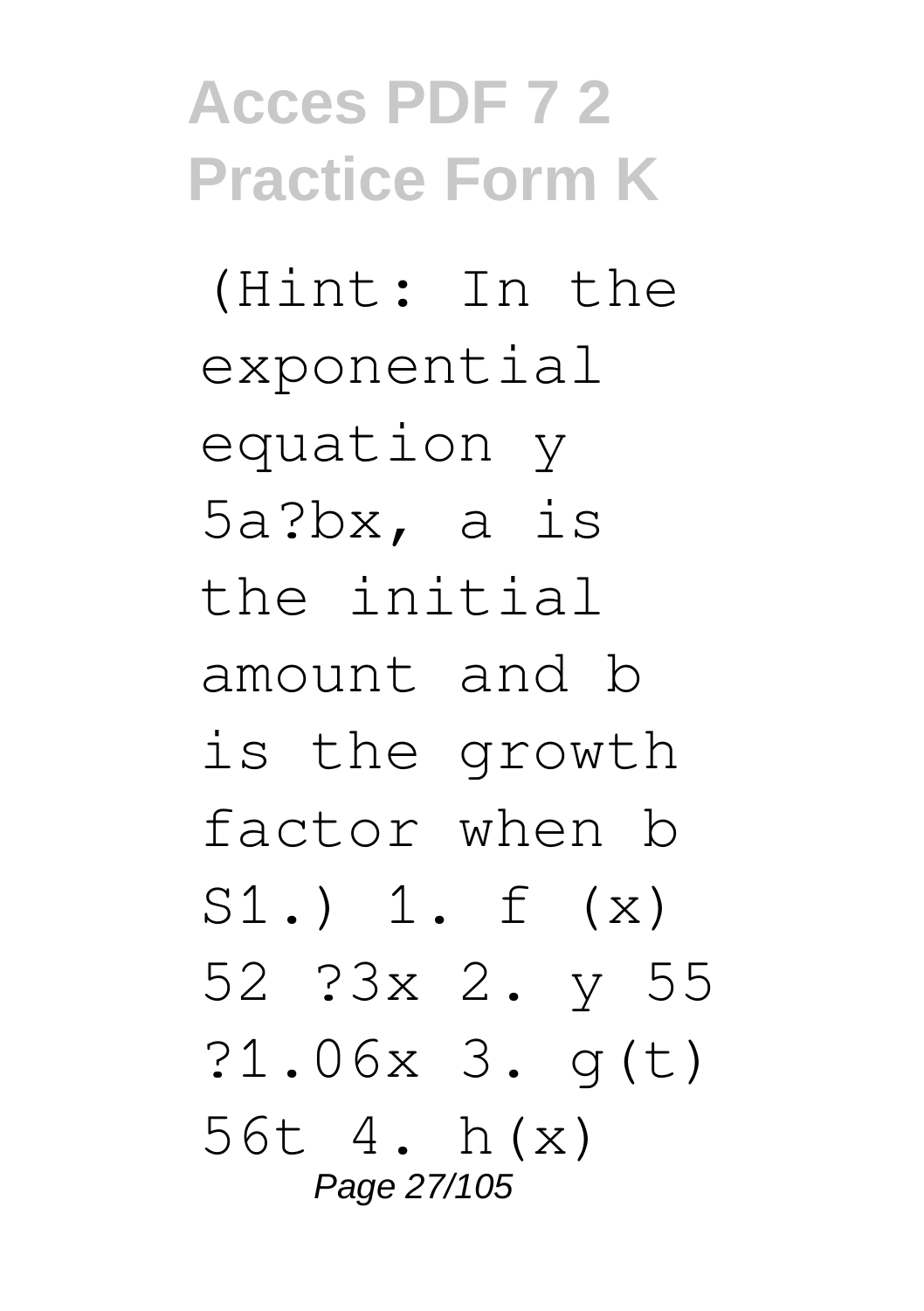(Hint: In the exponential equation y 5a?bx, a is the initial amount and b is the growth factor when b S1.) 1. f (x) 52 ?3x 2. y 55 ?1.06x 3. g(t) 56t 4. h(x)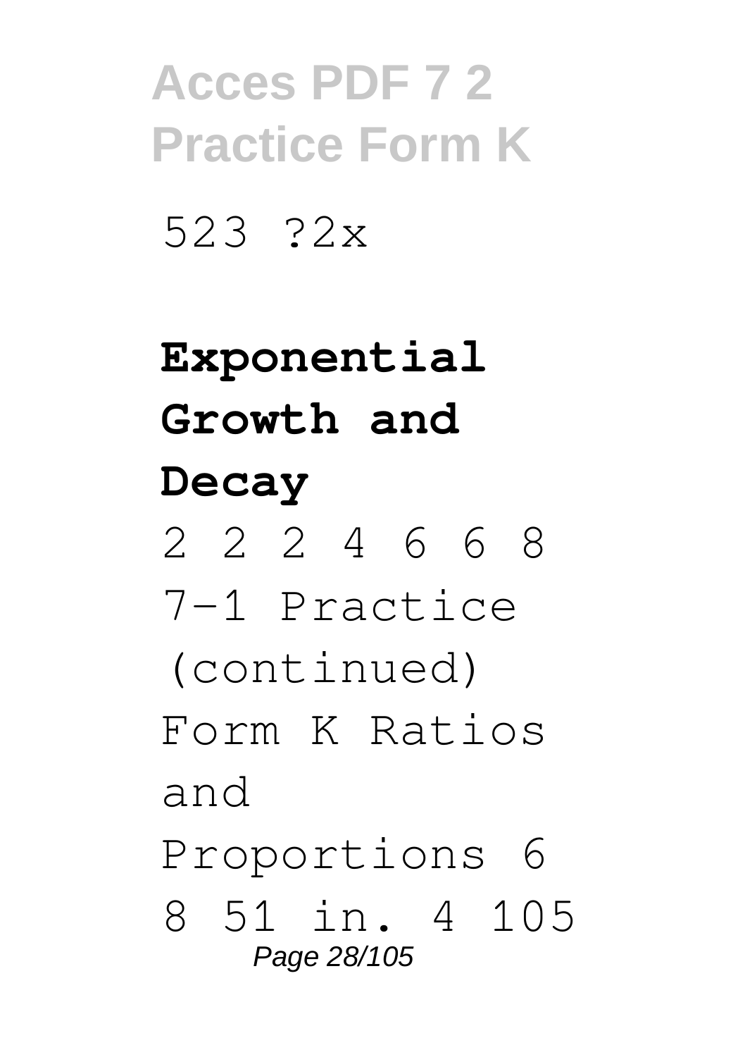523 ?2x

**Exponential Growth and Decay**

2 2 2 4 6 6 8 7-1 Practice (continued) Form K Ratios and Proportions 6 8 51 in. 4 105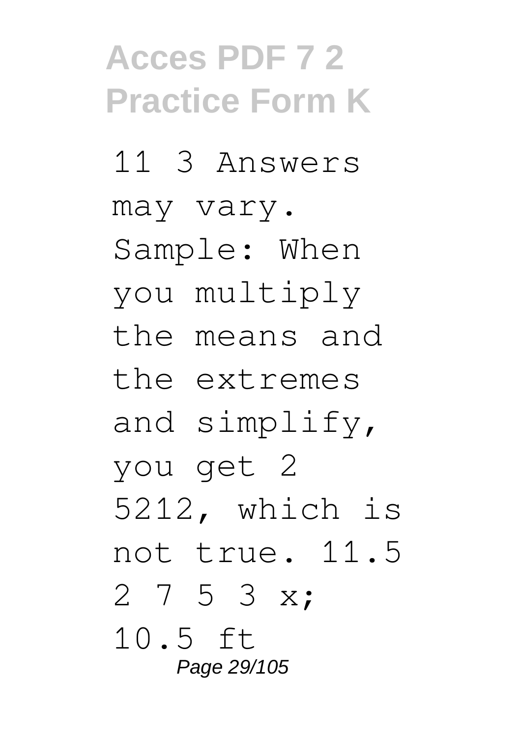11 3 Answers may vary. Sample: When you multiply the means and the extremes and simplify, you get 2 5212, which is not true. 11.5 2 7 5 3 x; 10.5 ft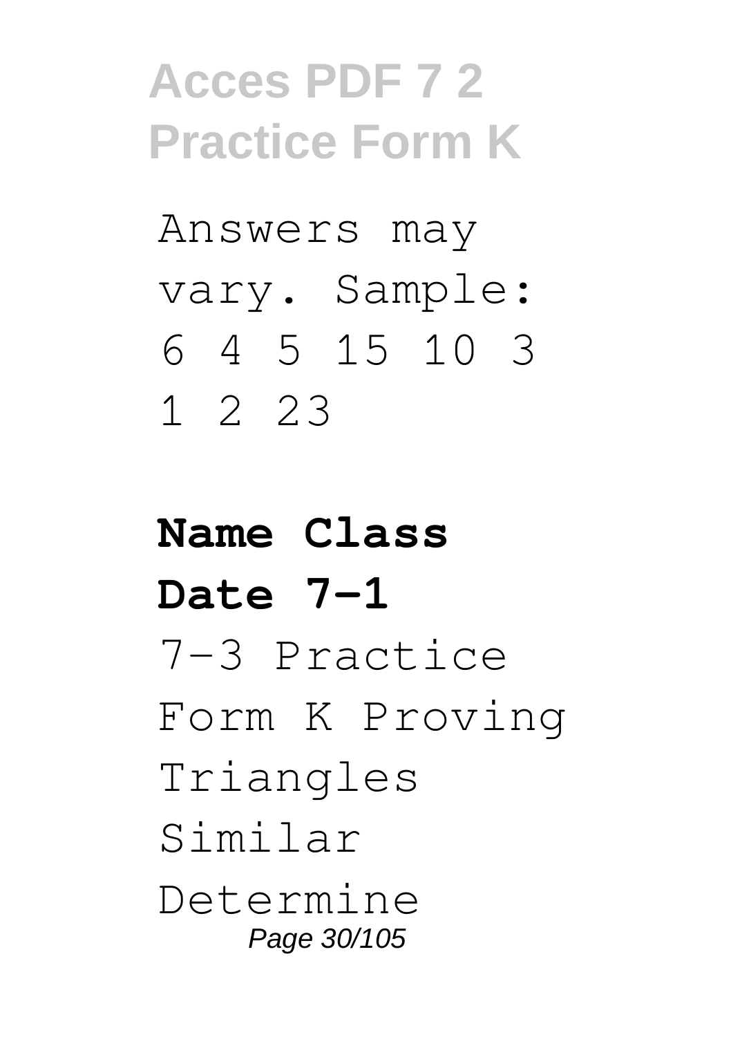Answers may vary. Sample: 6 4 5 15 10 3 1 2 23

**Name Class Date 7-1**

7-3 Practice Form K Proving Triangles Similar Determine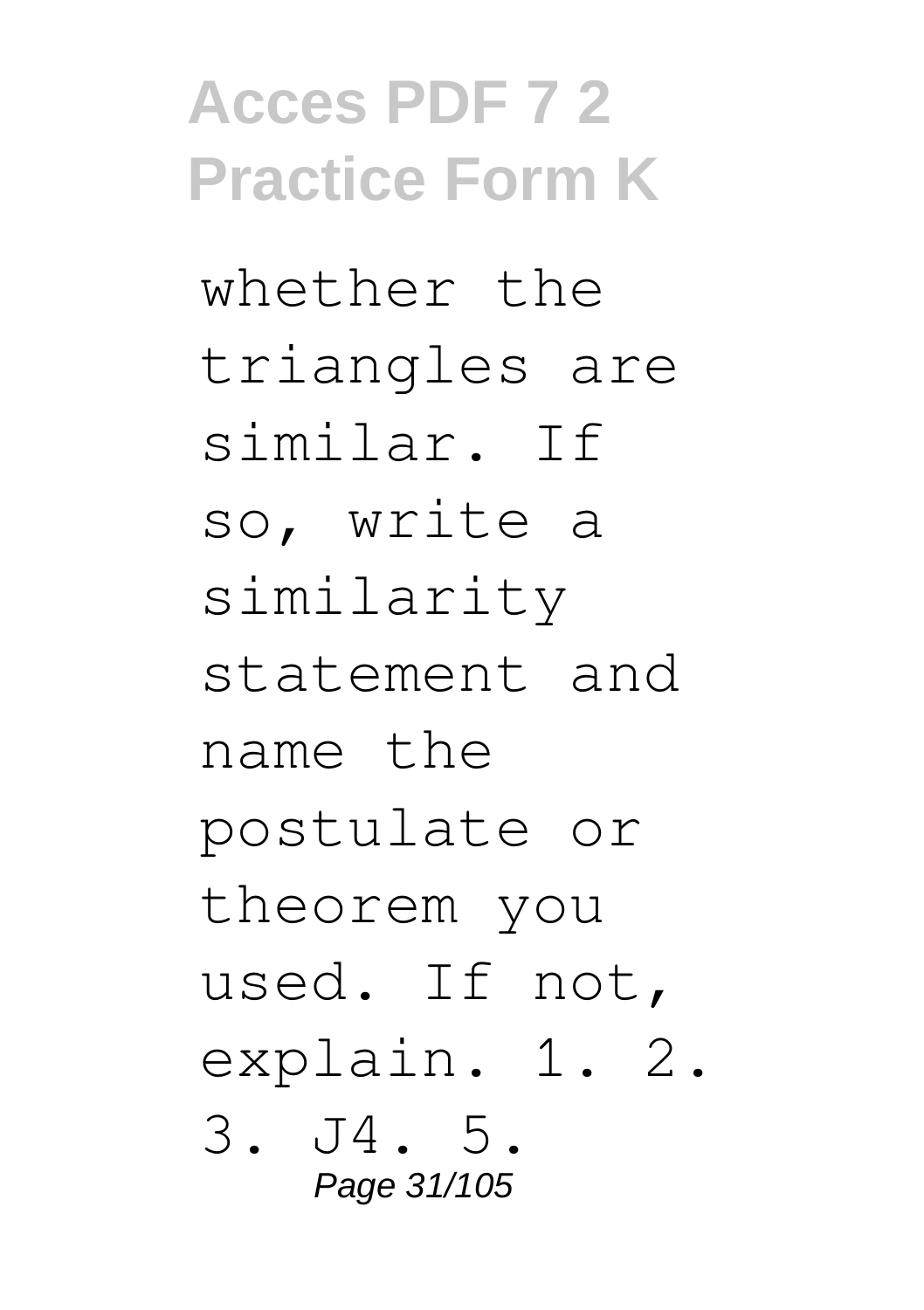whether the triangles are similar. If so, write a similarity statement and name the postulate or theorem you used. If not, explain. 1. 2. 3. J4. 5.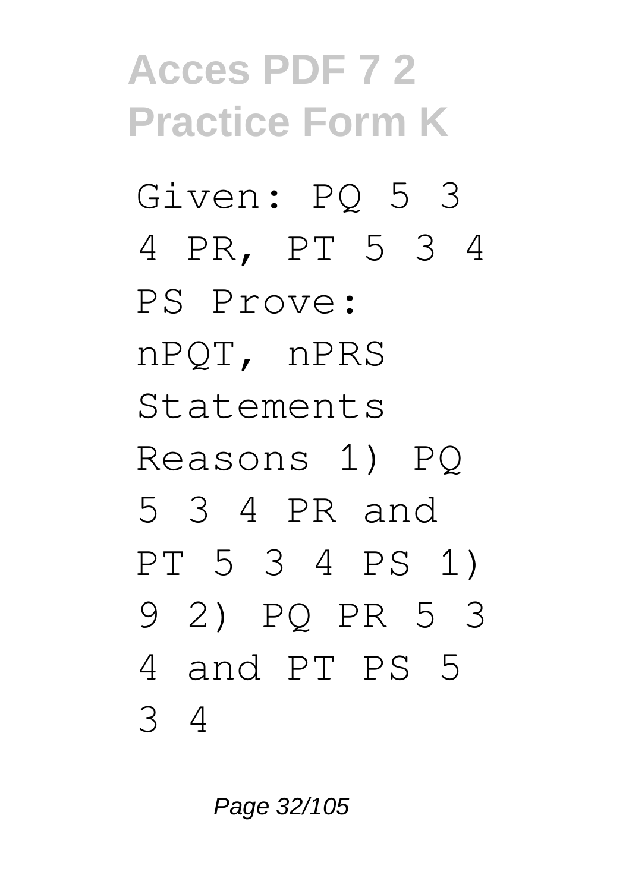# Acces PDF 7 2 Practice Form K

Given: PQ 5 3 4 PR, PT 5 3 4 PS Prove: nPQT, nPRS Statements Reasons 1) PQ 5 3 4 PR and PT 5 3 4 PS 1) 9 2) PQ PR 5 3 4 and PT PS 5 3 4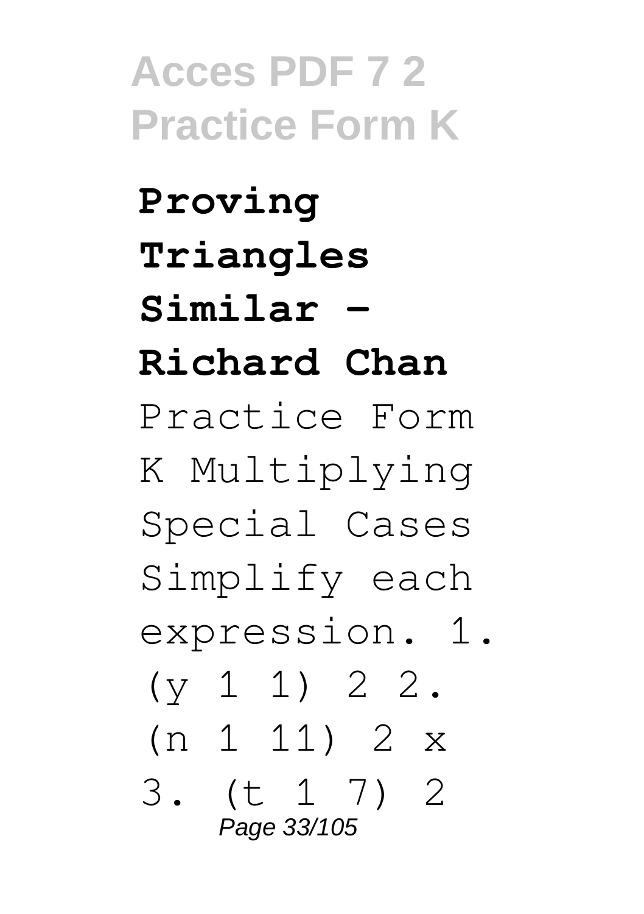**Proving Triangles Similar - Richard Chan**

Practice Form K Multiplying Special Cases Simplify each expression. 1. (y 1 1) 2 2. (n 1 11) 2 x 3. (t 1 7) 2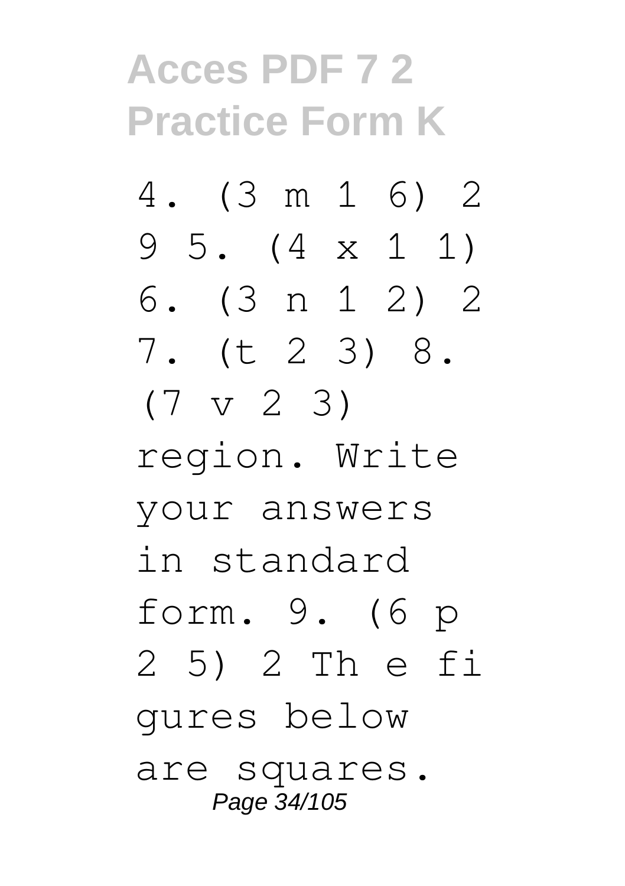4. (3 m 1 6) 2 9 5. (4 x 1 1) 6. (3 n 1 2) 2 7. (t 2 3) 8. (7 v 2 3) region. Write your answers in standard form. 9. (6 p 2 5) 2 Th e fi gures below are squares.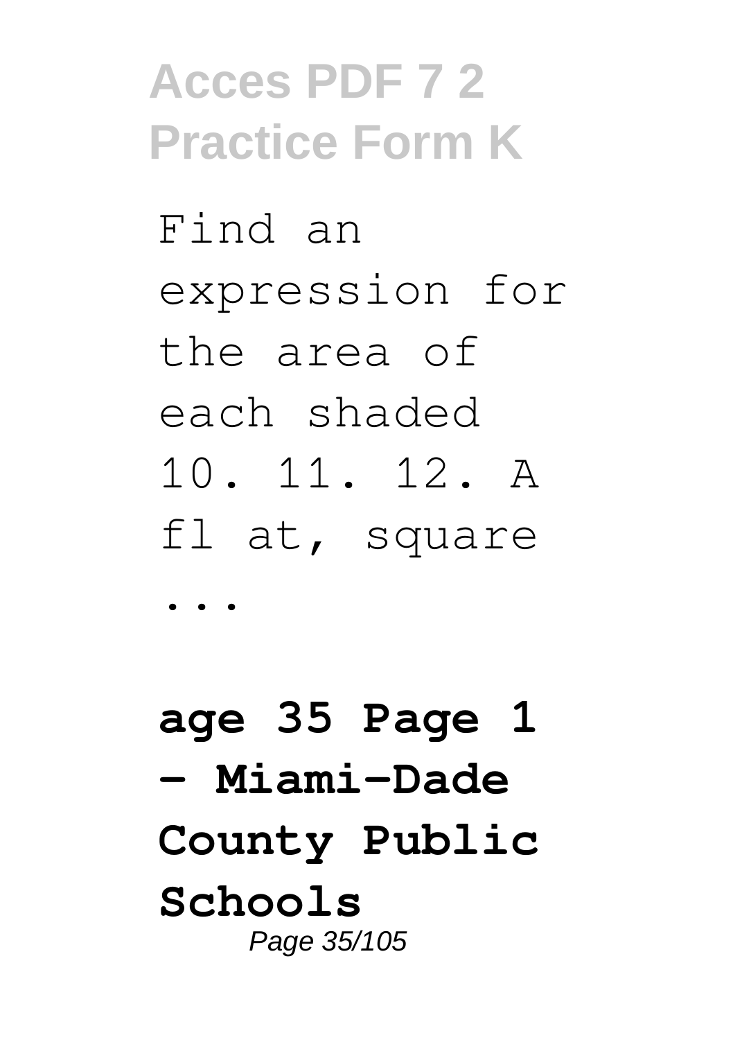Find an expression for the area of each shaded 10. 11. 12. A fl at, square ...

**age 35 Page 1 - Miami-Dade County Public Schools**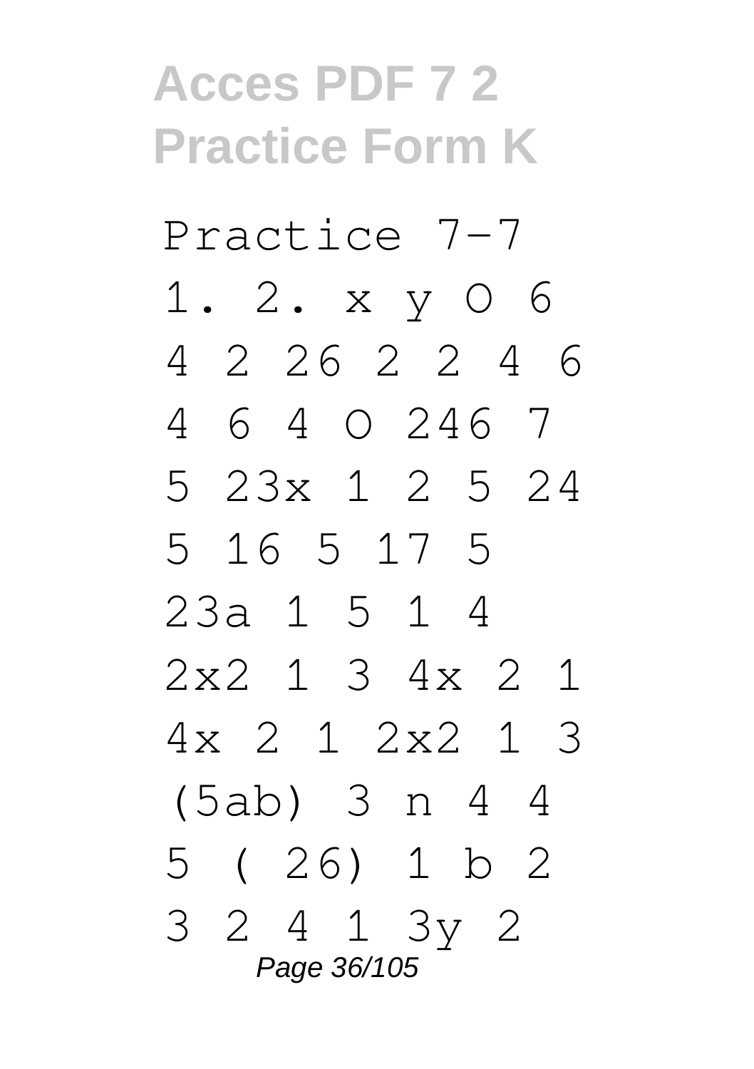Practice 7-7

1. 2. x y O 6

4 2 26 2 2 4 6

4 6 4 O 246 7

5 23x 1 2 5 24

5 16 5 17 5

23a 1 5 1 4

2x2 1 3 4x 2 1

4x 2 1 2x2 1 3

(5ab) 3 n 4 4

5 ( 26) 1 b 2

3 2 4 1 3y 2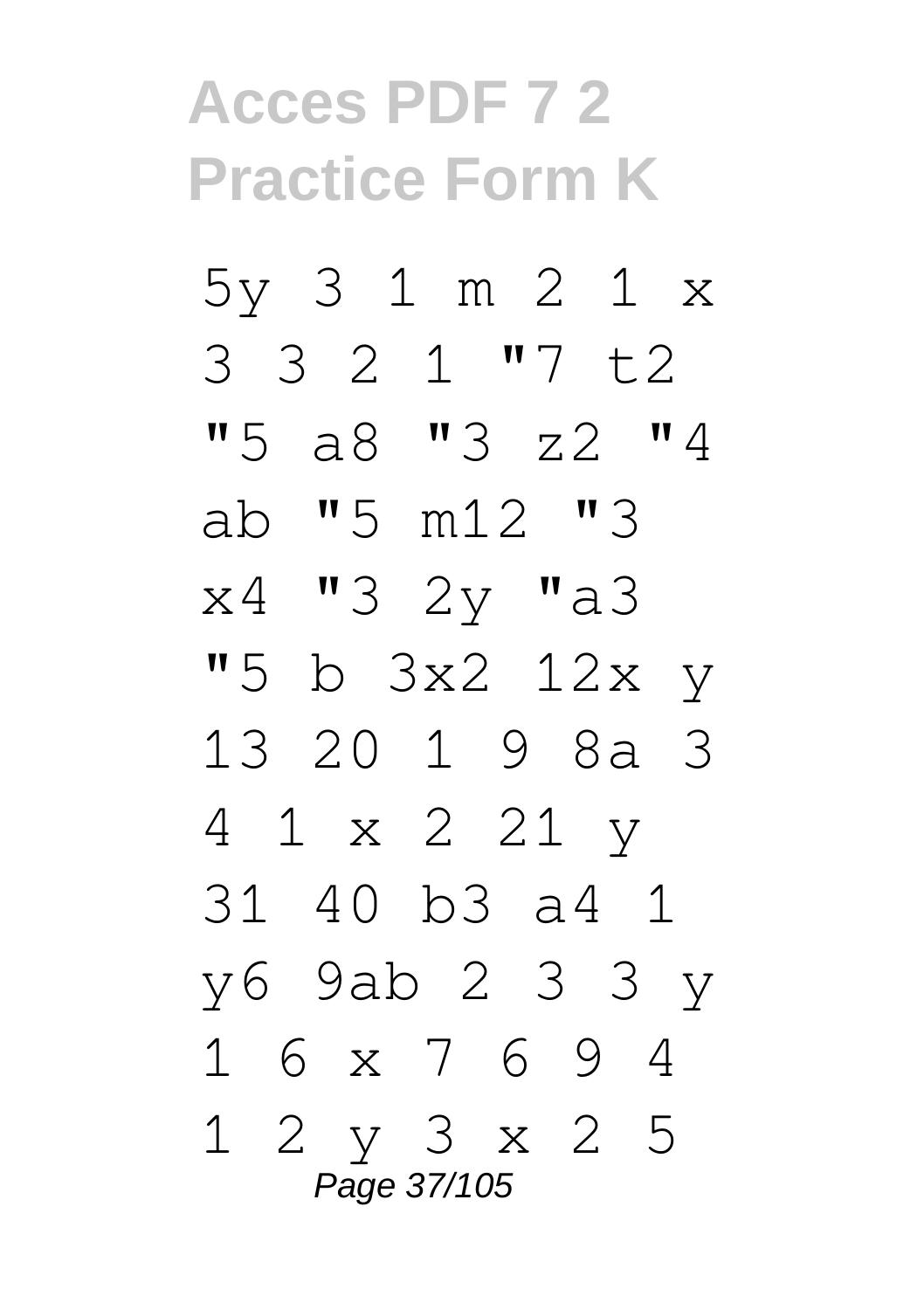5y 3 1 m 2 1 x
3 3 2 1 "7 t2
"5 a8 "3 z2 "4
ab "5 m12 "3
x4 "3 2y "a3
"5 b 3x2 12x y
13 20 1 9 8a 3
4 1 x 2 21 y
31 40 b3 a4 1
y6 9ab 2 3 3 y
1 6 x 7 6 9 4
1 2 y 3 x 2 5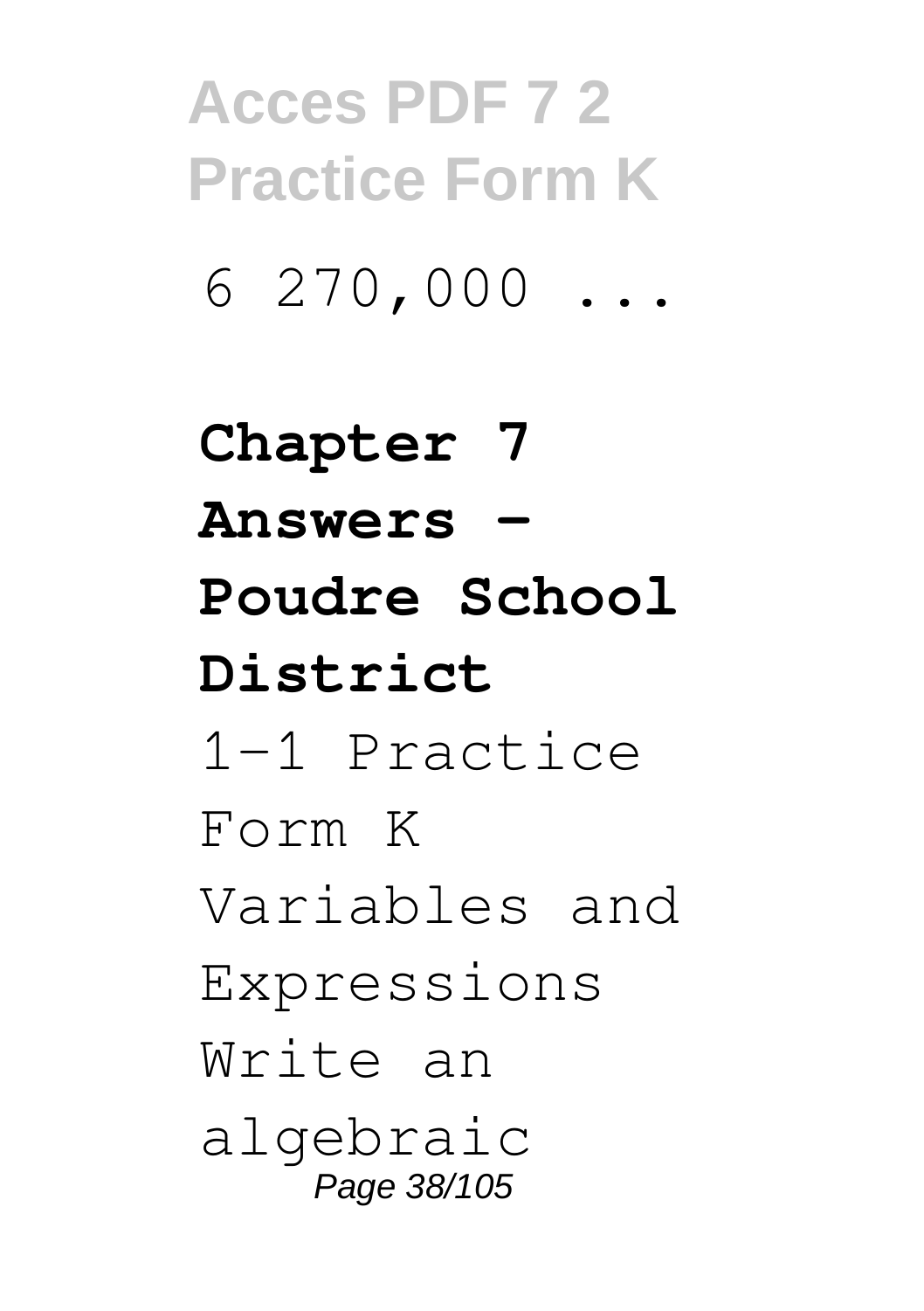6 270,000 ...

**Chapter 7 Answers - Poudre School District**

1-1 Practice Form K Variables and Expressions Write an algebraic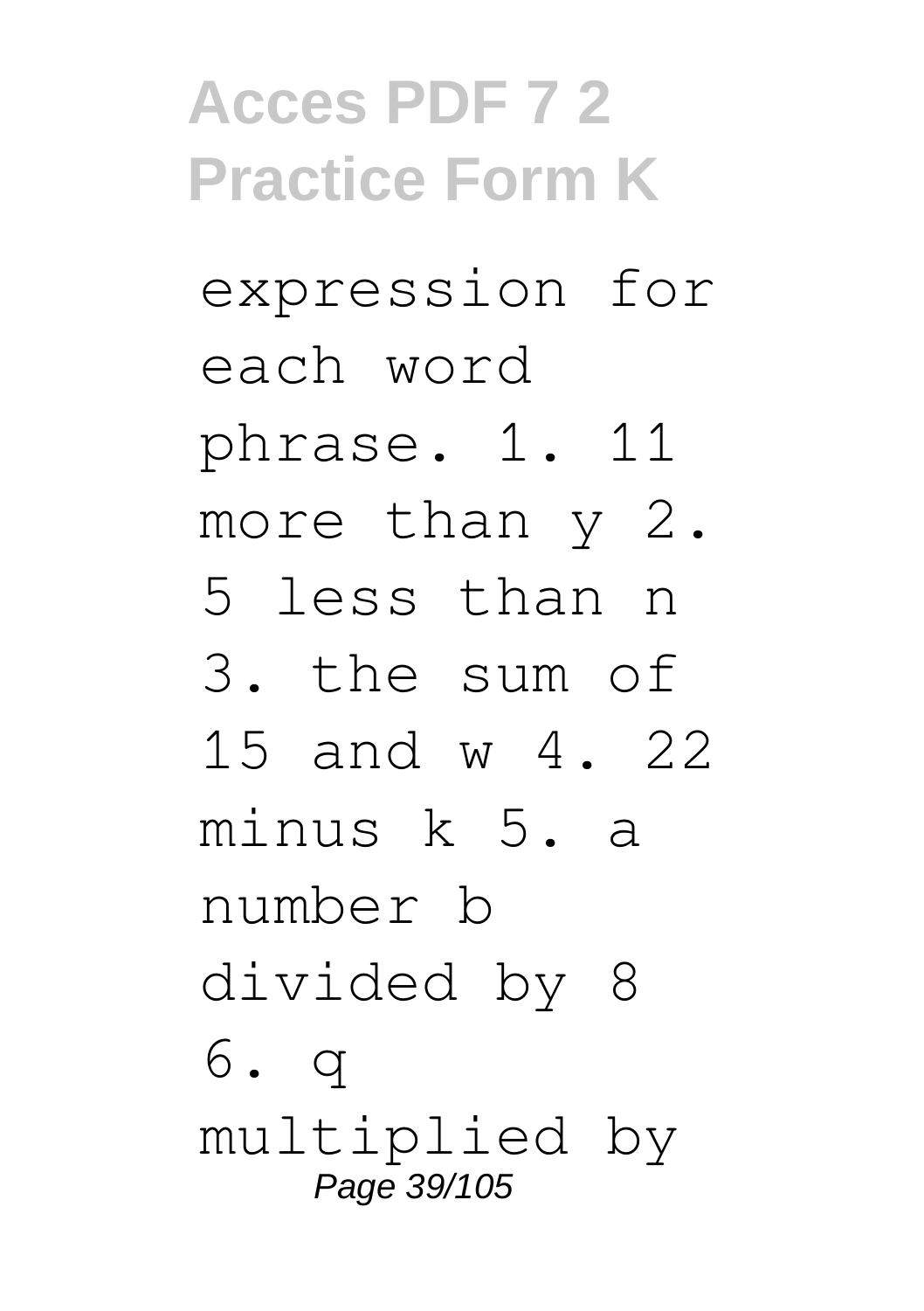expression for each word phrase. 1. 11 more than $y$ 2. 5 less than $n$ 3. the sum of 15 and $w$ 4. 22 minus $k$ 5. a number $b$ divided by 8 6. $q$ multiplied by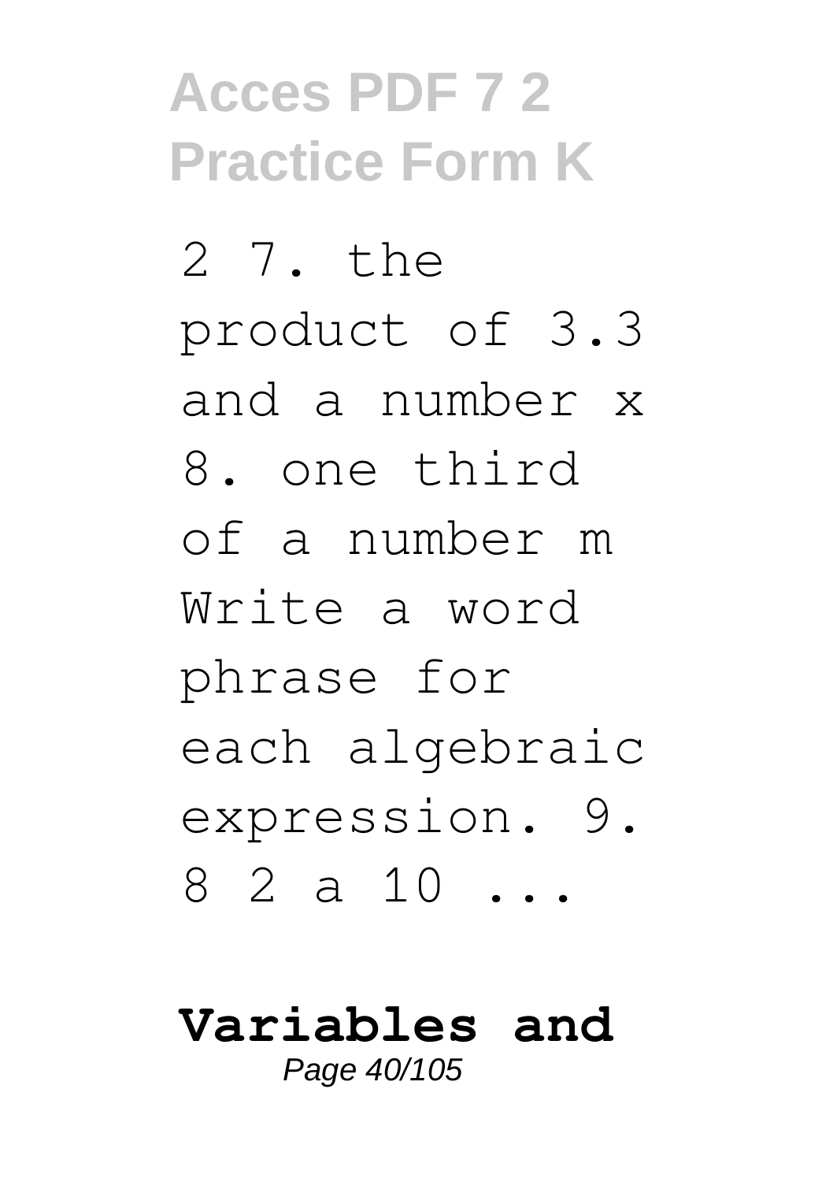2 7. the product of 3.3 and a number x 8. one third of a number m Write a word phrase for each algebraic expression. 9. 8 2 a 10 ...

**Variables and**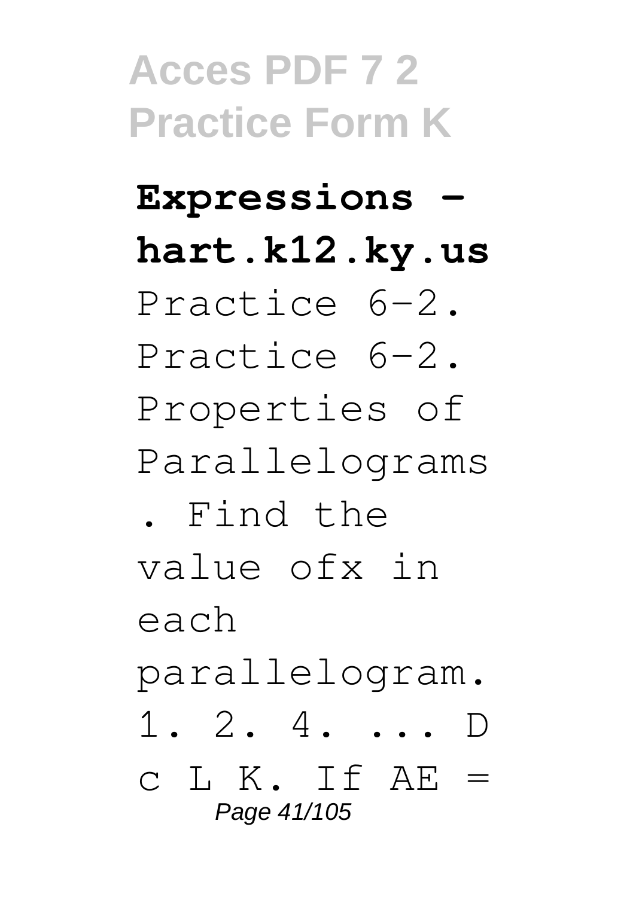**Expressions - hart.k12.ky.us**

Practice 6-2. Practice 6-2. Properties of Parallelograms . Find the value ofx in each parallelogram. 1. 2. 4. ... D c L K. If AE =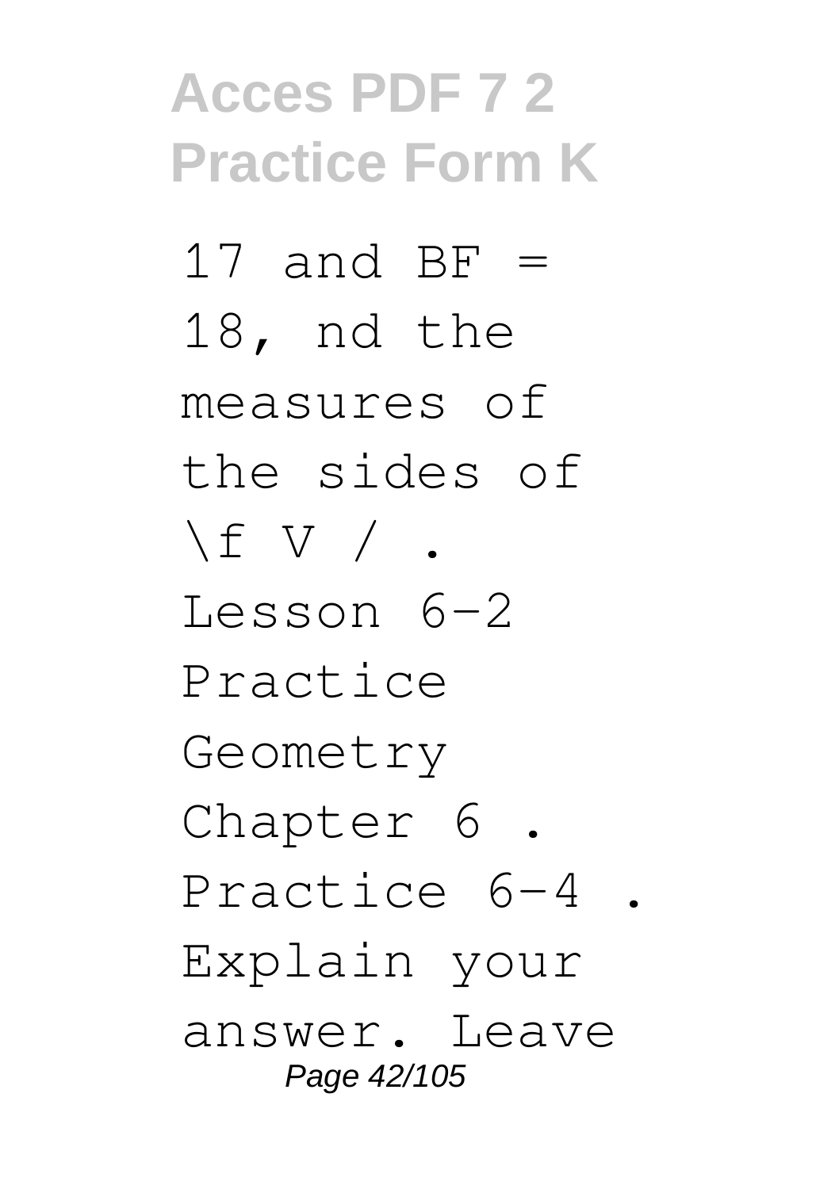17 and BF = 18, nd the measures of the sides of \f V / . Lesson 6-2 Practice Geometry Chapter 6 . Practice 6-4 . Explain your answer. Leave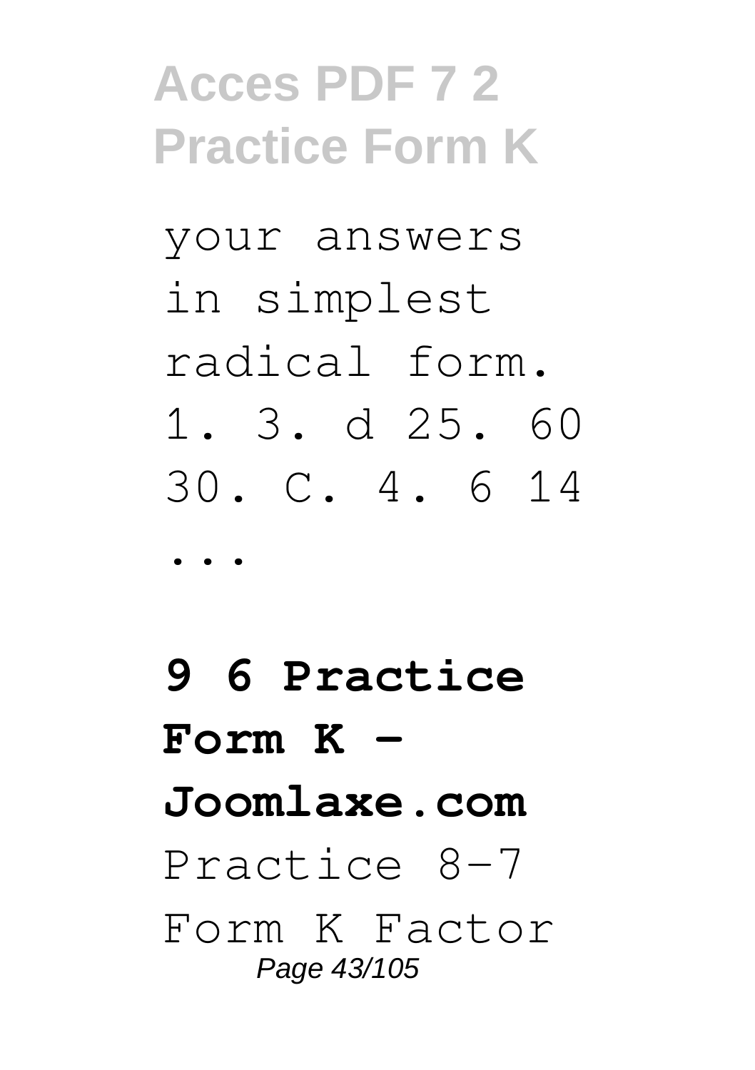your answers in simplest radical form. 1. 3. d 25. 60 30. C. 4. 6 14 ...

**9 6 Practice Form K - Joomlaxe.com**

Practice 8-7 Form K Factor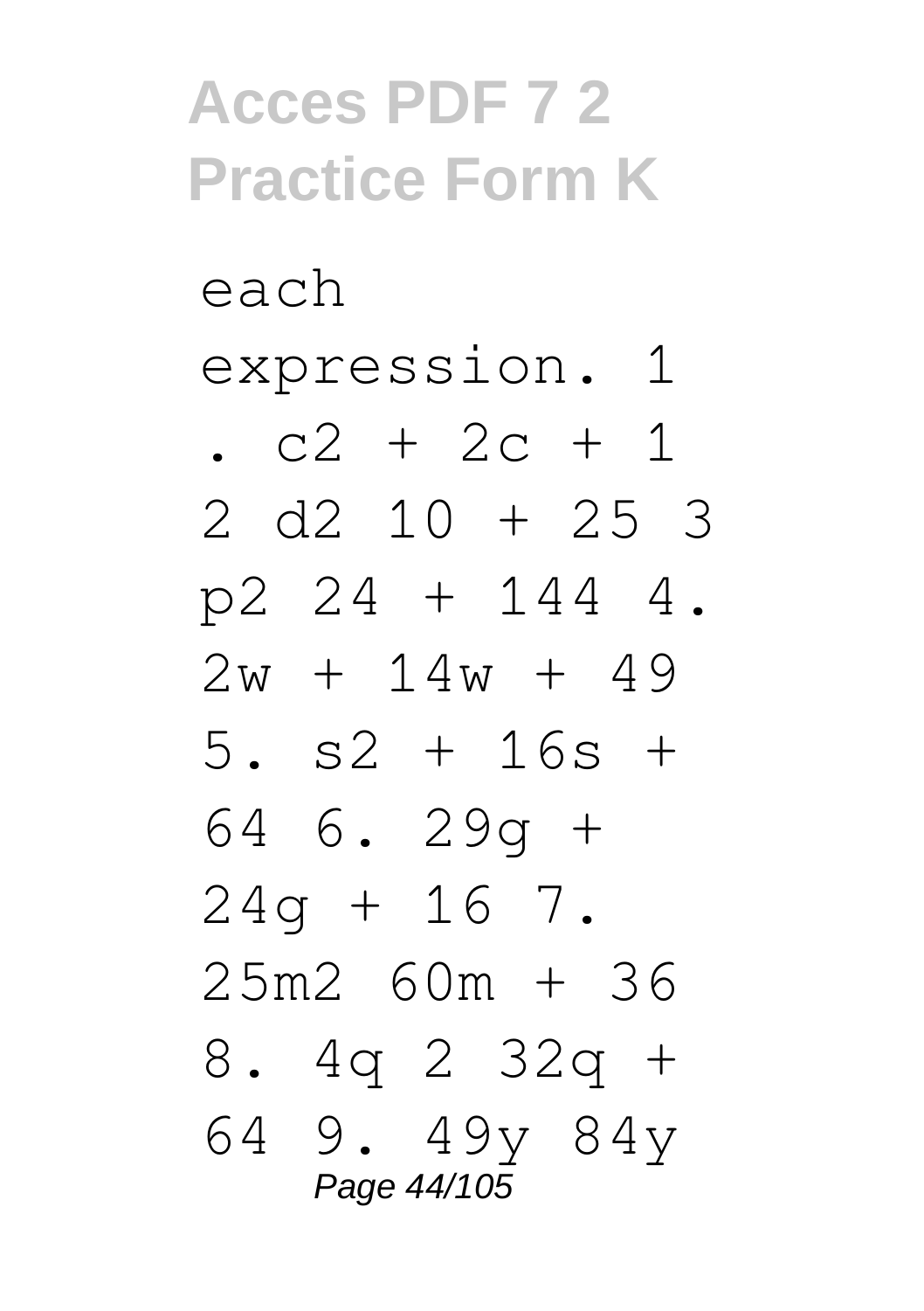each expression. 1 . $c2 + 2c + 1$ 2 $d2\ 10 + 25$ 3 $p2\ 24 + 144$ 4. $2w + 14w + 49$ 5. $s2 + 16s + 64$ 6. $29g + 24g + 16$ 7. $25m2\ 60m + 36$ 8. $4q\ 2\ 32q + 64$ 9. $49y\ 84y$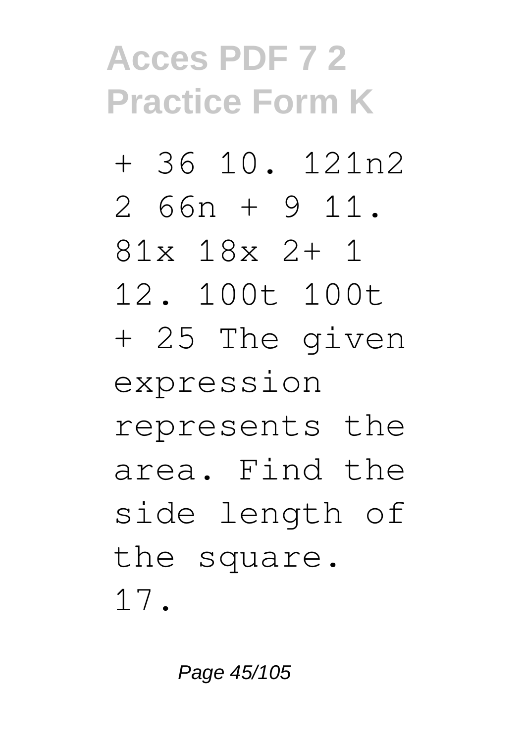+ 36 10. 121n2 2 66n + 9 11. 81x 18x 2+ 1 12. 100t 100t + 25 The given expression represents the area. Find the side length of the square. 17.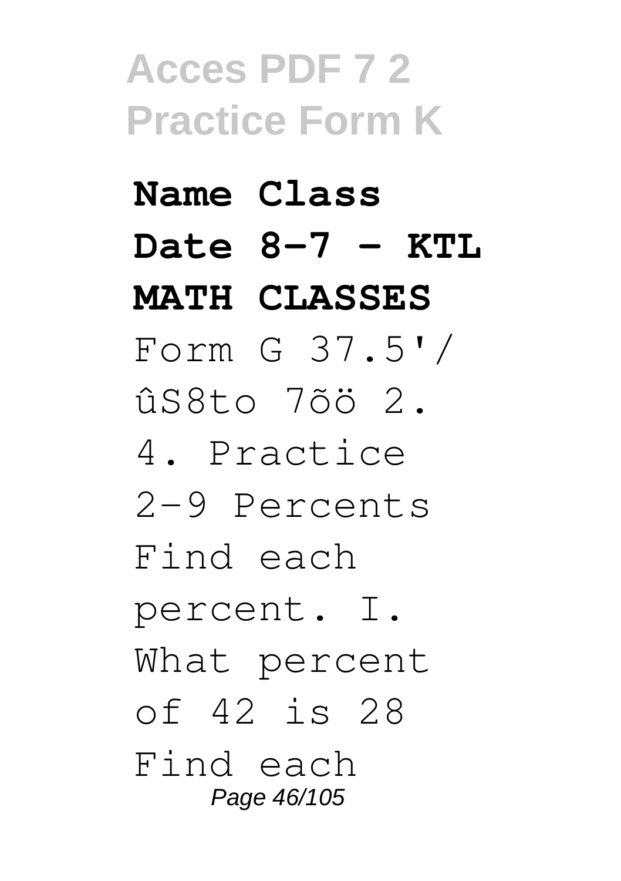**Name Class Date 8-7 - KTL MATH CLASSES**

Form G 37.5'/ ûS8to 7õö 2. 4. Practice 2-9 Percents Find each percent. I. What percent of 42 is 28 Find each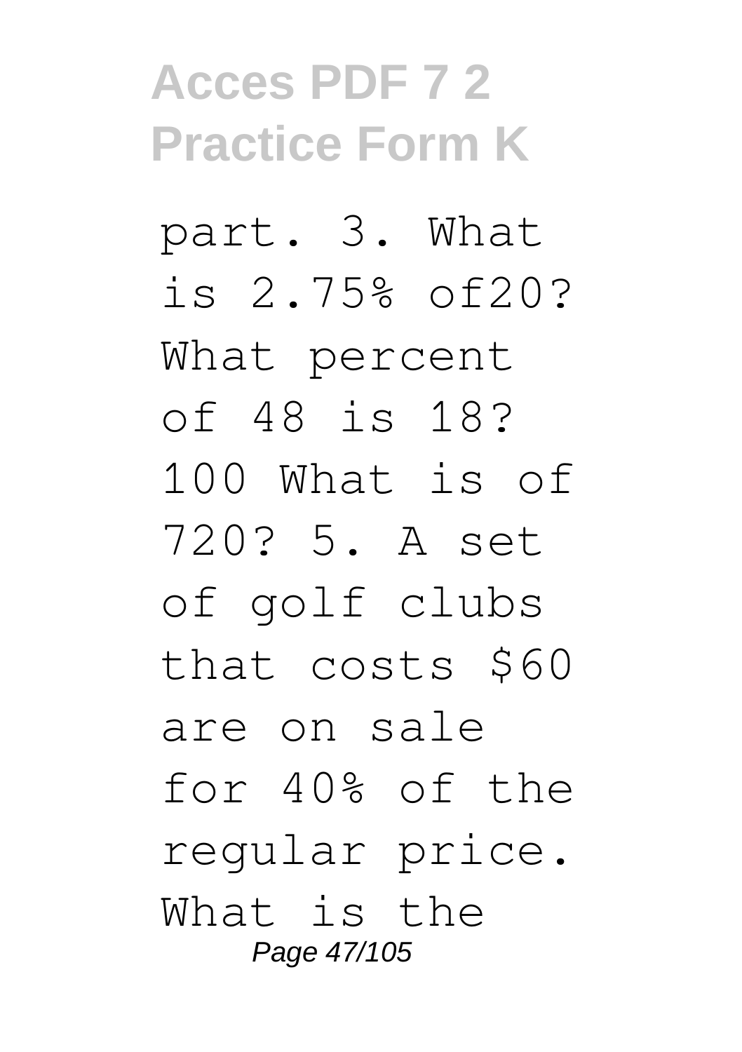part. 3. What is 2.75% of20? What percent of 48 is 18? 100 What is of 720? 5. A set of golf clubs that costs $60 are on sale for 40% of the regular price. What is the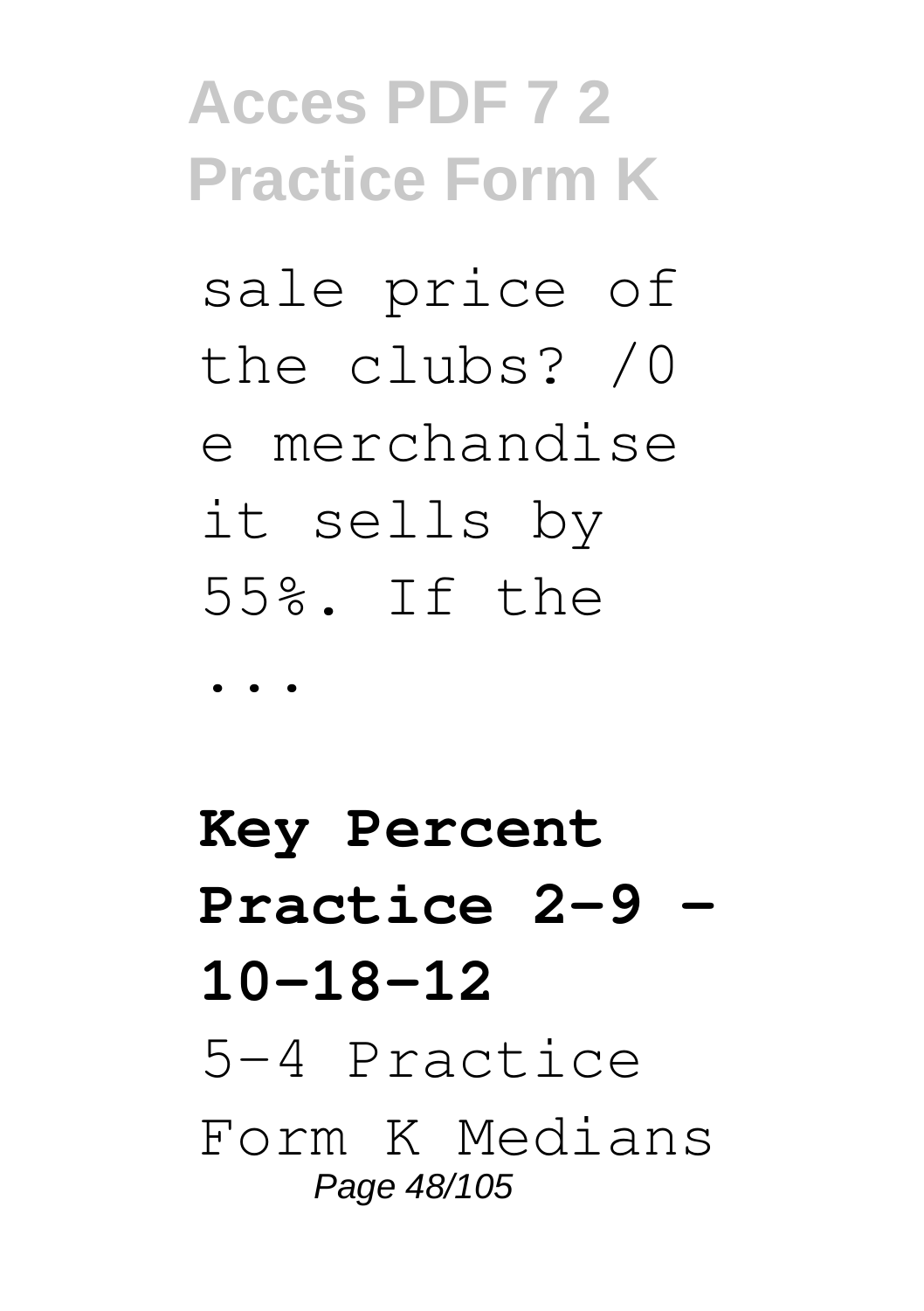sale price of the clubs? /0 e merchandise it sells by 55%. If the ...

**Key Percent Practice 2-9 - 10-18-12**

5-4 Practice Form K Medians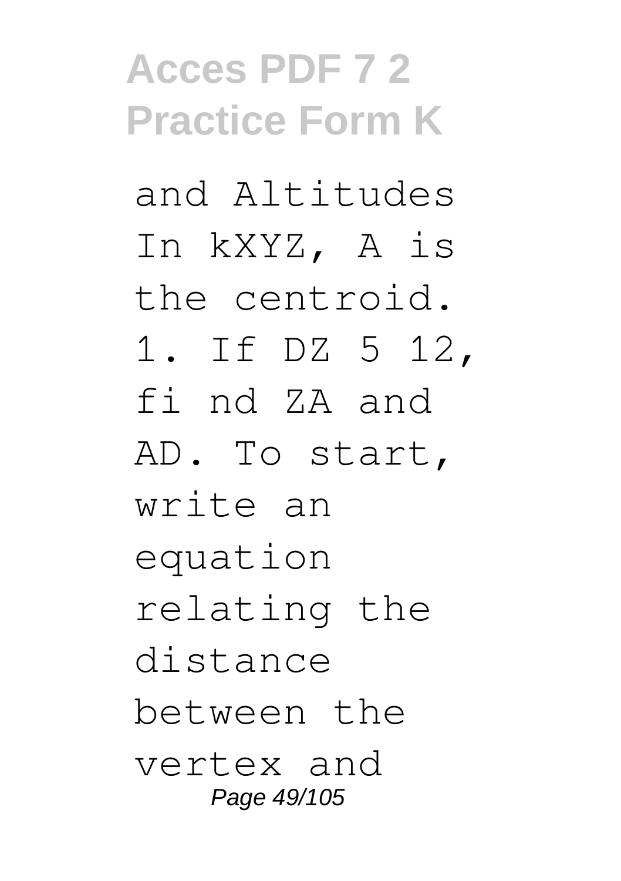and Altitudes In kXYZ, A is the centroid. 1. If DZ 5 12, fi nd ZA and AD. To start, write an equation relating the distance between the vertex and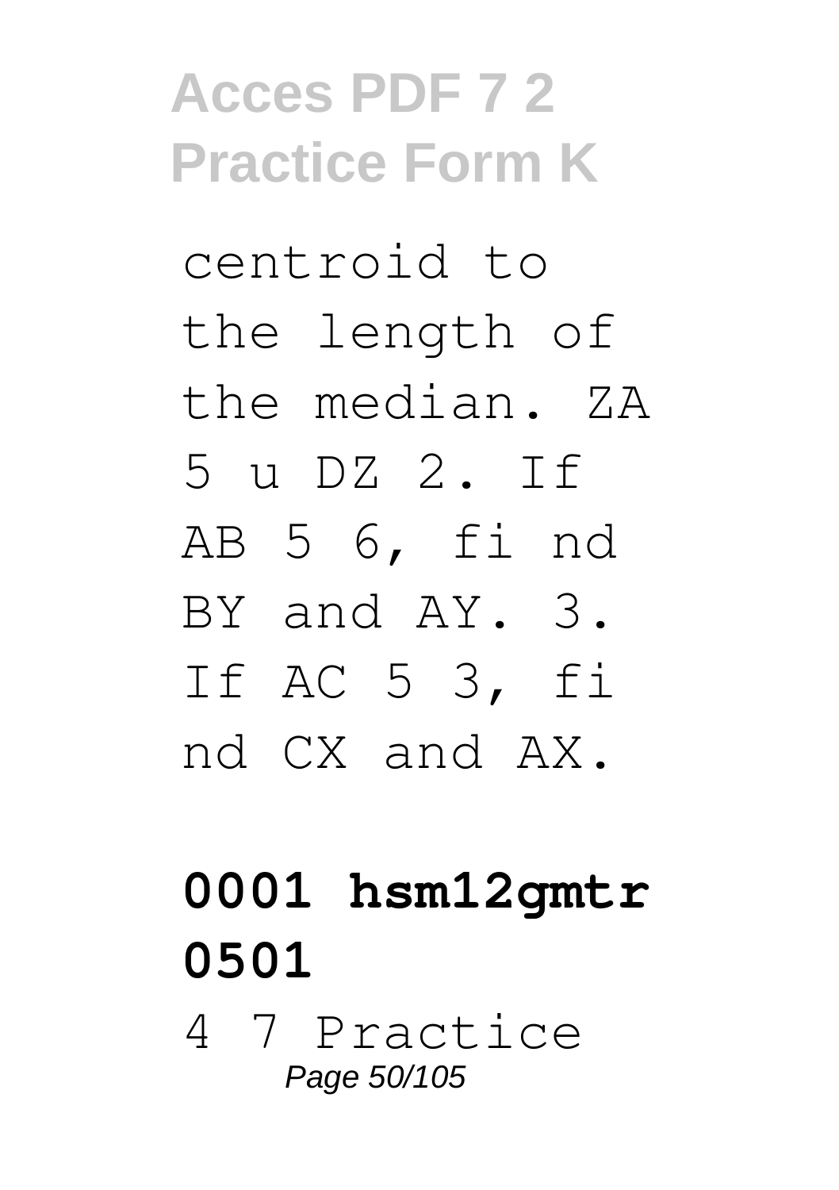centroid to the length of the median. ZA 5 u DZ 2. If AB 5 6, fi nd BY and AY. 3. If AC 5 3, fi nd CX and AX.

**0001 hsm12gmtr 0501**

4 7 Practice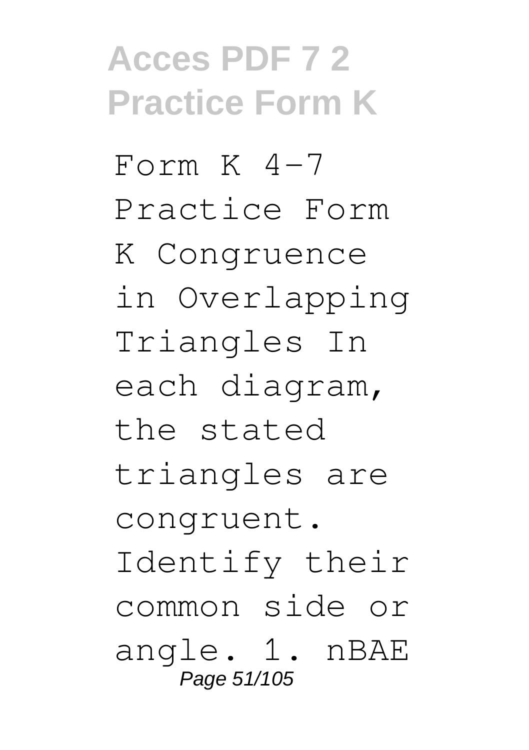Form K 4-7 Practice Form K Congruence in Overlapping Triangles In each diagram, the stated triangles are congruent. Identify their common side or angle. 1. nBAE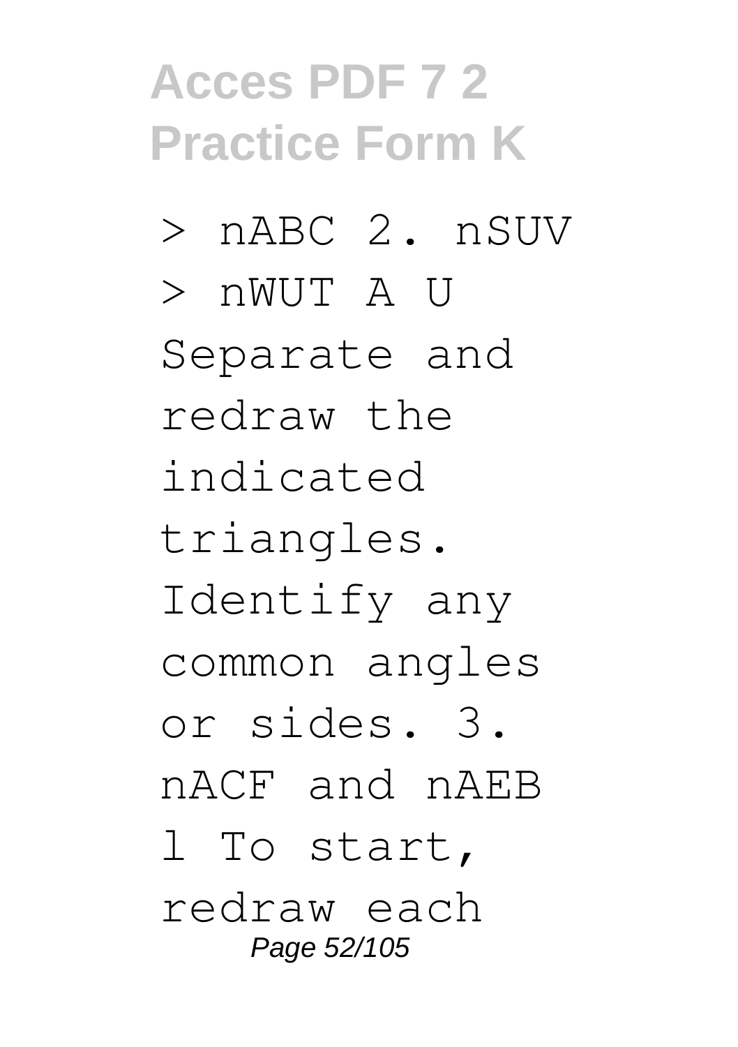> nABC 2. nSUV > nWUT A U Separate and redraw the indicated triangles. Identify any common angles or sides. 3. nACF and nAEB l To start, redraw each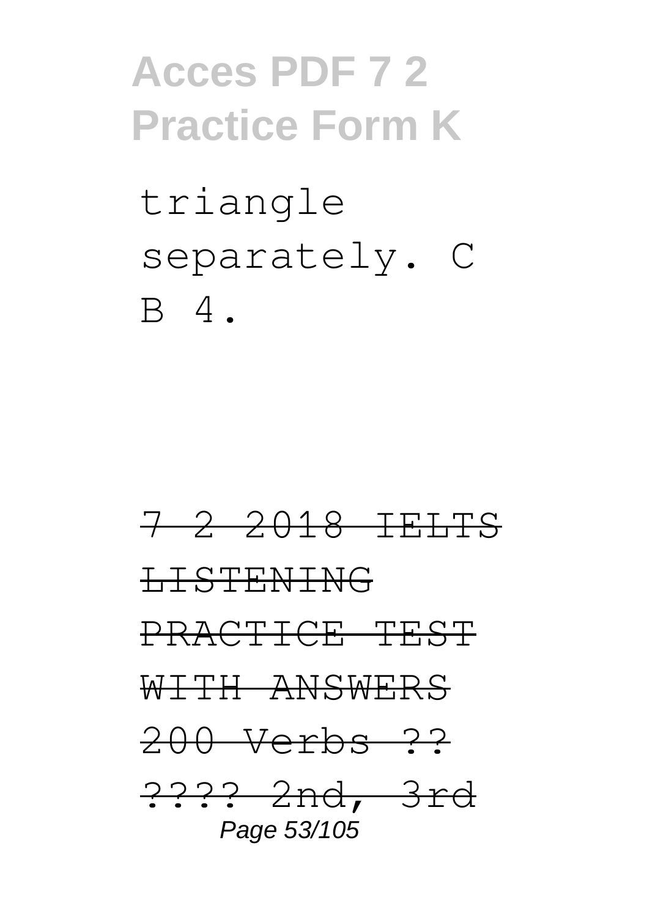triangle separately. C B 4.

~~7 2 2018 IELTS LISTENING PRACTICE TEST WITH ANSWERS 200 Verbs ?? ???? 2nd, 3rd~~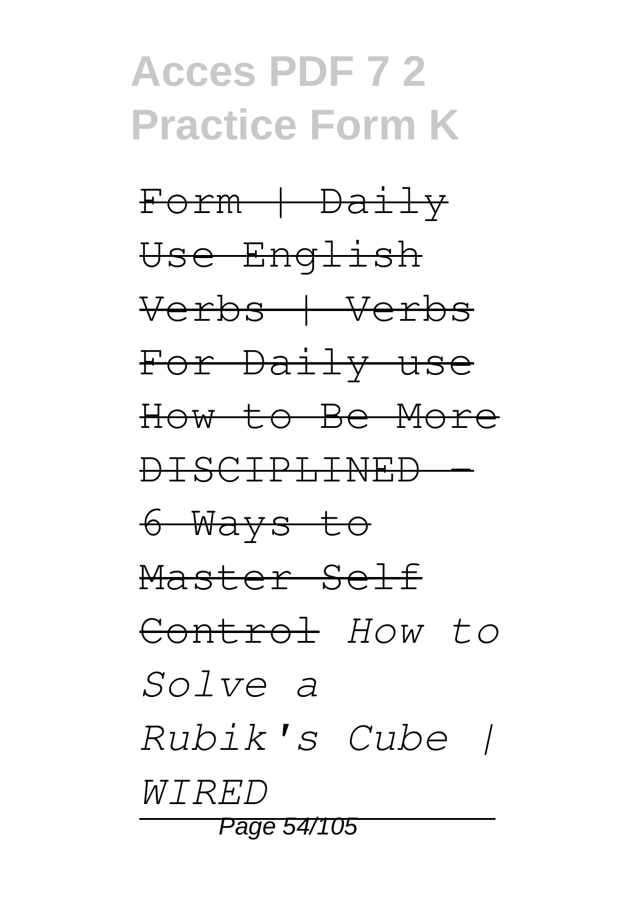~~Form | Daily Use English Verbs | Verbs For Daily use~~ ~~How to Be More DISCIPLINED - 6 Ways to Master Self Control~~ *How to Solve a Rubik's Cube | WIRED*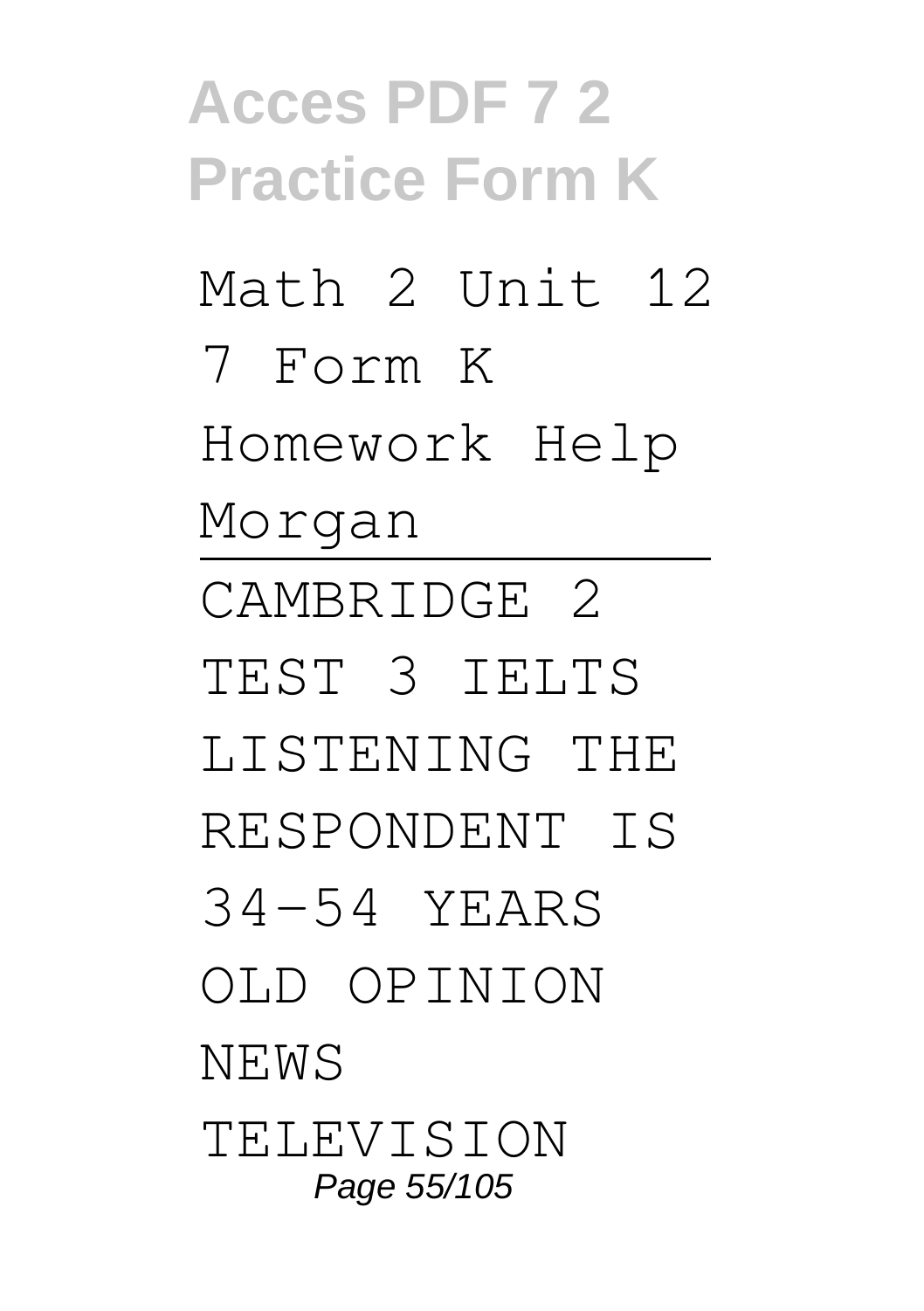Math 2 Unit 12 7 Form K Homework Help Morgan

---

CAMBRIDGE 2 TEST 3 IELTS LISTENING THE RESPONDENT IS 34-54 YEARS OLD OPINION NEWS TELEVISION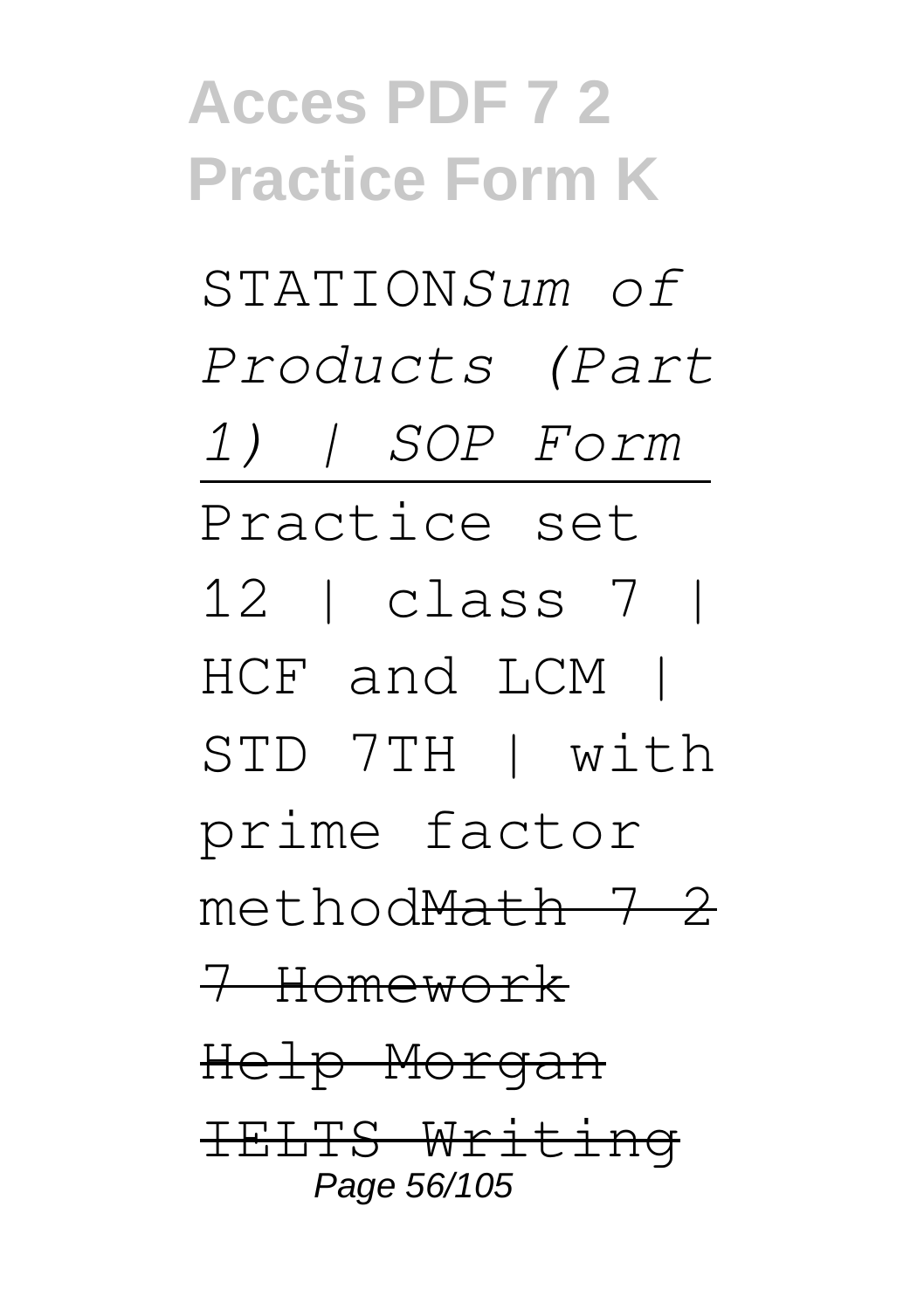STATION*Sum of Products (Part 1) | SOP Form*

Practice set 12 | class 7 | HCF and LCM | STD 7TH | with prime factor method~~Math 7 2 7 Homework Help Morgan~~ ~~IELTS Writing~~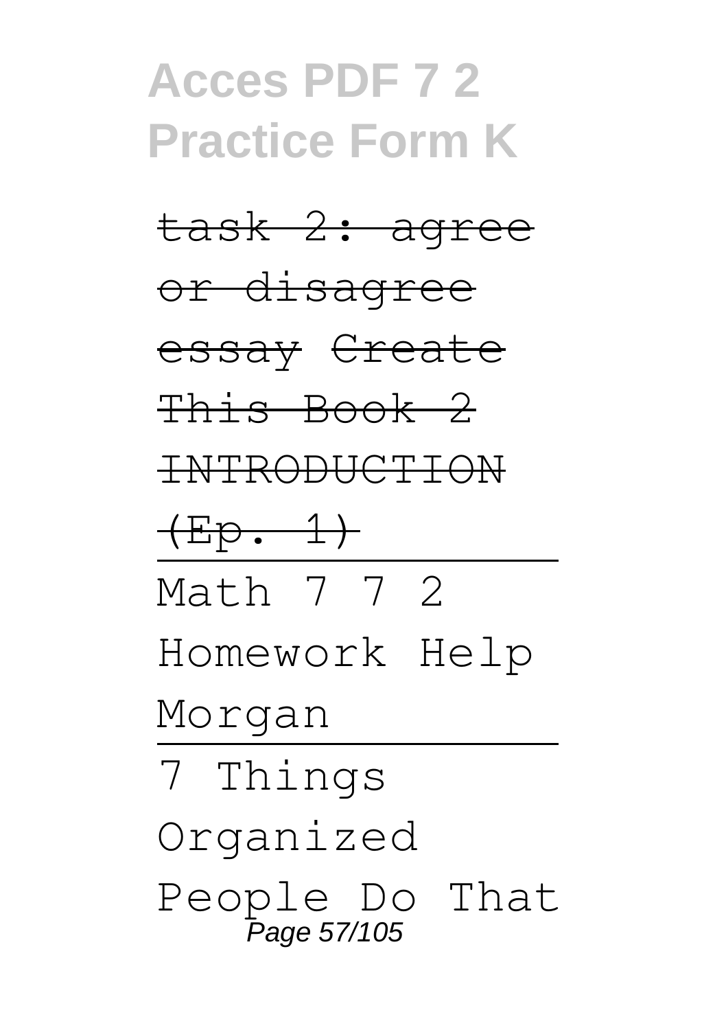~~task 2: agree or disagree essay~~ ~~Create This Book 2 INTRODUCTION (Ep. 1)~~

Math 7 7 2 Homework Help Morgan

7 Things Organized People Do That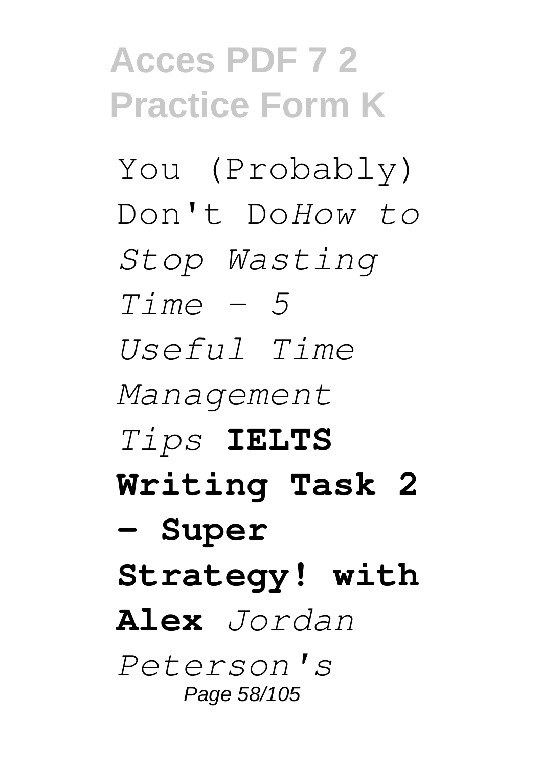You (Probably) Don't Do*How to Stop Wasting Time - 5 Useful Time Management Tips* **IELTS Writing Task 2 – Super Strategy! with Alex** *Jordan Peterson's*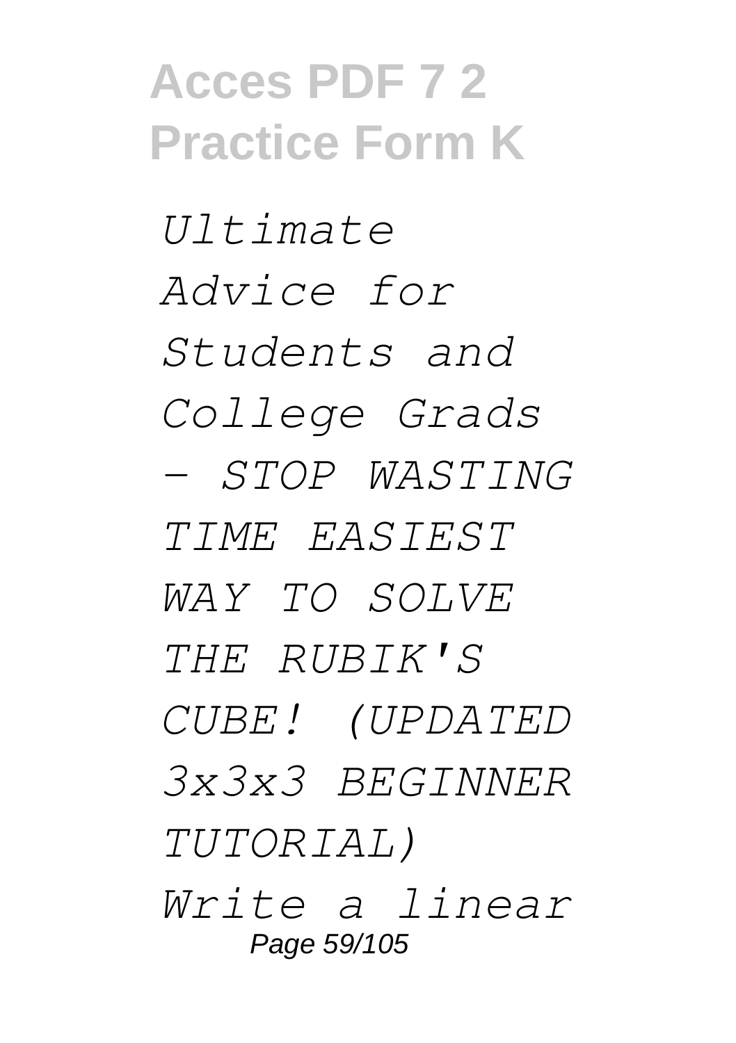*Ultimate Advice for Students and College Grads - STOP WASTING TIME EASIEST WAY TO SOLVE THE RUBIK'S CUBE! (UPDATED 3x3x3 BEGINNER TUTORIAL) Write a linear*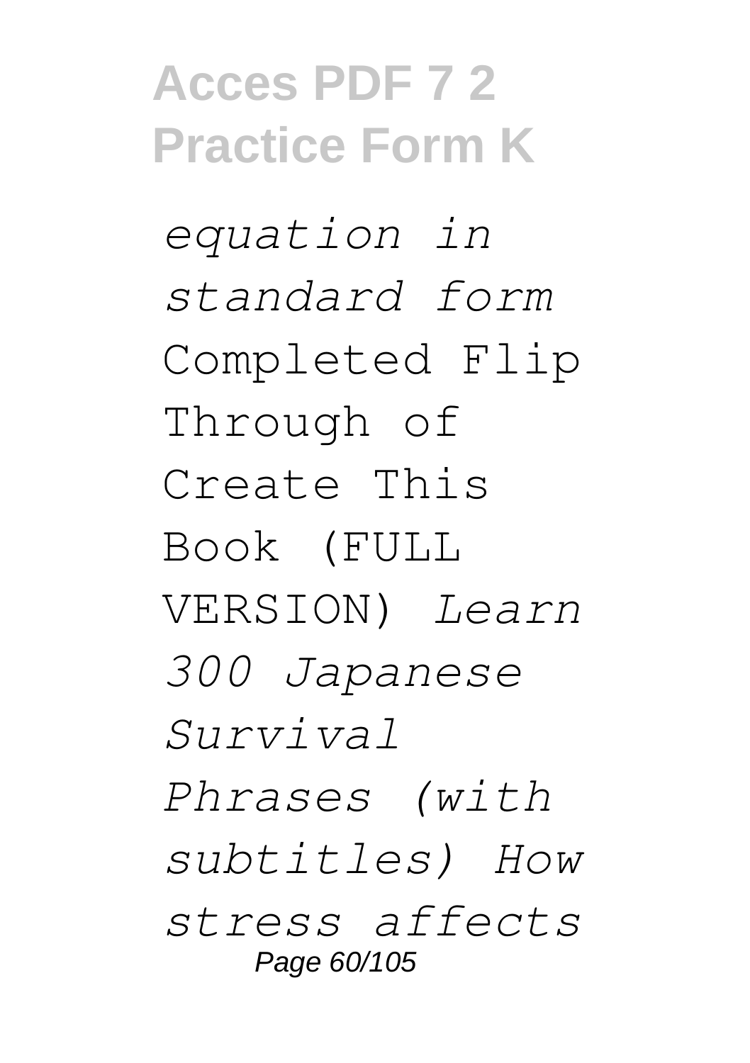*equation in standard form* Completed Flip Through of Create This Book (FULL VERSION) *Learn 300 Japanese Survival Phrases (with subtitles) How stress affects*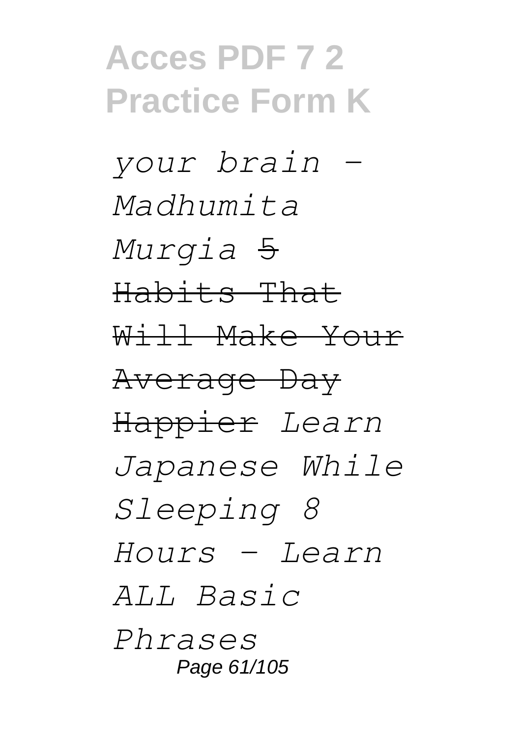*your brain - Madhumita Murgia* ~~5 Habits That Will Make Your Average Day Happier~~ *Learn Japanese While Sleeping 8 Hours - Learn ALL Basic Phrases*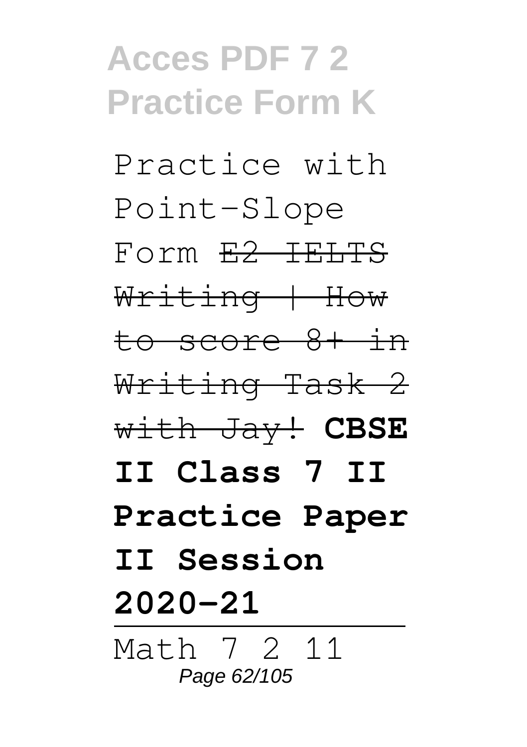Practice with Point-Slope Form ~~E2 IELTS Writing | How to score 8+ in Writing Task 2 with Jay!~~ **CBSE II Class 7 II Practice Paper II Session 2020-21**

Math 7 2 11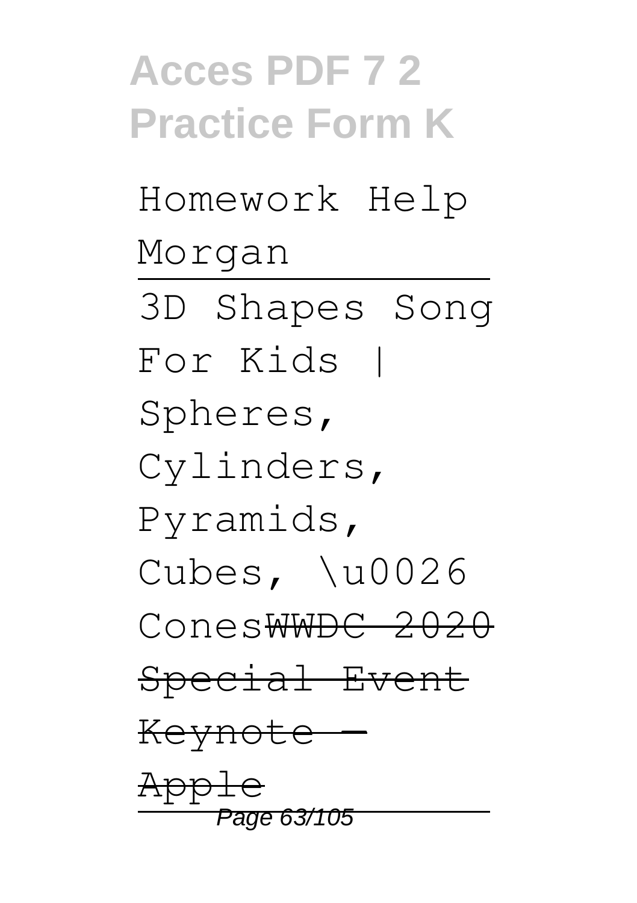Homework Help Morgan

---

3D Shapes Song For Kids | Spheres, Cylinders, Pyramids, Cubes, \u0026 Cones~~WWDC 2020 Special Event Keynote — Apple~~

---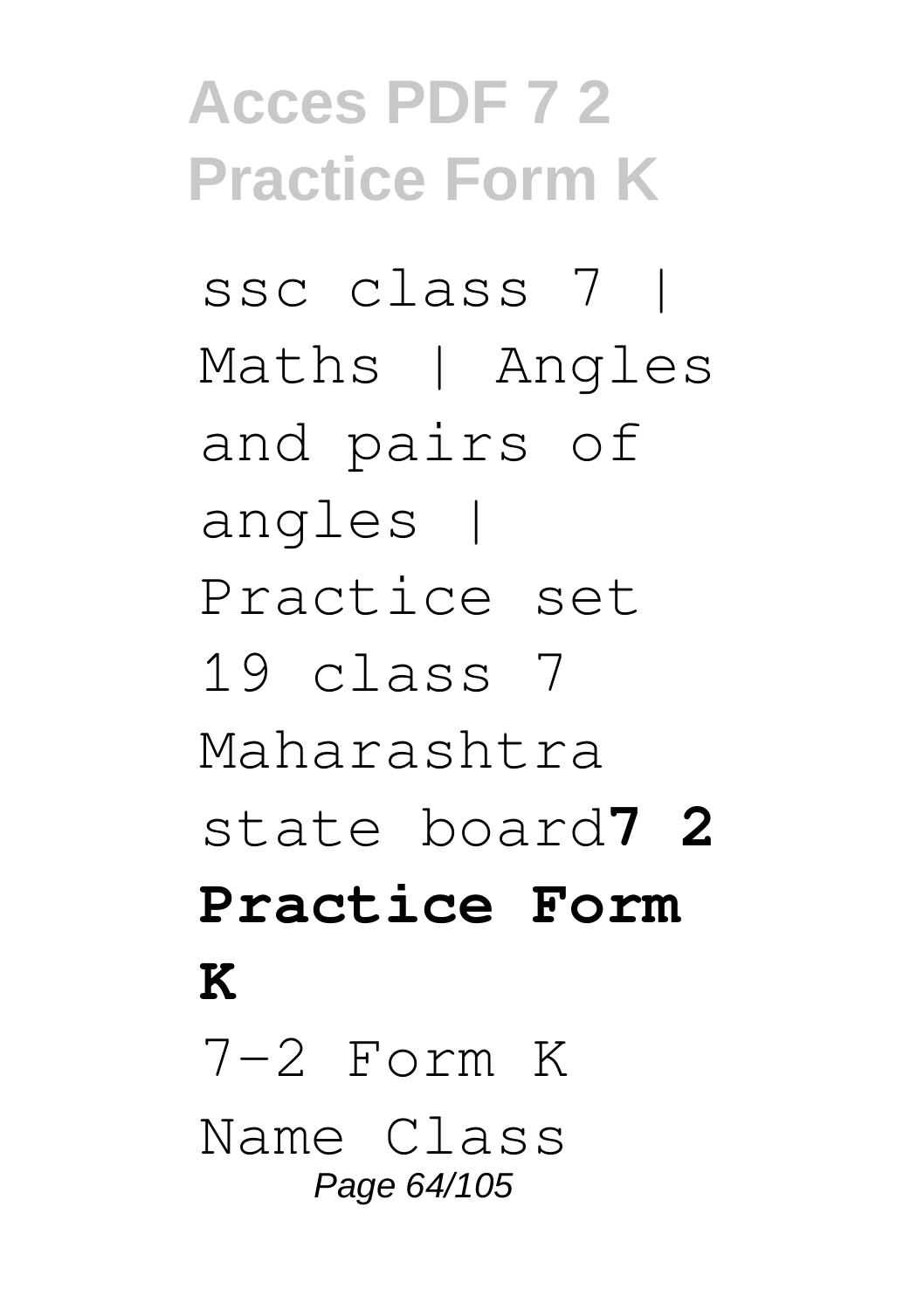ssc class 7 | Maths | Angles and pairs of angles | Practice set 19 class 7 Maharashtra state board**7 2 Practice Form K**

7-2 Form K Name Class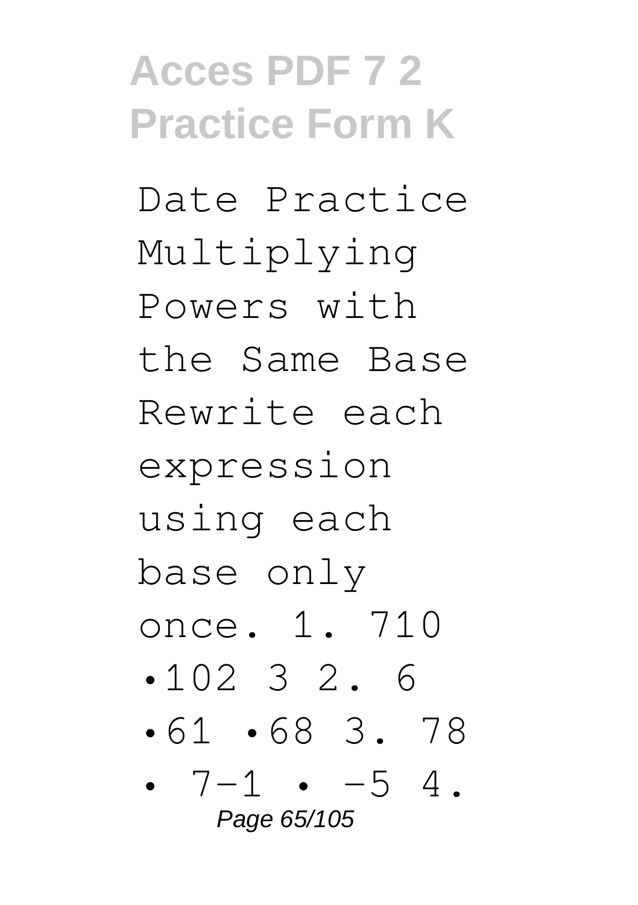Date Practice Multiplying Powers with the Same Base Rewrite each expression using each base only once. 1. 710 •102 3 2. 6 •61 •68 3. 78 • 7−1 • −5 4.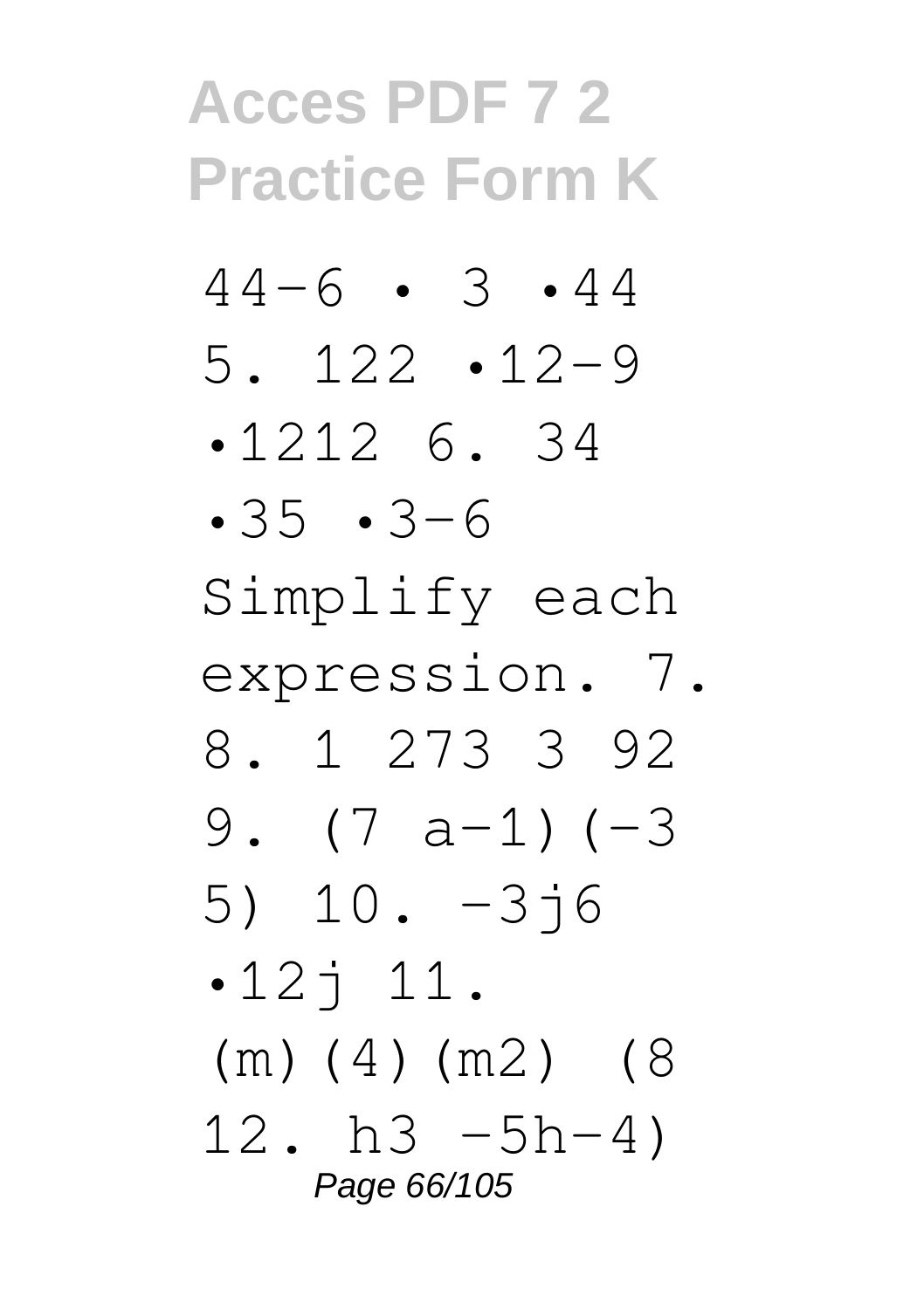$4^{4-6} \cdot 3 \cdot 4^4$

5. $12^2 \cdot 12^{-9}$

$\cdot 12^{12}$ 6. $3^4$

$\cdot 3^5 \cdot 3^{-6}$

Simplify each expression. 7.

8. 1 273 3 92

9. $(7 a^{-1})(-3$

5) 10. $-3j^6$

$\cdot 12j$ 11.

(m)(4)(m2) (8

12. $h^3 - 5h^{-4})$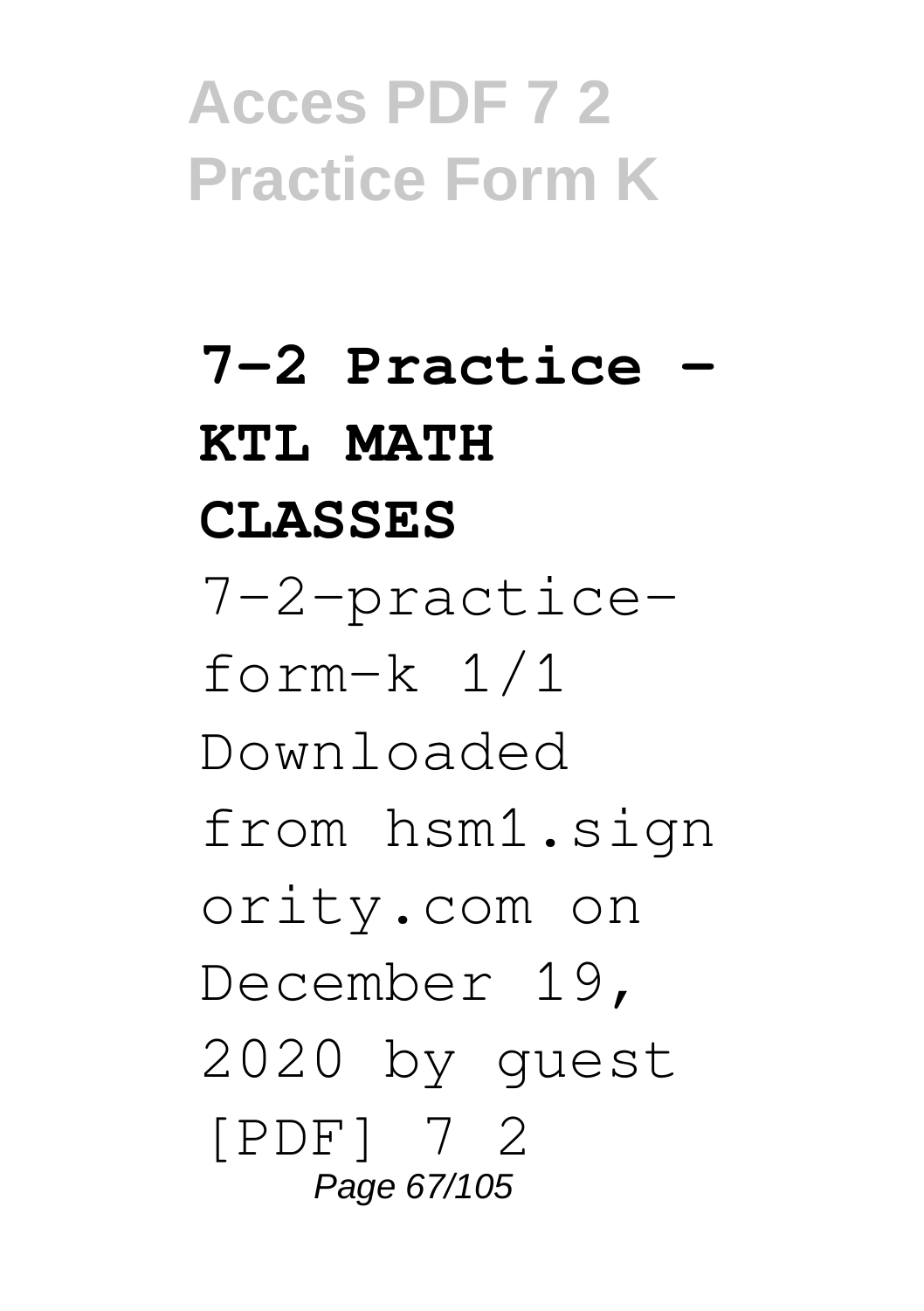## 7-2 Practice - KTL MATH CLASSES

7-2-practice-form-k 1/1 Downloaded from hsm1.signority.com on December 19, 2020 by guest [PDF] 7 2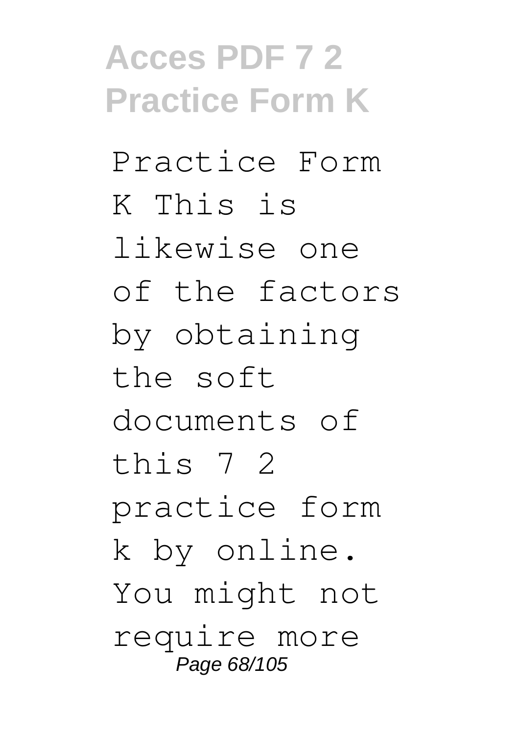Practice Form K This is likewise one of the factors by obtaining the soft documents of this 7 2 practice form k by online. You might not require more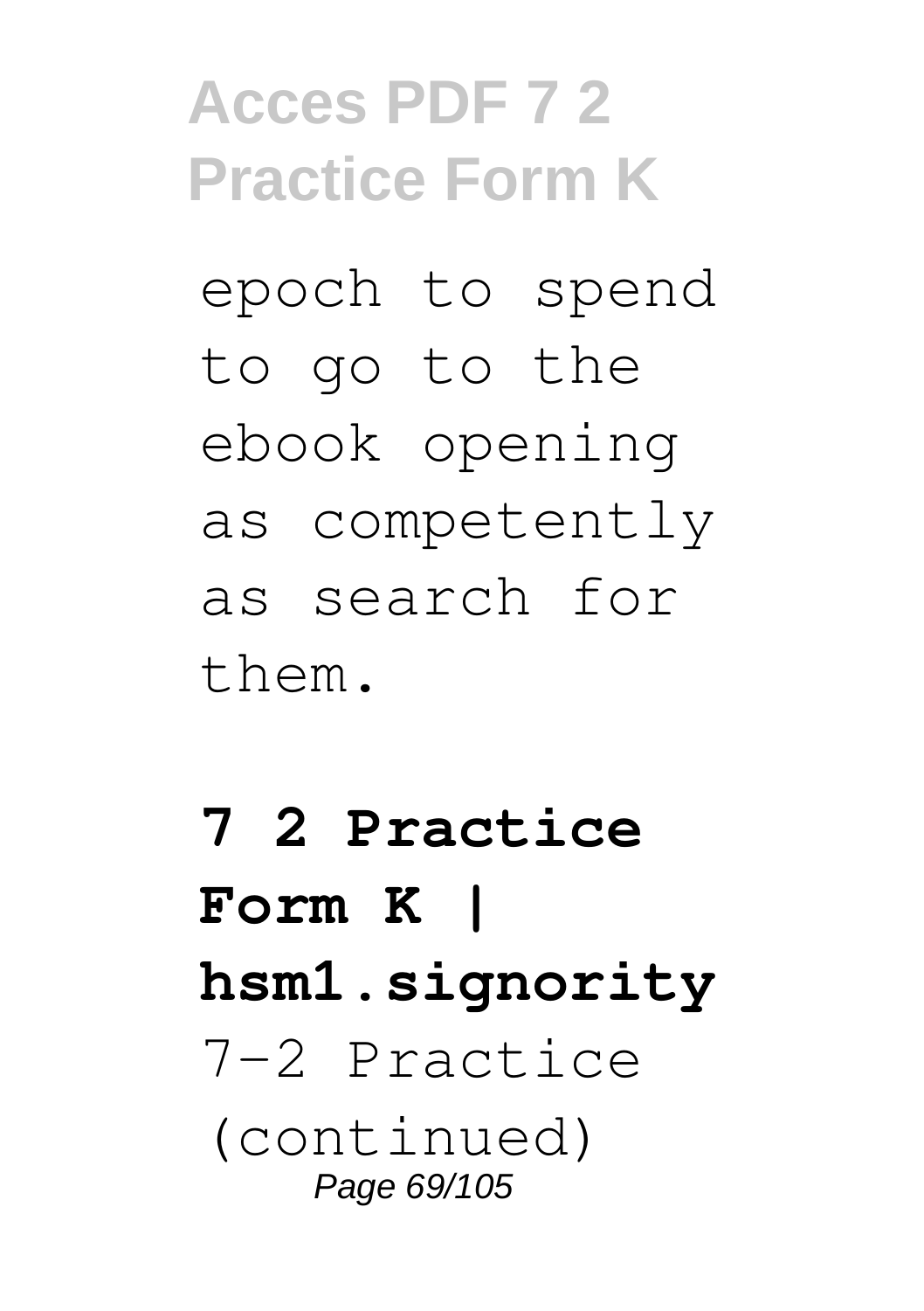epoch to spend to go to the ebook opening as competently as search for them.

**7 2 Practice Form K | hsm1.signority**

7-2 Practice (continued)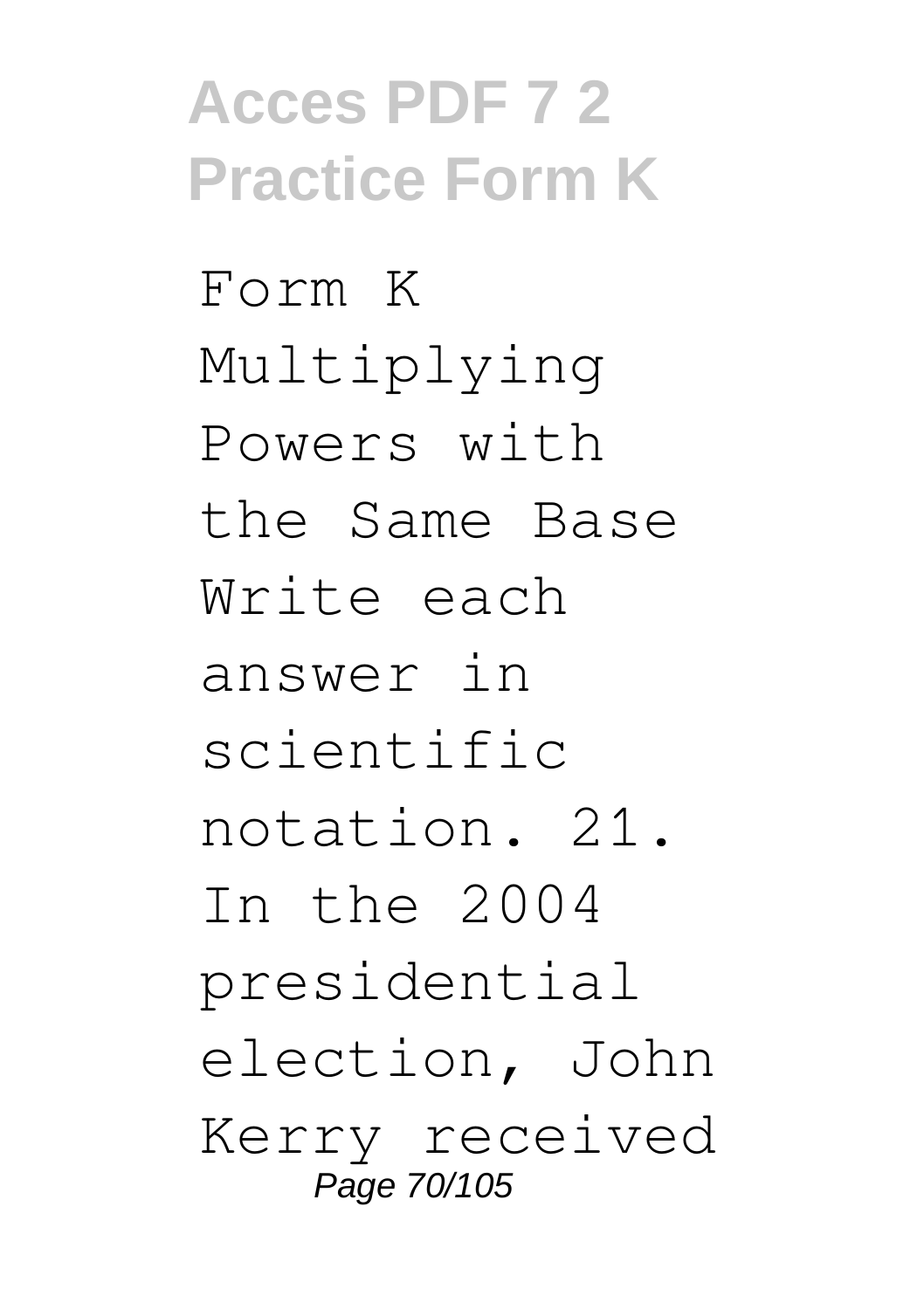Form K Multiplying Powers with the Same Base Write each answer in scientific notation. 21. In the 2004 presidential election, John Kerry received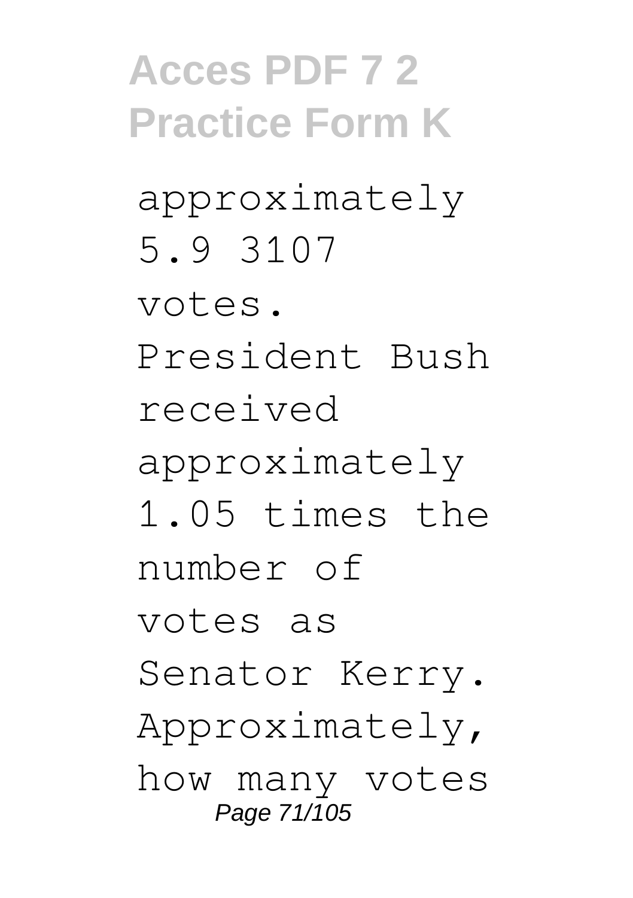approximately 5.9 3107 votes. President Bush received approximately 1.05 times the number of votes as Senator Kerry. Approximately, how many votes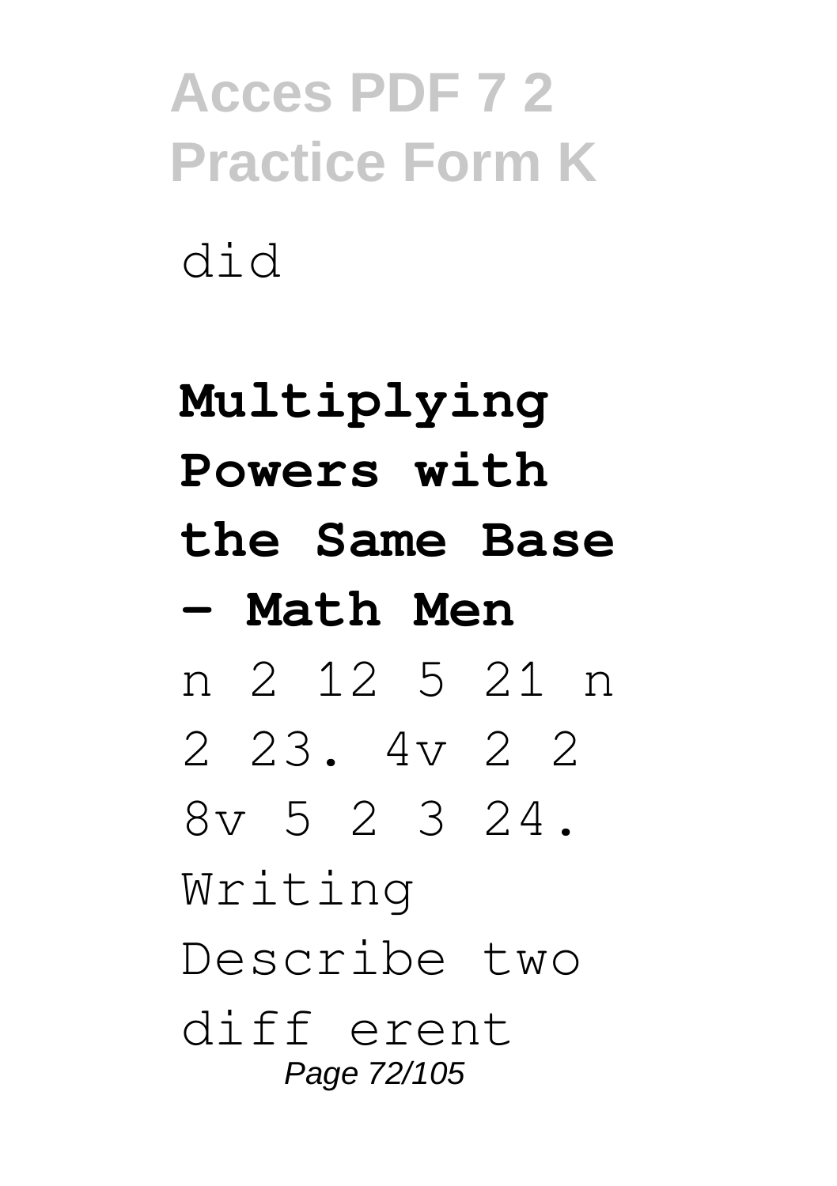did

**Multiplying Powers with the Same Base - Math Men**

n 2 12 5 21 n 2 23. 4v 2 2 8v 5 2 3 24. Writing Describe two diff erent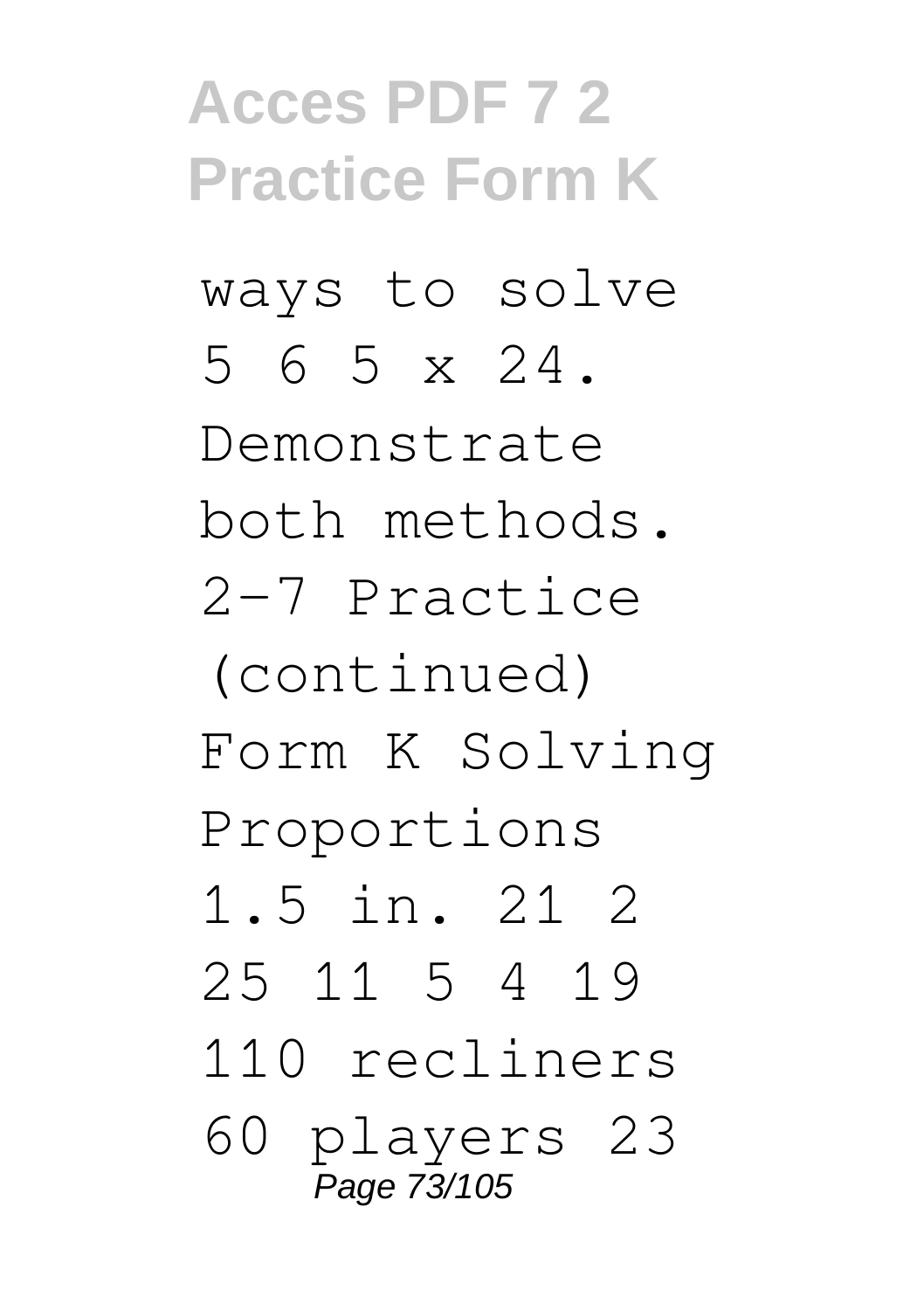ways to solve 5 6 5 x 24. Demonstrate both methods. 2-7 Practice (continued) Form K Solving Proportions 1.5 in. 21 2 25 11 5 4 19 110 recliners 60 players 23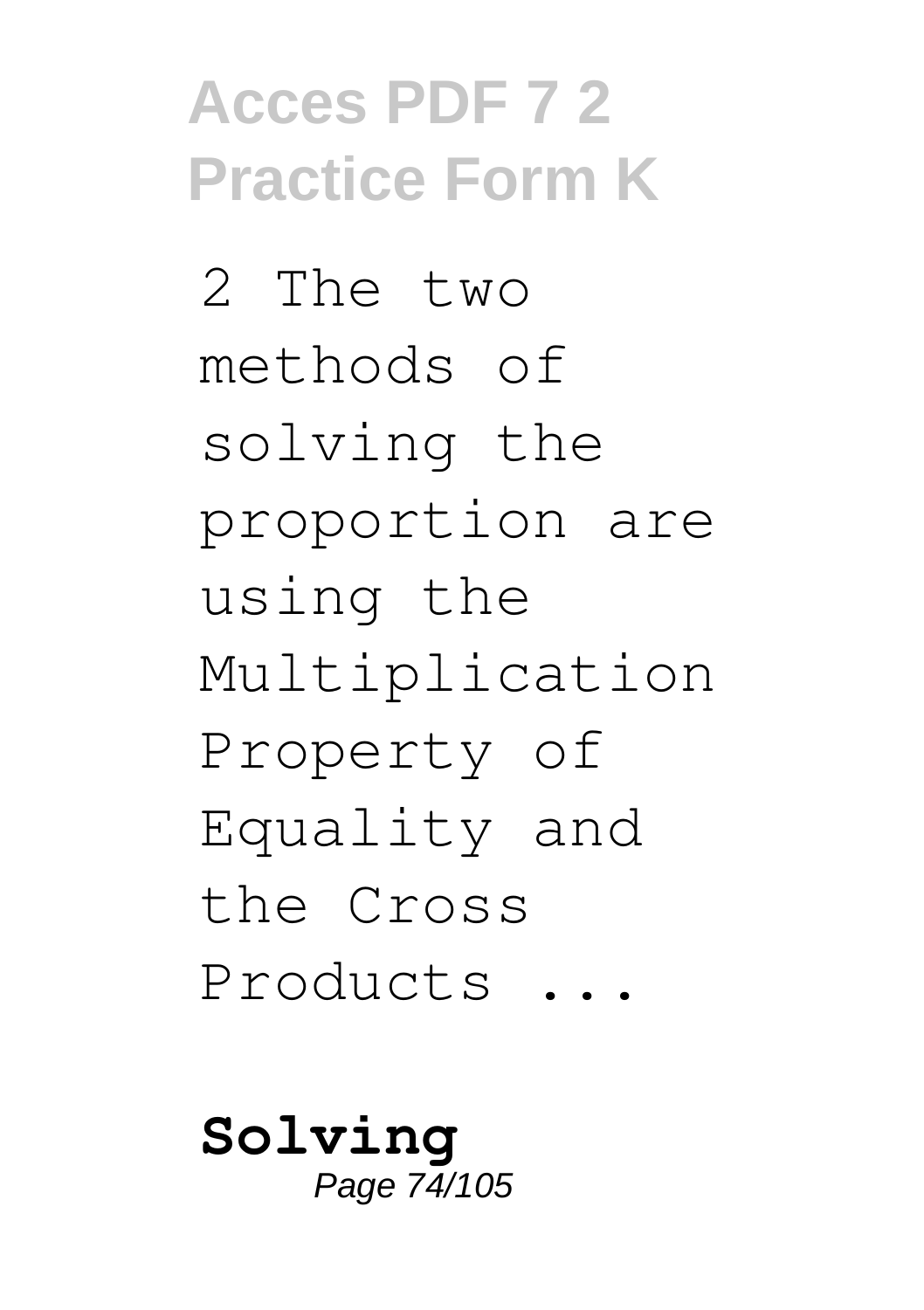2 The two methods of solving the proportion are using the Multiplication Property of Equality and the Cross Products ...

**Solving**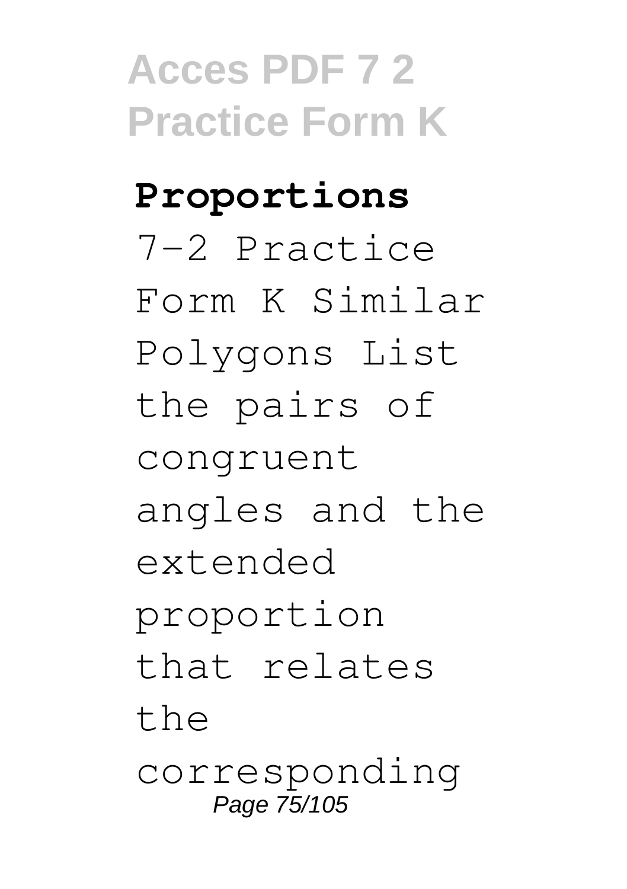**Proportions**

7-2 Practice Form K Similar Polygons List the pairs of congruent angles and the extended proportion that relates the corresponding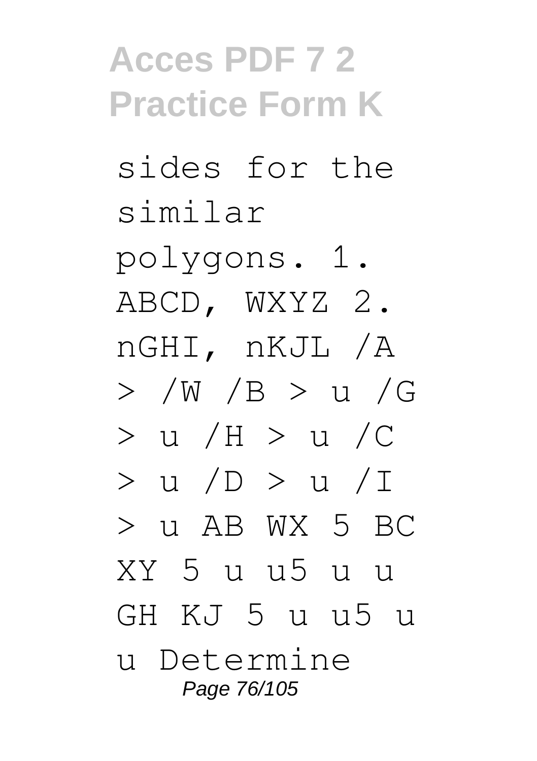sides for the similar polygons. 1. ABCD, WXYZ 2. nGHI, nKJL /A > /W /B > u /G > u /H > u /C > u /D > u /I > u AB WX 5 BC XY 5 u u5 u u GH KJ 5 u u5 u u Determine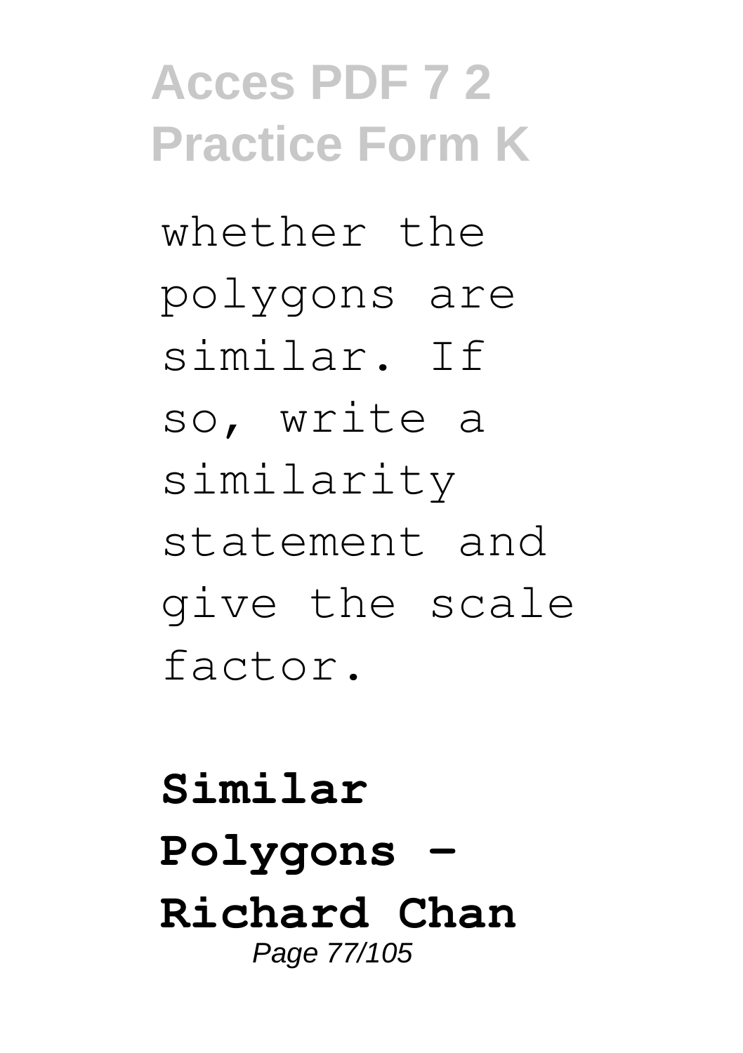whether the polygons are similar. If so, write a similarity statement and give the scale factor.

**Similar Polygons - Richard Chan**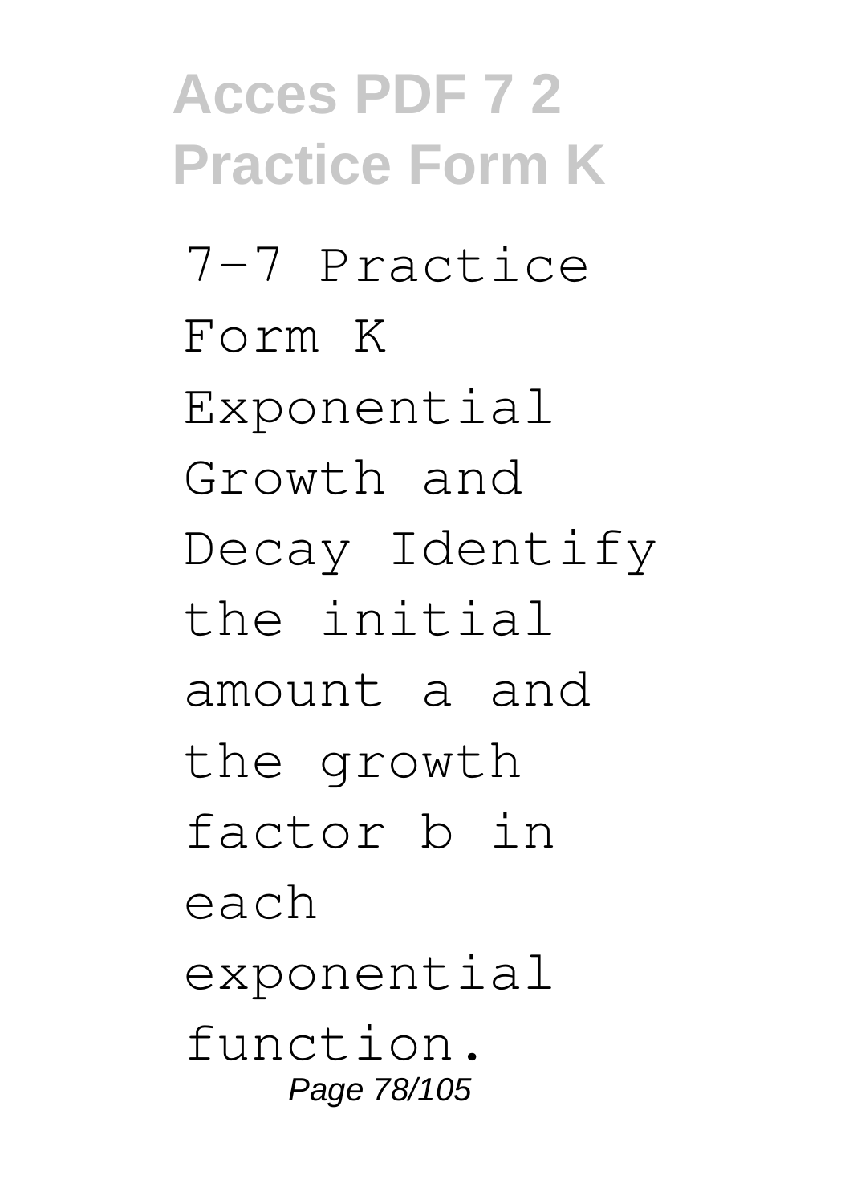7-7 Practice Form K Exponential Growth and Decay Identify the initial amount a and the growth factor b in each exponential function.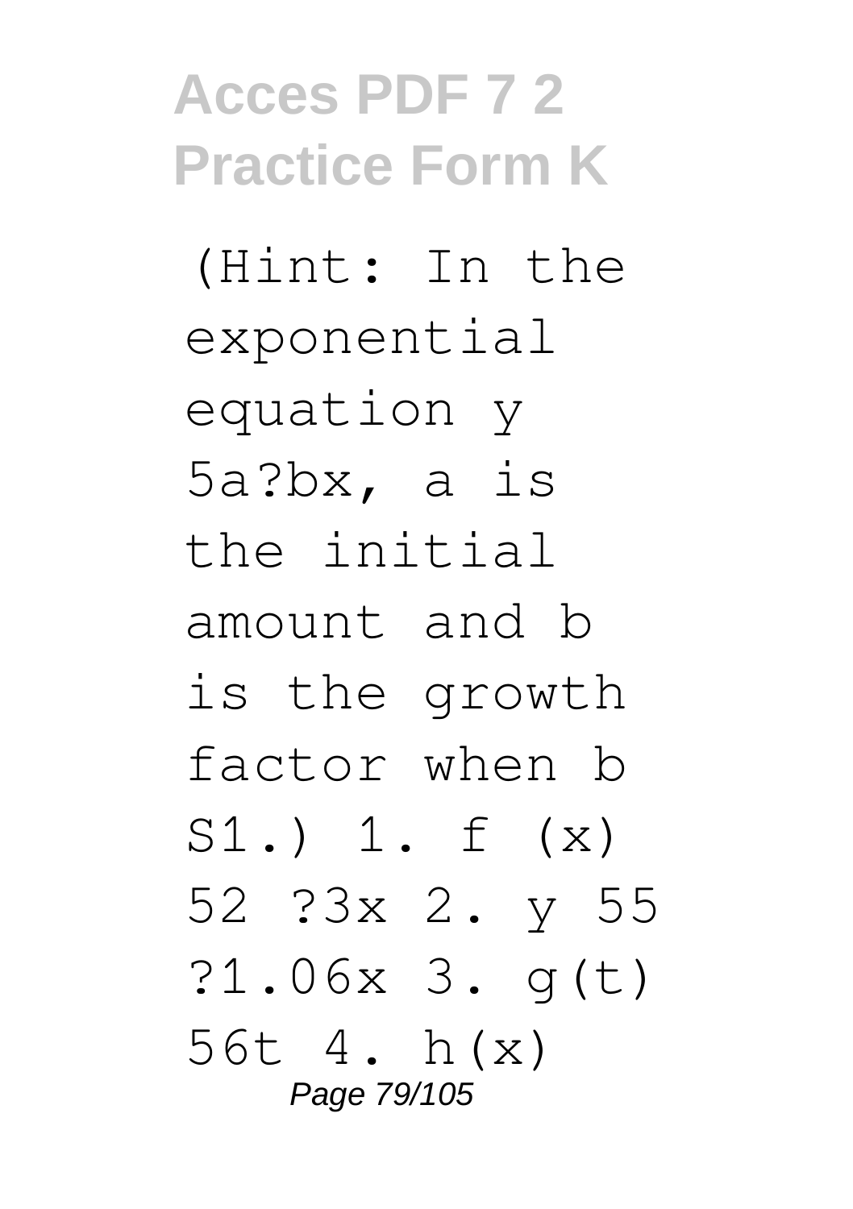(Hint: In the exponential equation y 5a?bx, a is the initial amount and b is the growth factor when b S1.) 1. f (x) 52 ?3x 2. y 55 ?1.06x 3. g(t) 56t 4. h(x)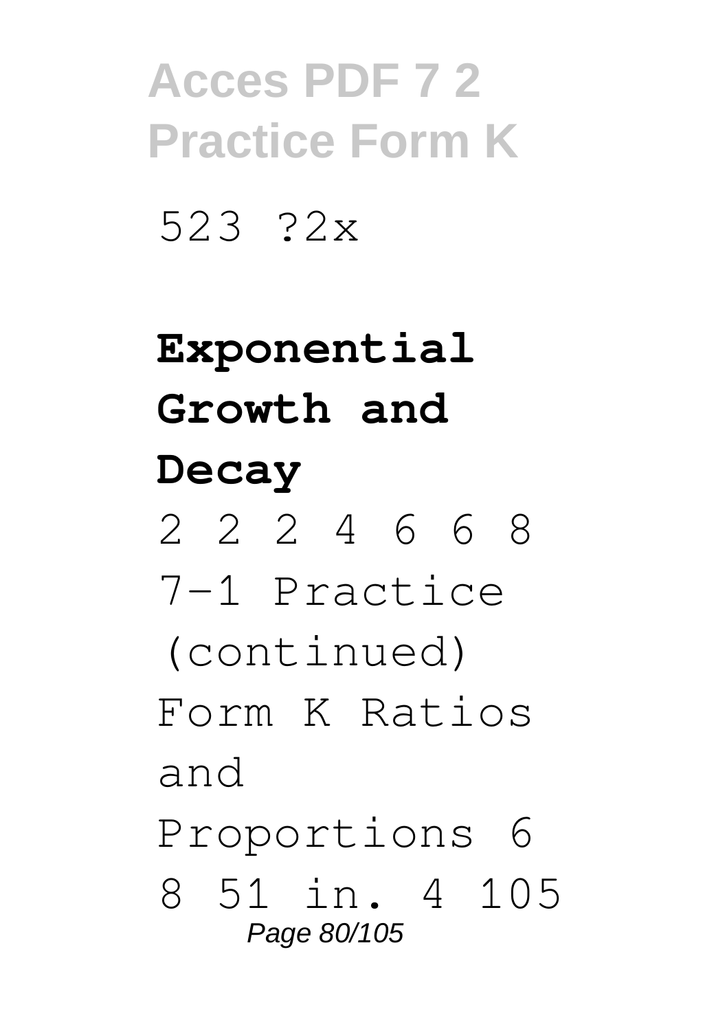523 ?2x

**Exponential Growth and Decay**

2 2 2 4 6 6 8 7-1 Practice (continued) Form K Ratios and Proportions 6 8 51 in. 4 105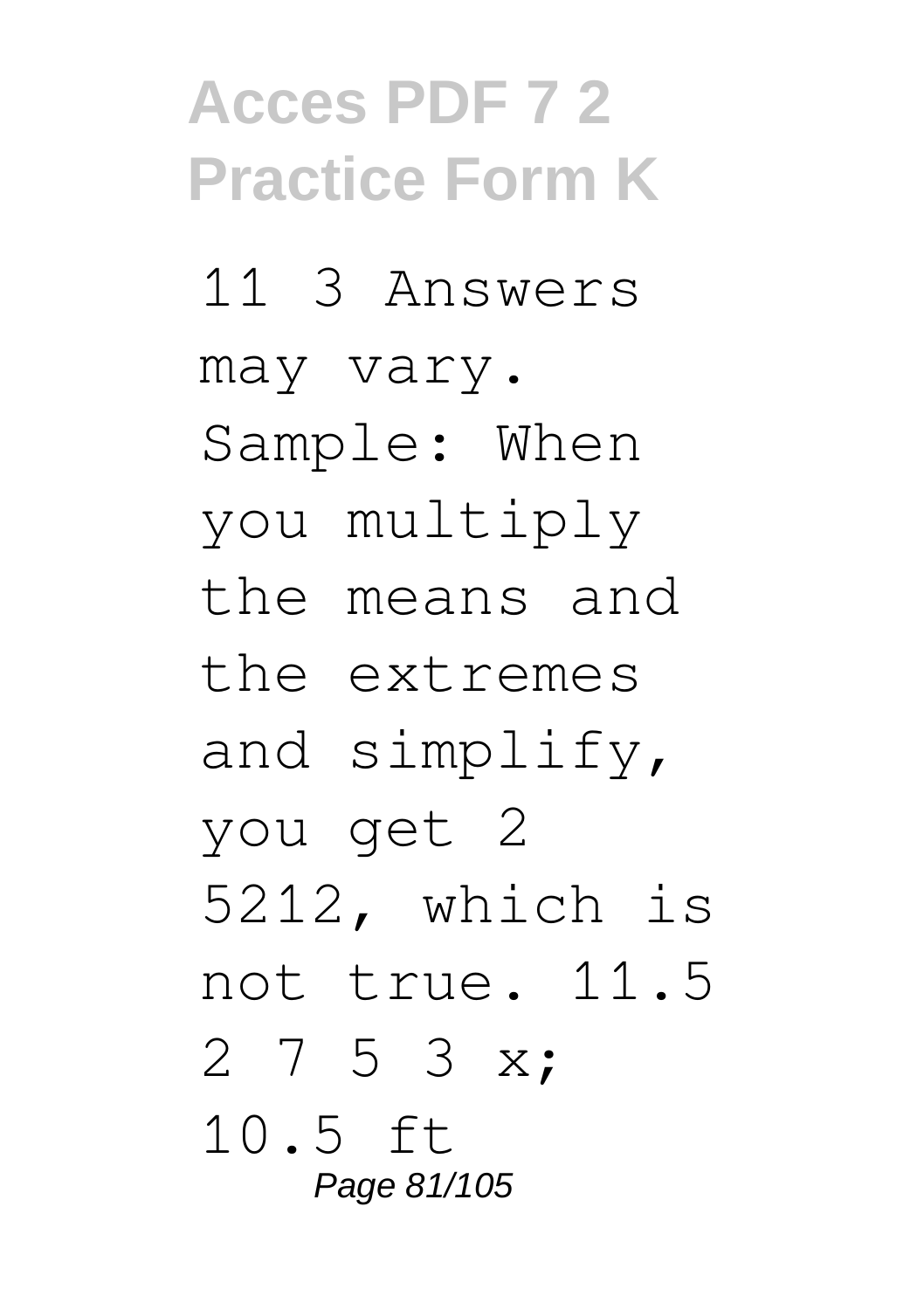11 3 Answers may vary. Sample: When you multiply the means and the extremes and simplify, you get 2 5212, which is not true. 11.5 2 7 5 3 x; 10.5 ft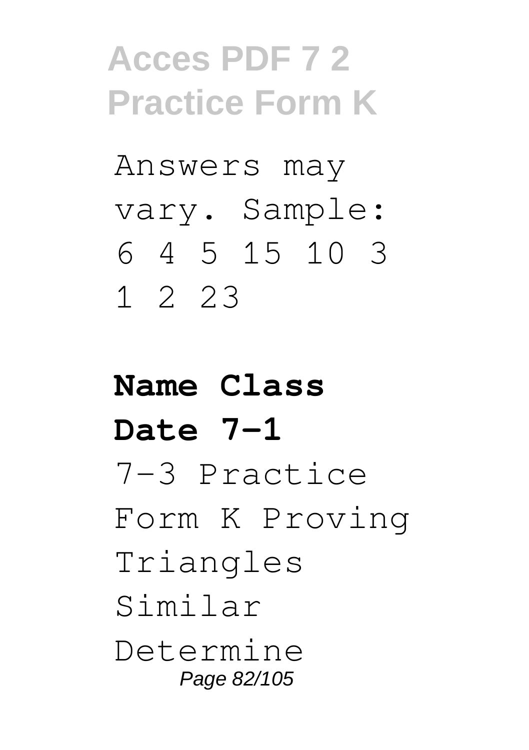Answers may vary. Sample: 6 4 5 15 10 3 1 2 23

**Name Class Date 7-1**

7-3 Practice Form K Proving Triangles Similar Determine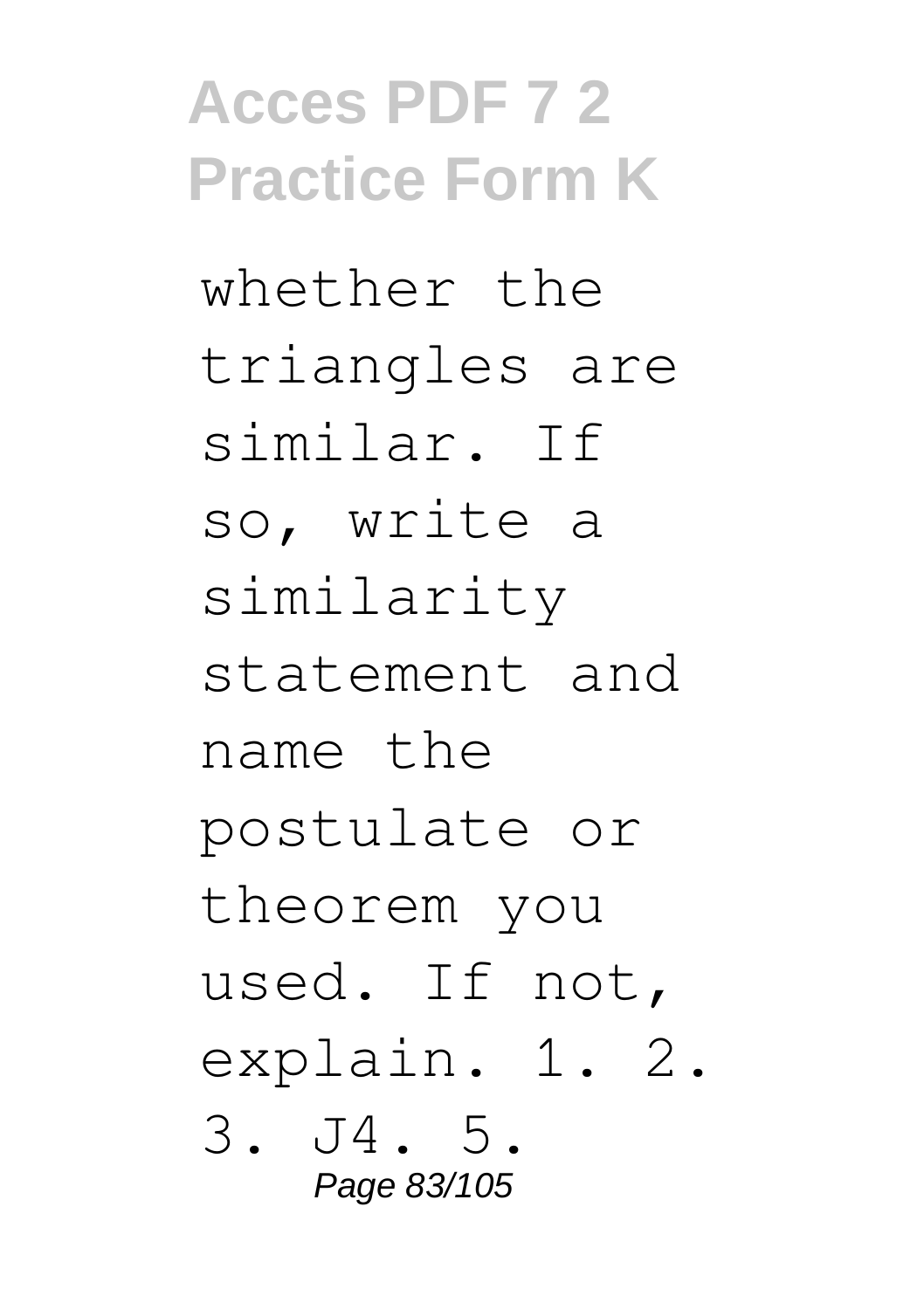whether the triangles are similar. If so, write a similarity statement and name the postulate or theorem you used. If not, explain. 1. 2. 3. J4. 5.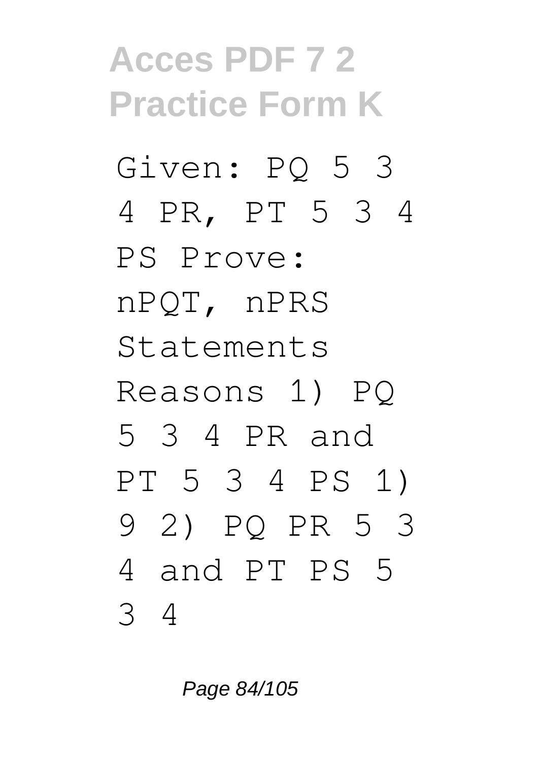Given: PQ 5 3 4 PR, PT 5 3 4 PS Prove: nPQT, nPRS Statements Reasons 1) PQ 5 3 4 PR and PT 5 3 4 PS 1) 9 2) PQ PR 5 3 4 and PT PS 5 3 4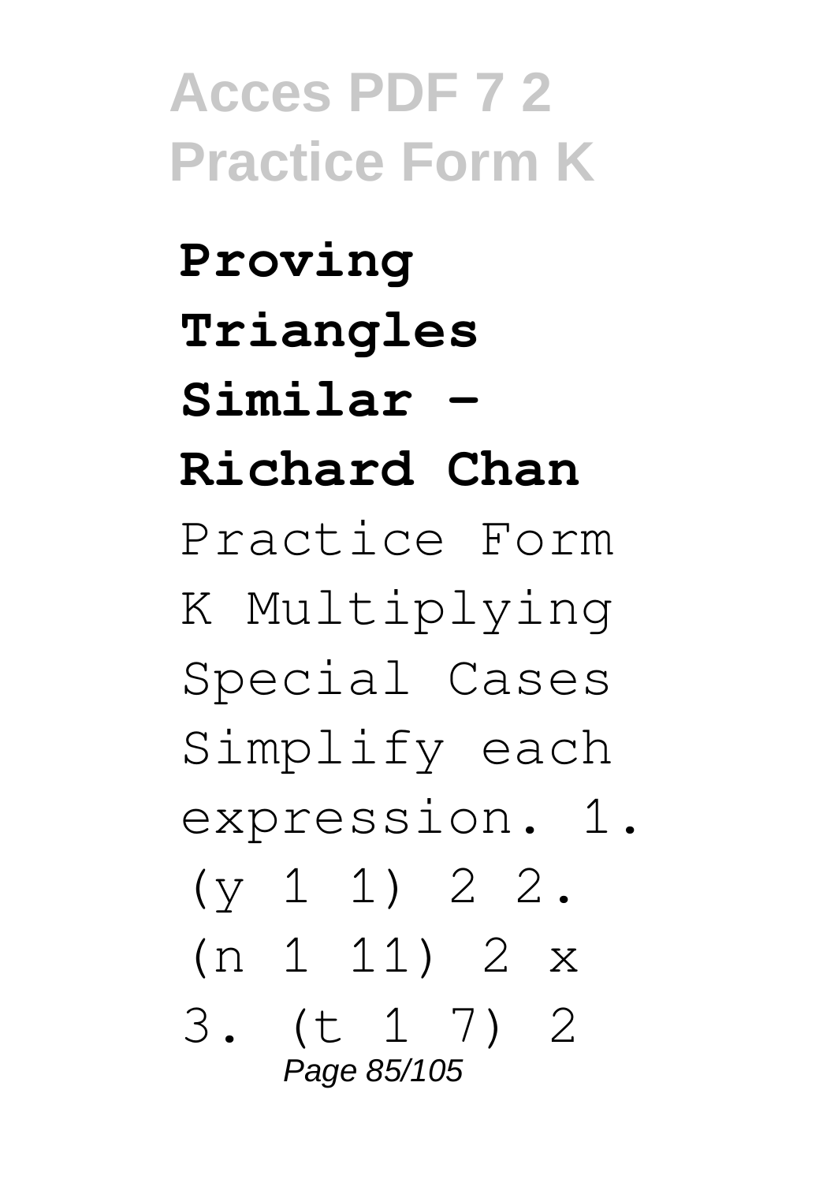**Proving Triangles Similar - Richard Chan**

Practice Form K Multiplying Special Cases Simplify each expression. 1. (y 1 1) 2 2. (n 1 11) 2 x 3. (t 1 7) 2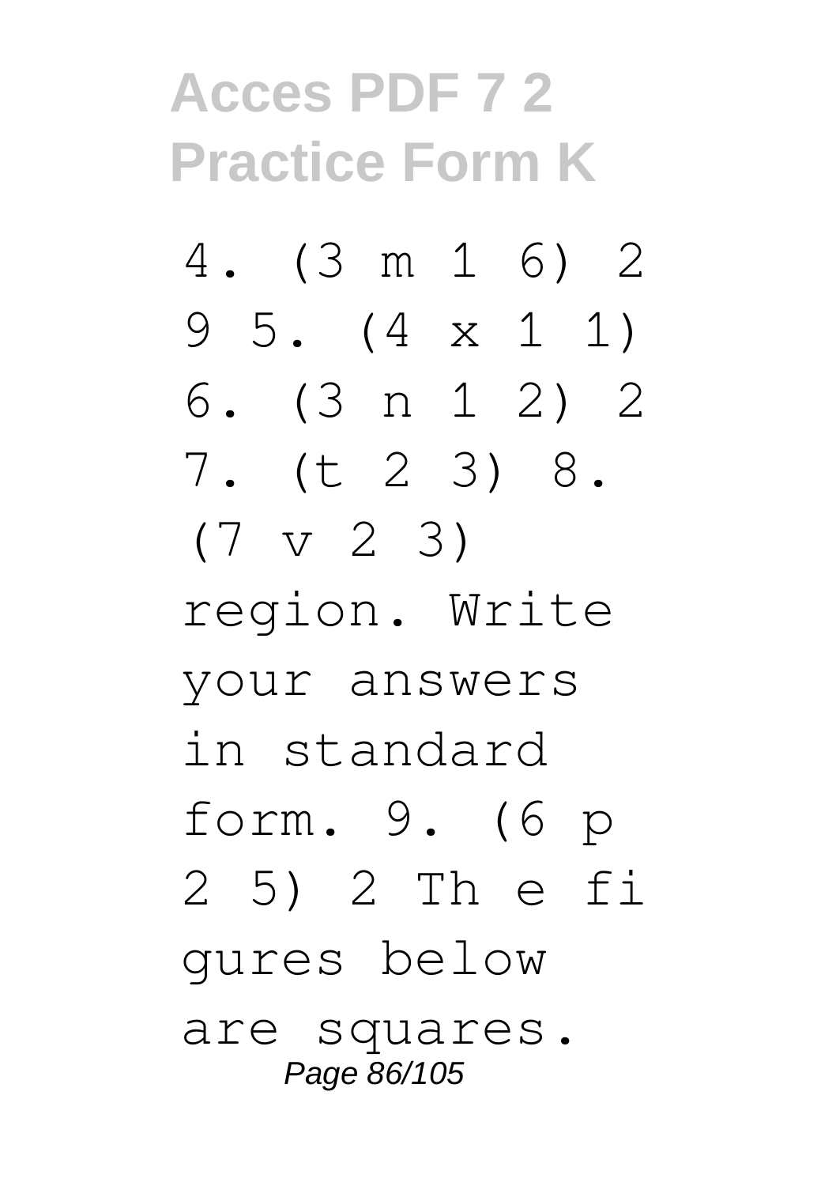4. (3 m 1 6) 2 9 5. (4 x 1 1) 6. (3 n 1 2) 2 7. (t 2 3) 8. (7 v 2 3) region. Write your answers in standard form. 9. (6 p 2 5) 2 Th e fi gures below are squares.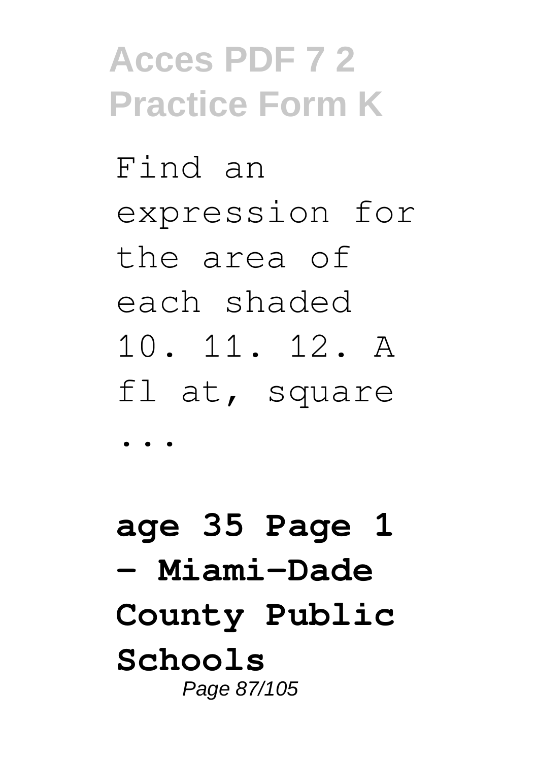Find an expression for the area of each shaded 10. 11. 12. A fl at, square ...

**age 35 Page 1 - Miami-Dade County Public Schools**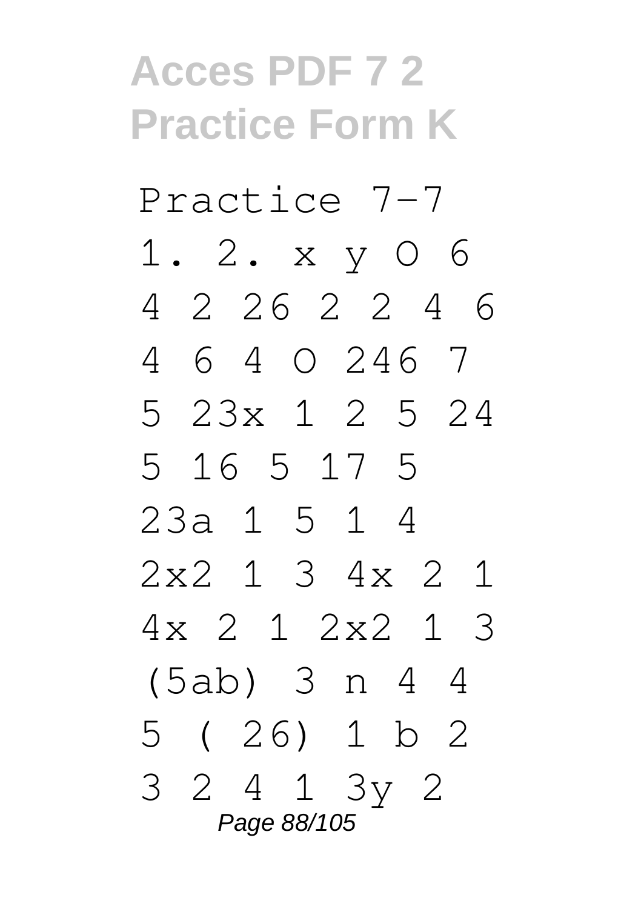Practice 7-7

1. 2. x y O 6
4 2 26 2 2 4 6
4 6 4 O 246 7
5 23x 1 2 5 24
5 16 5 17 5
23a 1 5 1 4
2x2 1 3 4x 2 1
4x 2 1 2x2 1 3
(5ab) 3 n 4 4
5 ( 26) 1 b 2
3 2 4 1 3y 2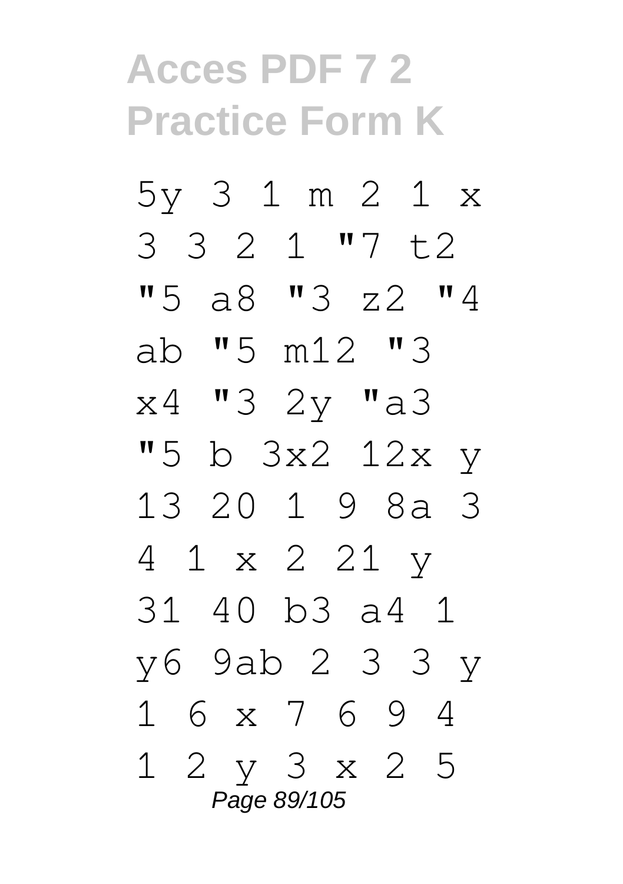# Acces PDF 7 2 Practice Form K

5y 3 1 m 2 1 x 3 3 2 1 "7 t2 "5 a8 "3 z2 "4 ab "5 m12 "3 x4 "3 2y "a3 "5 b 3x2 12x y 13 20 1 9 8a 3 4 1 x 2 21 y 31 40 b3 a4 1 y6 9ab 2 3 3 y 1 6 x 7 6 9 4 1 2 y 3 x 2 5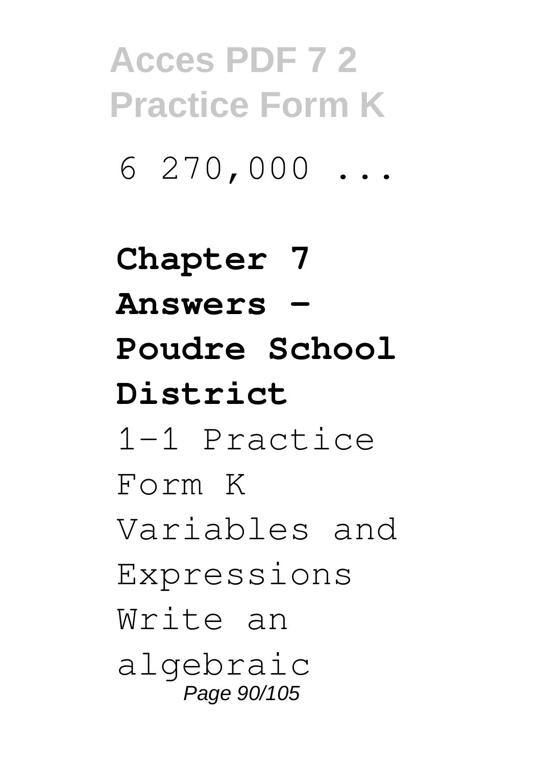6 270,000 ...

**Chapter 7 Answers - Poudre School District**

1-1 Practice Form K Variables and Expressions Write an algebraic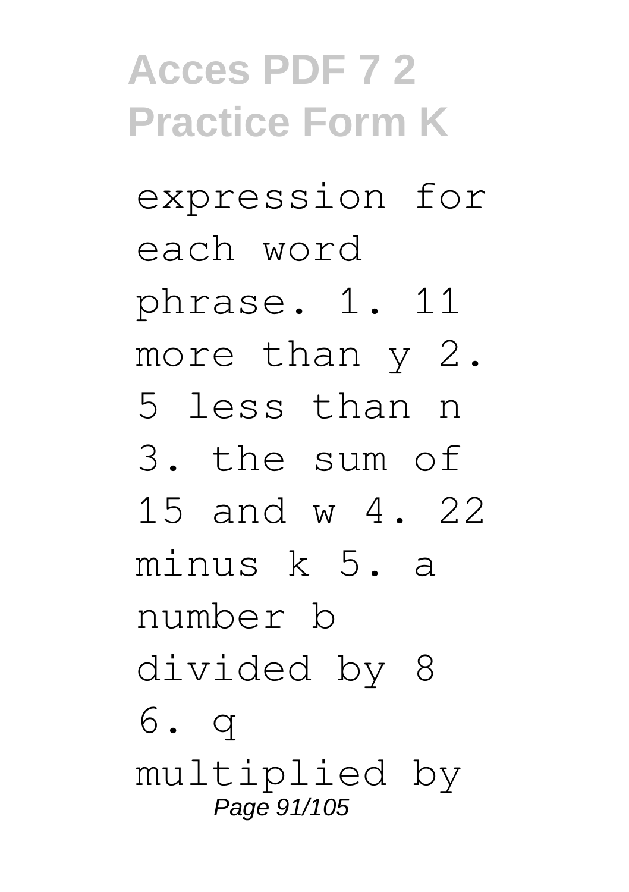expression for each word phrase. 1. 11 more than y 2. 5 less than n 3. the sum of 15 and w 4. 22 minus k 5. a number b divided by 8 6. q multiplied by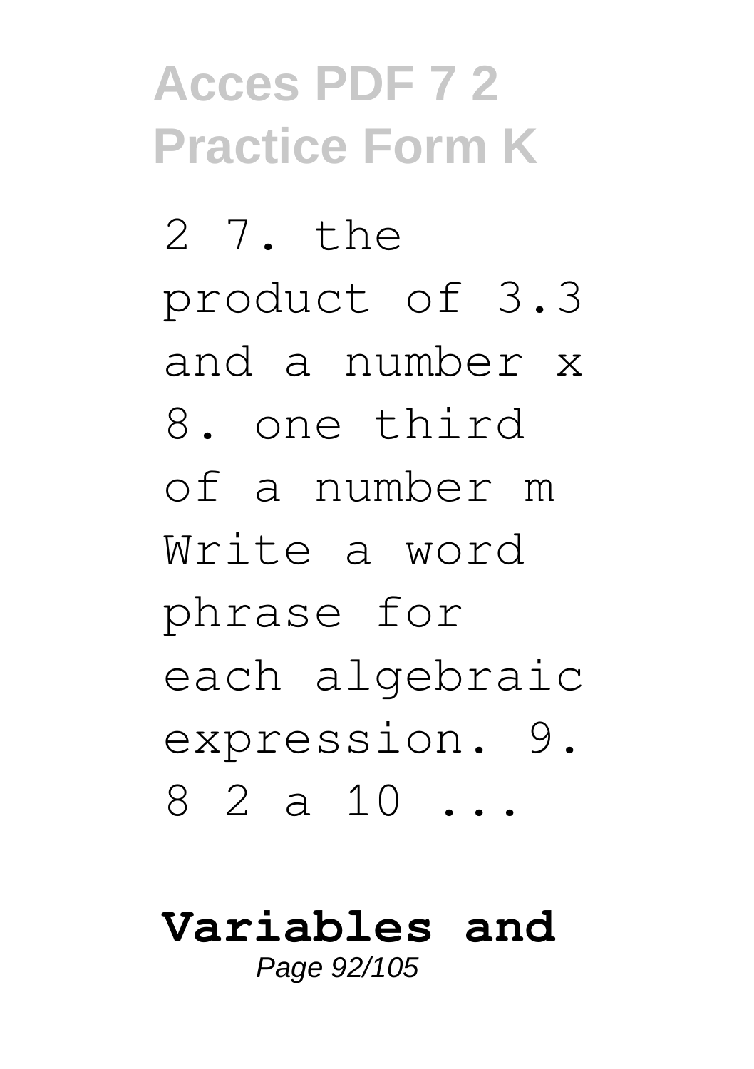2 7. the product of 3.3 and a number x 8. one third of a number m Write a word phrase for each algebraic expression. 9. 8 2 a 10 ...

**Variables and**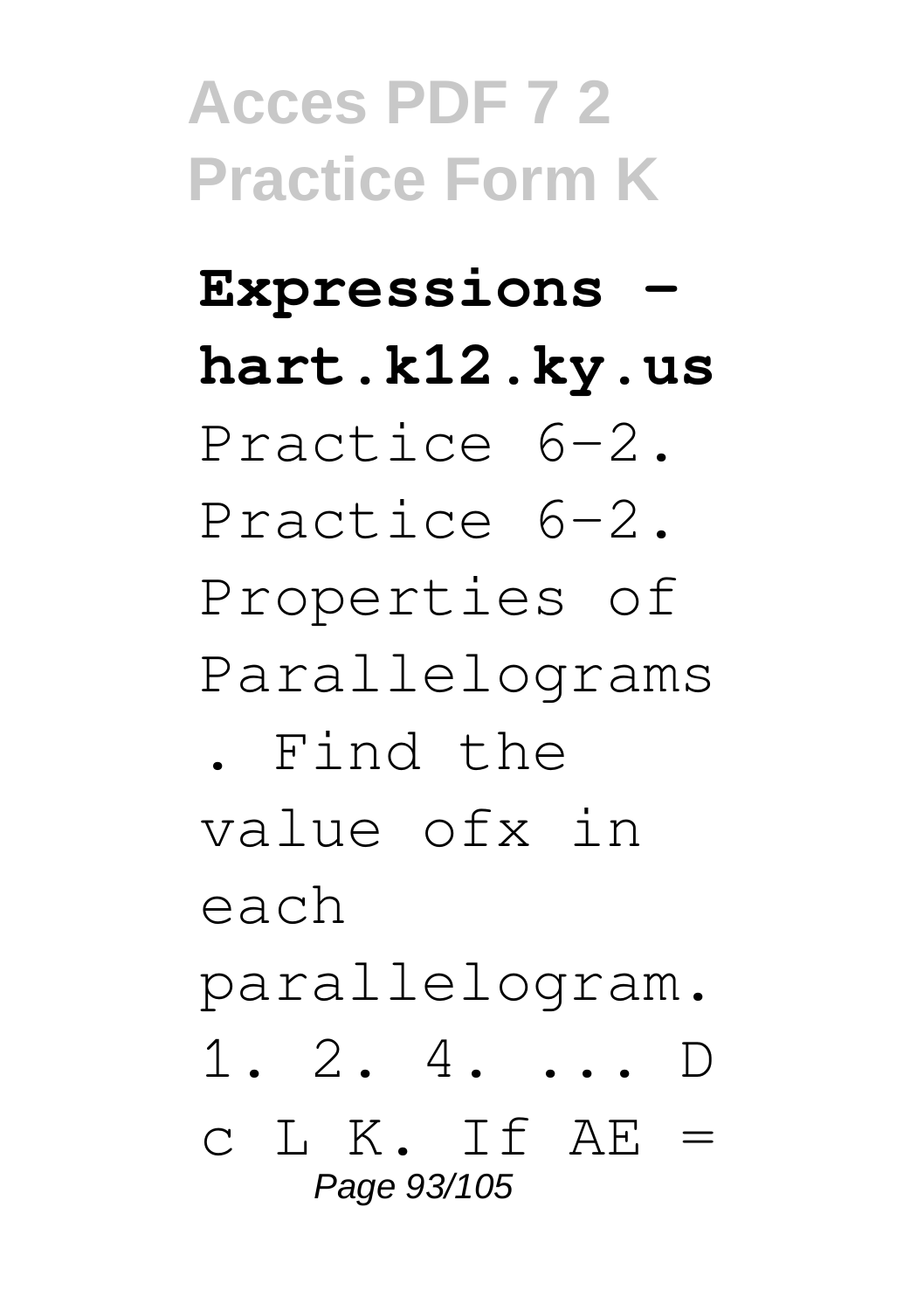**Expressions - hart.k12.ky.us**

Practice 6-2. Practice 6-2. Properties of Parallelograms . Find the value ofx in each parallelogram. 1. 2. 4. ... D c L K. If AE =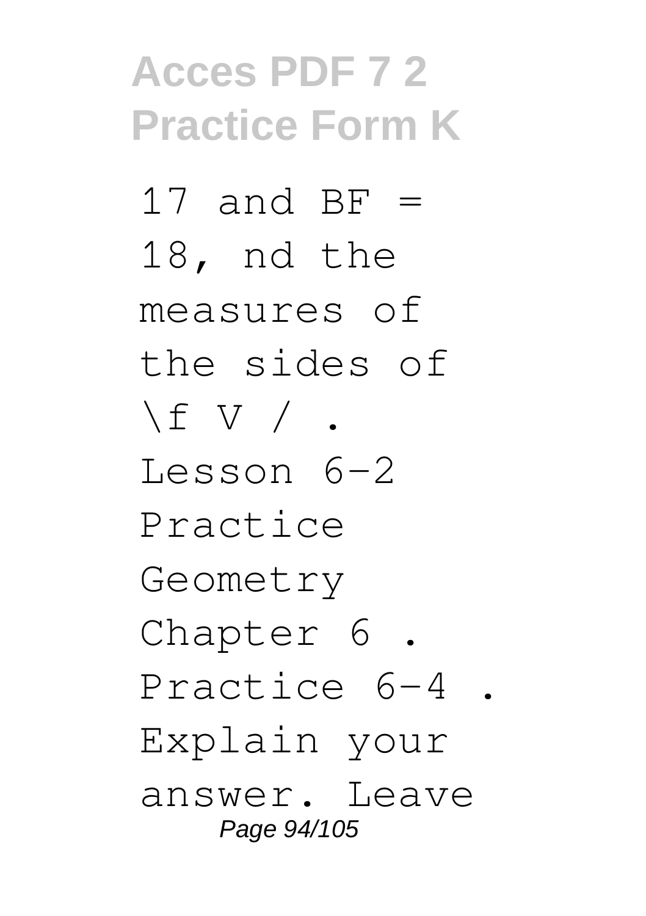17 and BF = 18, nd the measures of the sides of \f V / . Lesson 6-2 Practice Geometry Chapter 6 . Practice 6-4 . Explain your answer. Leave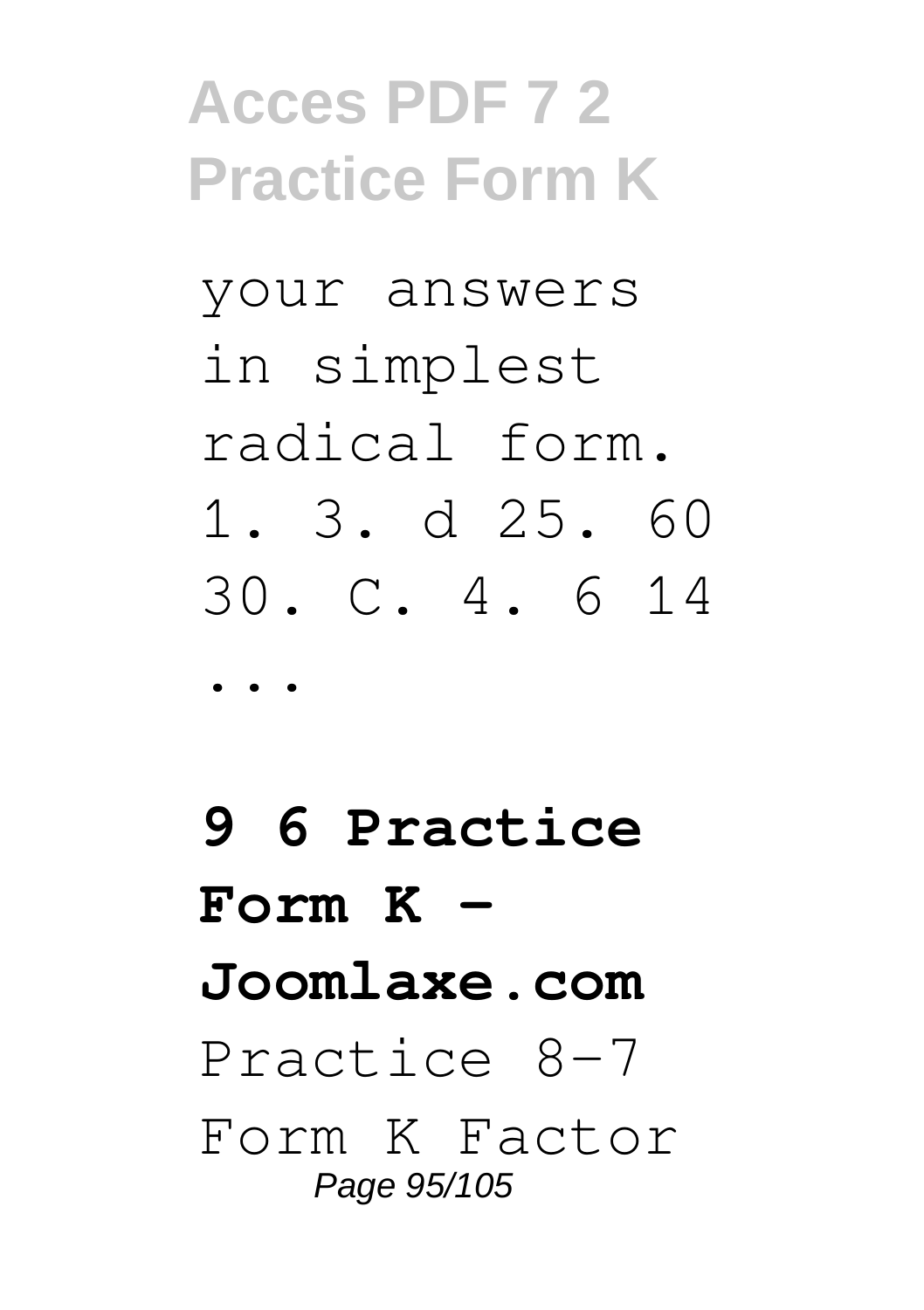your answers in simplest radical form. 1. 3. d 25. 60 30. C. 4. 6 14 ...

**9 6 Practice Form K - Joomlaxe.com**

Practice 8-7 Form K Factor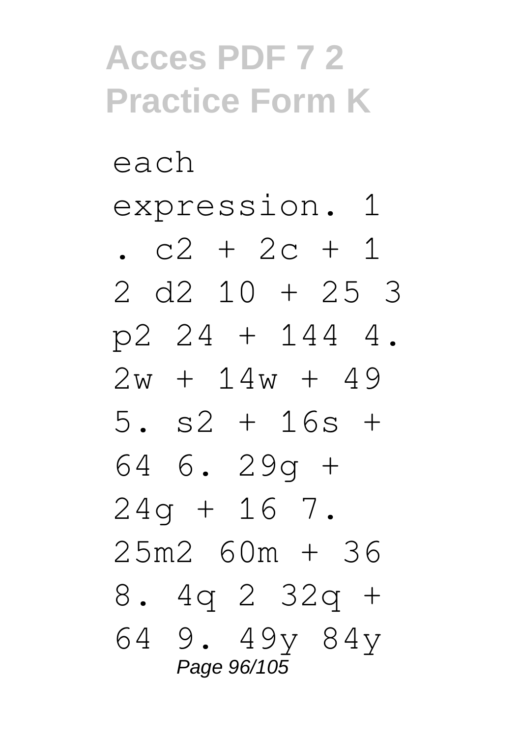each expression. 1 . $c2 + 2c + 1$ 2 $d2$ $10 + 25$ 3 $p2$ $24 + 144$ 4. $2w + 14w + 49$ 5. $s2 + 16s + 64$ 6. $29g + 24g + 16$ 7. $25m2$ $60m + 36$ 8. $4q$ 2 $32q + 64$ 9. $49y$ $84y$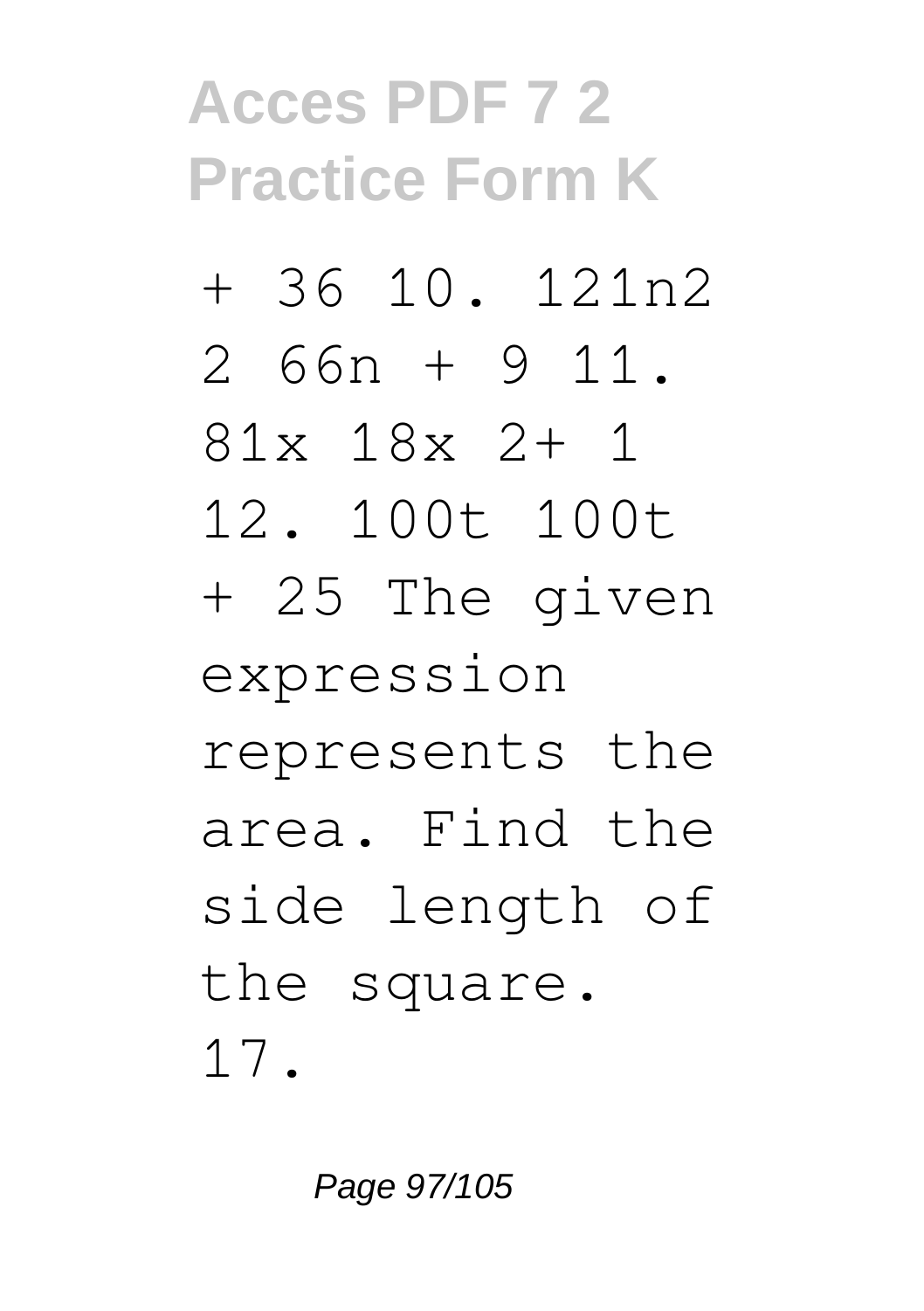+ 36 10. 121n2 2 66n + 9 11. 81x 18x 2+ 1 12. 100t 100t + 25 The given expression represents the area. Find the side length of the square. 17.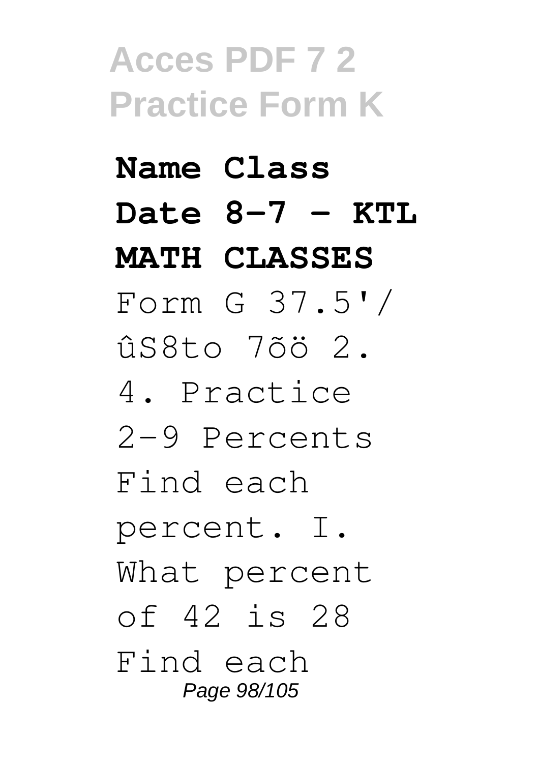**Name Class Date 8-7 - KTL MATH CLASSES**

Form G 37.5'/ ûS8to 7õö 2. 4. Practice 2-9 Percents Find each percent. I. What percent of 42 is 28 Find each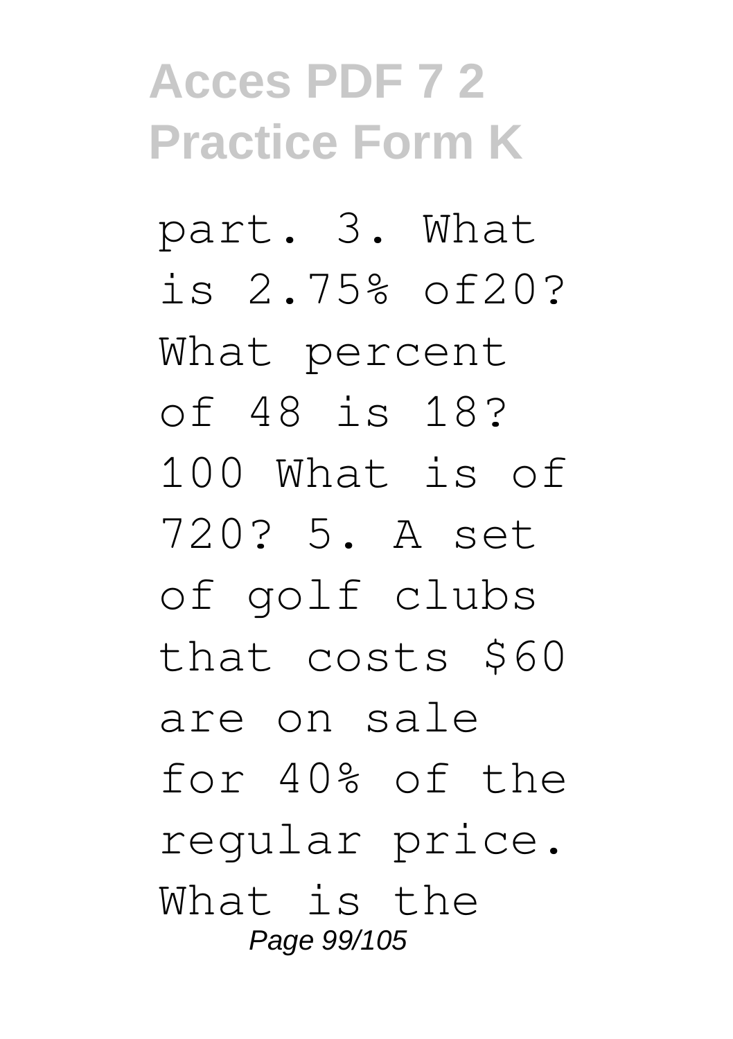part. 3. What is 2.75% of20? What percent of 48 is 18? 100 What is of 720? 5. A set of golf clubs that costs $60 are on sale for 40% of the regular price. What is the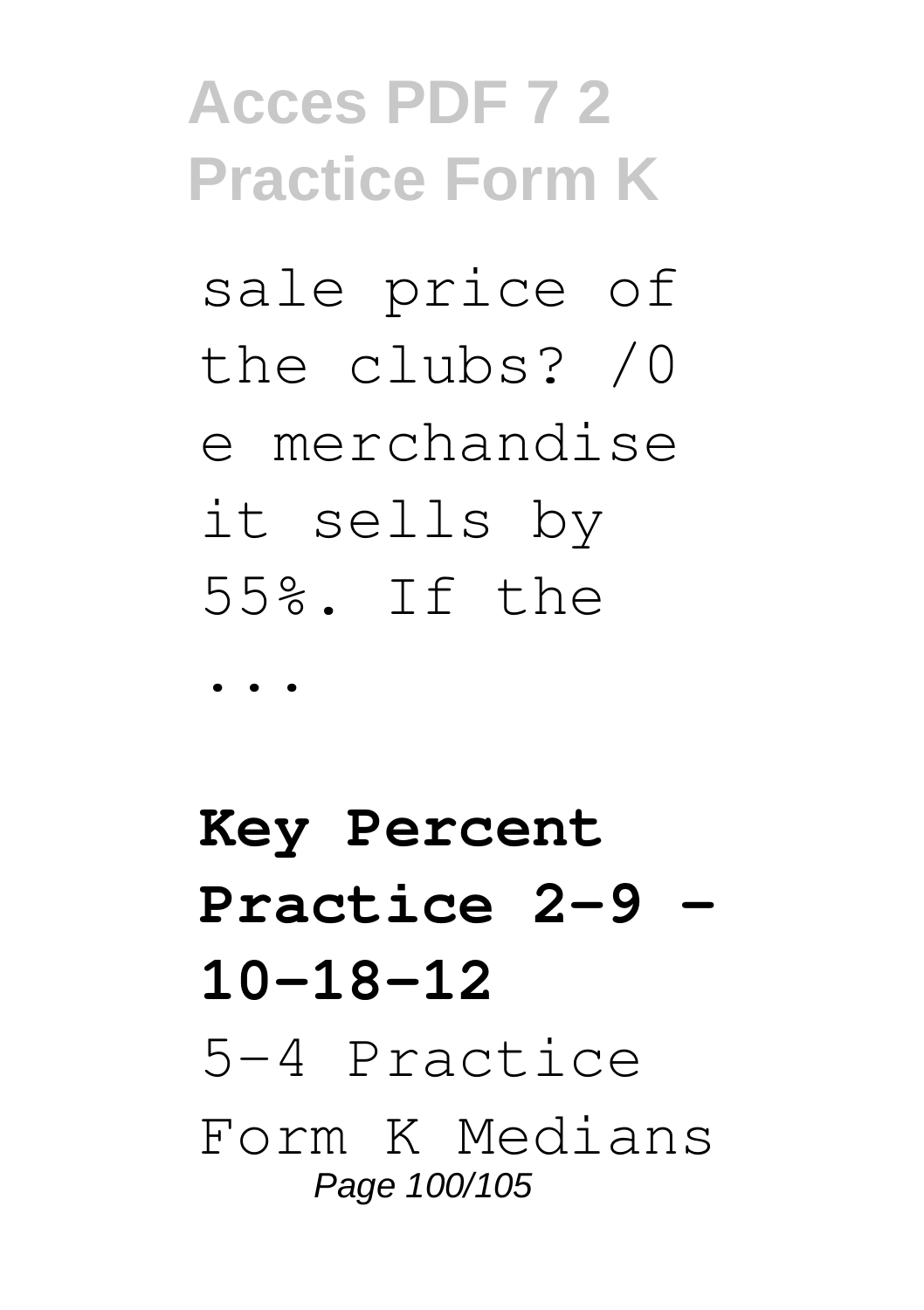sale price of the clubs? /0 e merchandise it sells by 55%. If the ...

## Key Percent Practice 2-9 - 10-18-12

5-4 Practice Form K Medians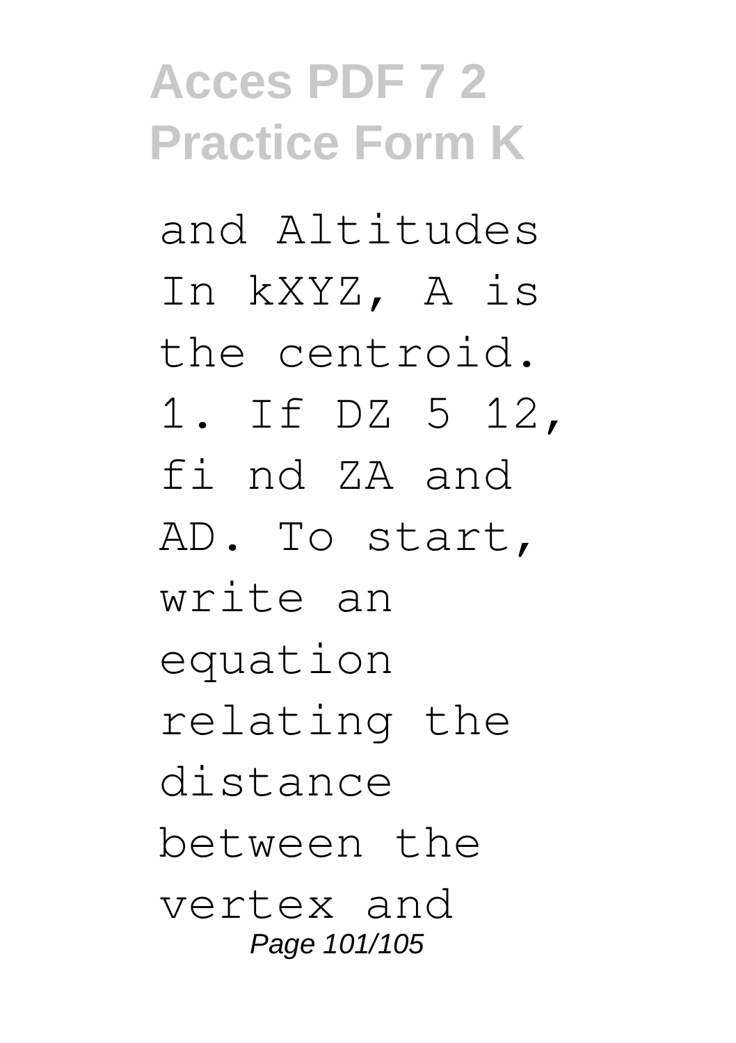and Altitudes In kXYZ, A is the centroid. 1. If DZ 5 12, fi nd ZA and AD. To start, write an equation relating the distance between the vertex and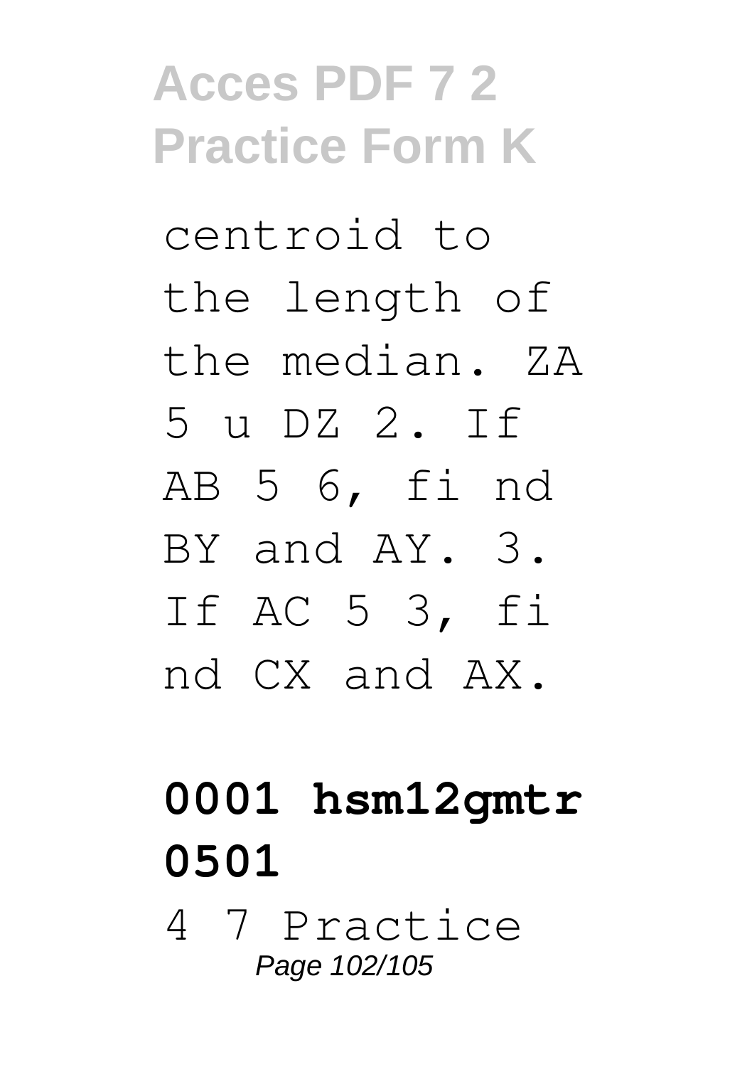centroid to the length of the median. ZA 5 u DZ 2. If AB 5 6, fi nd BY and AY. 3. If AC 5 3, fi nd CX and AX.

## 0001 hsm12gmtr 0501

4 7 Practice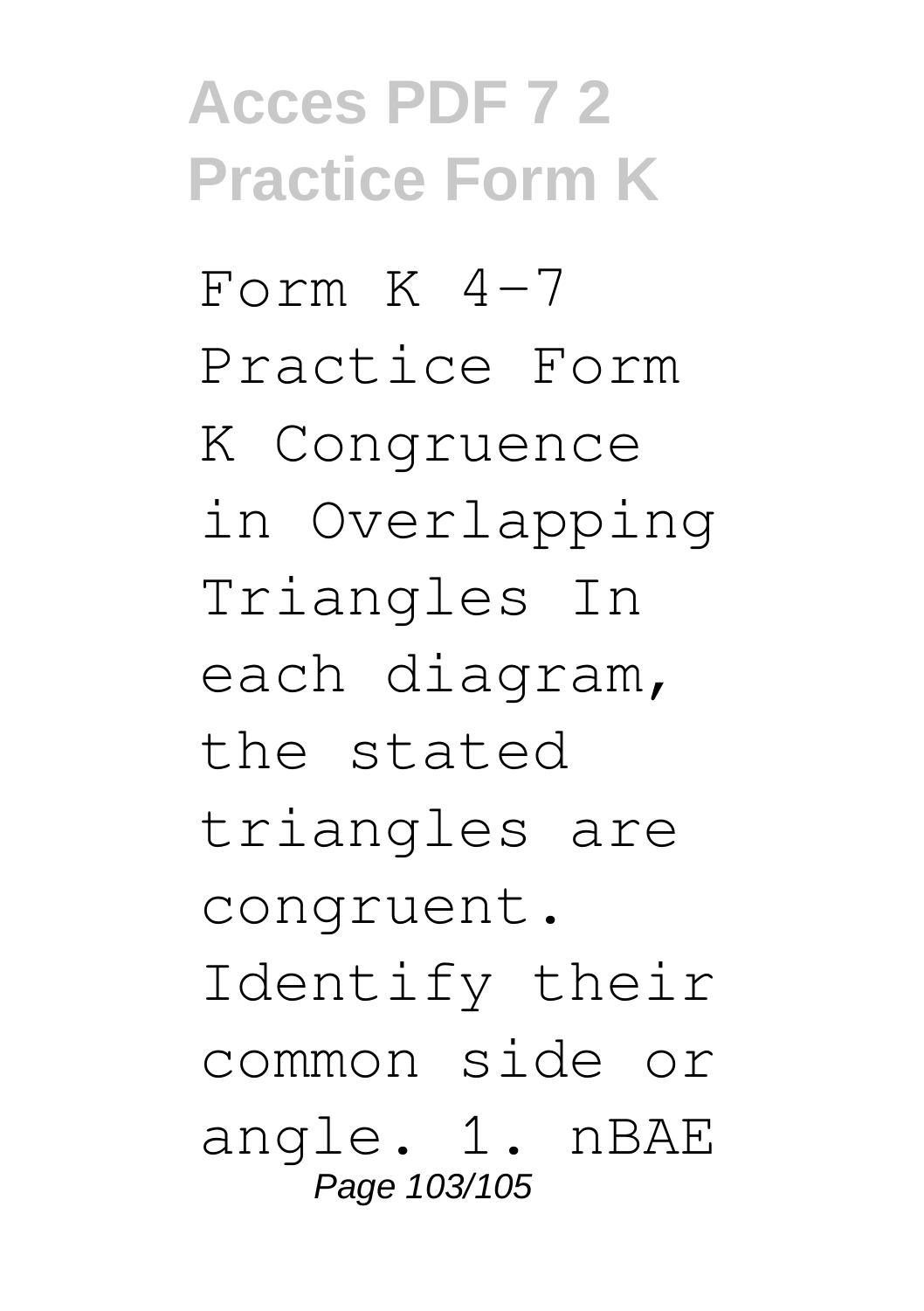Form K 4-7 Practice Form K Congruence in Overlapping Triangles In each diagram, the stated triangles are congruent. Identify their common side or angle. 1. nBAE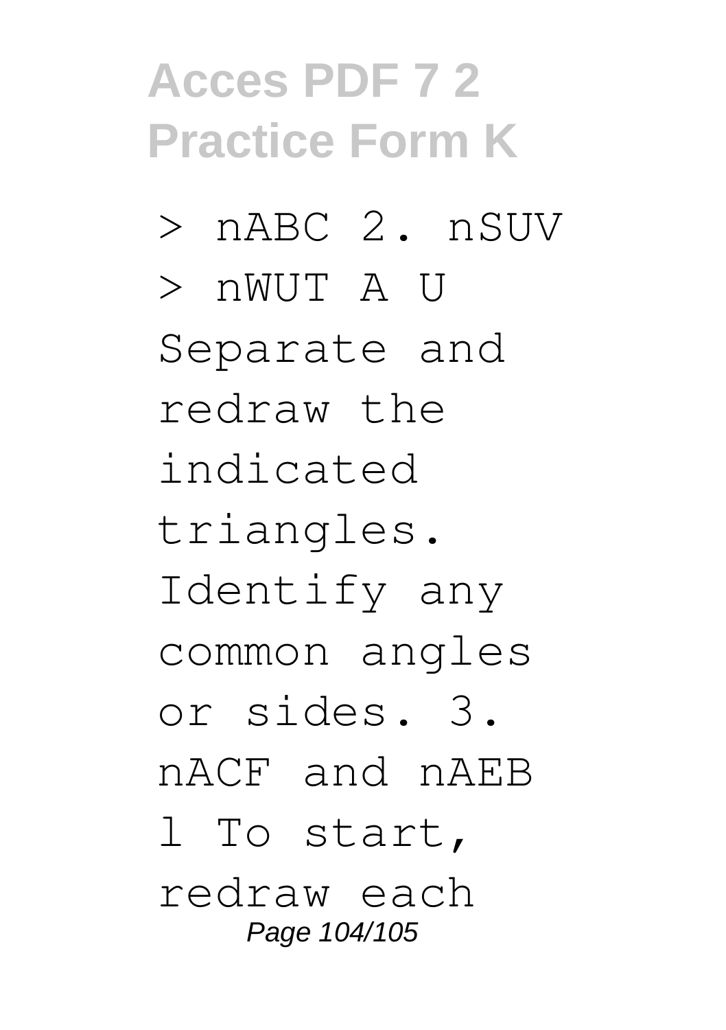> nABC 2. nSUV > nWUT A U Separate and redraw the indicated triangles. Identify any common angles or sides. 3. nACF and nAEB l To start, redraw each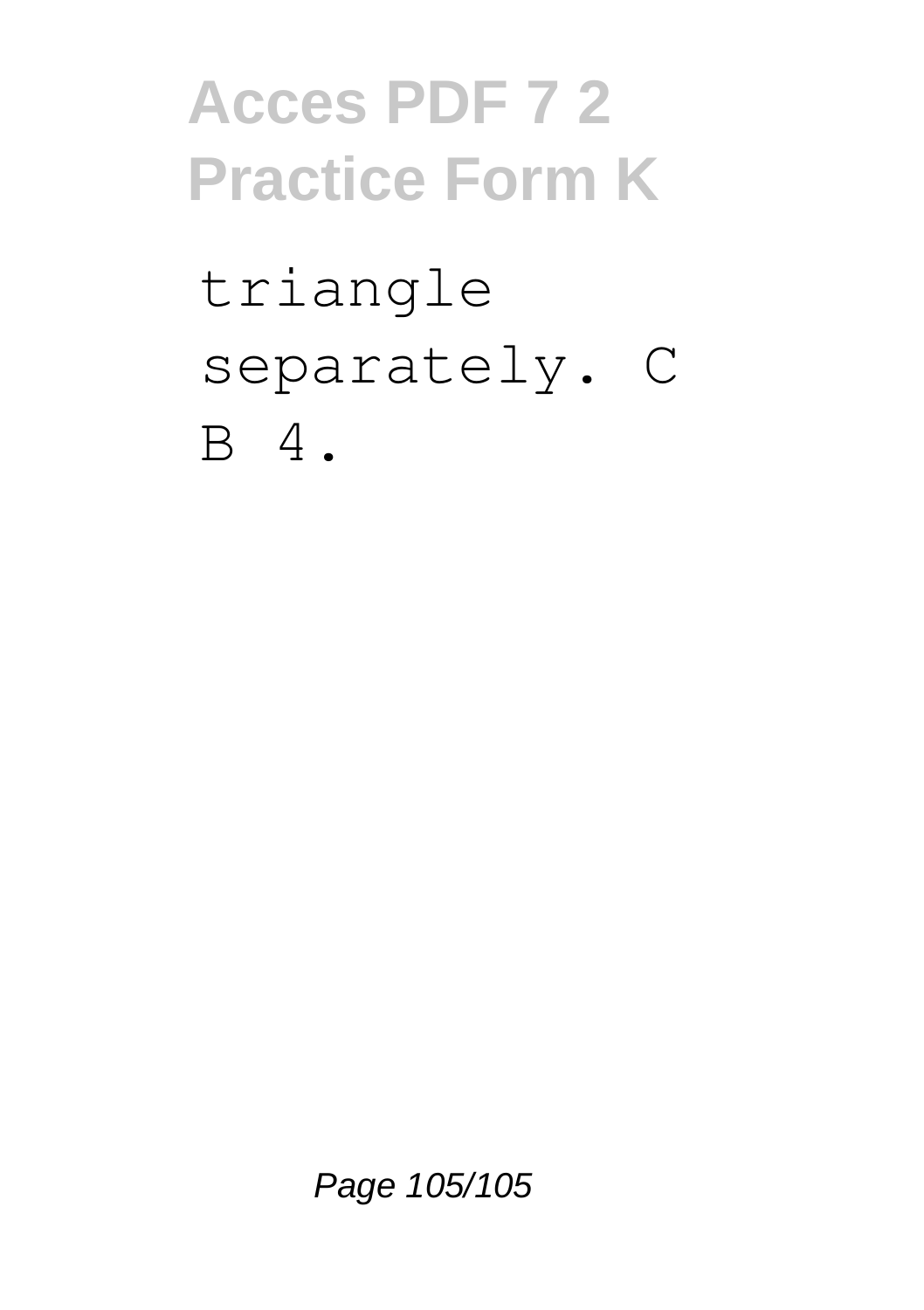triangle separately. C B 4.